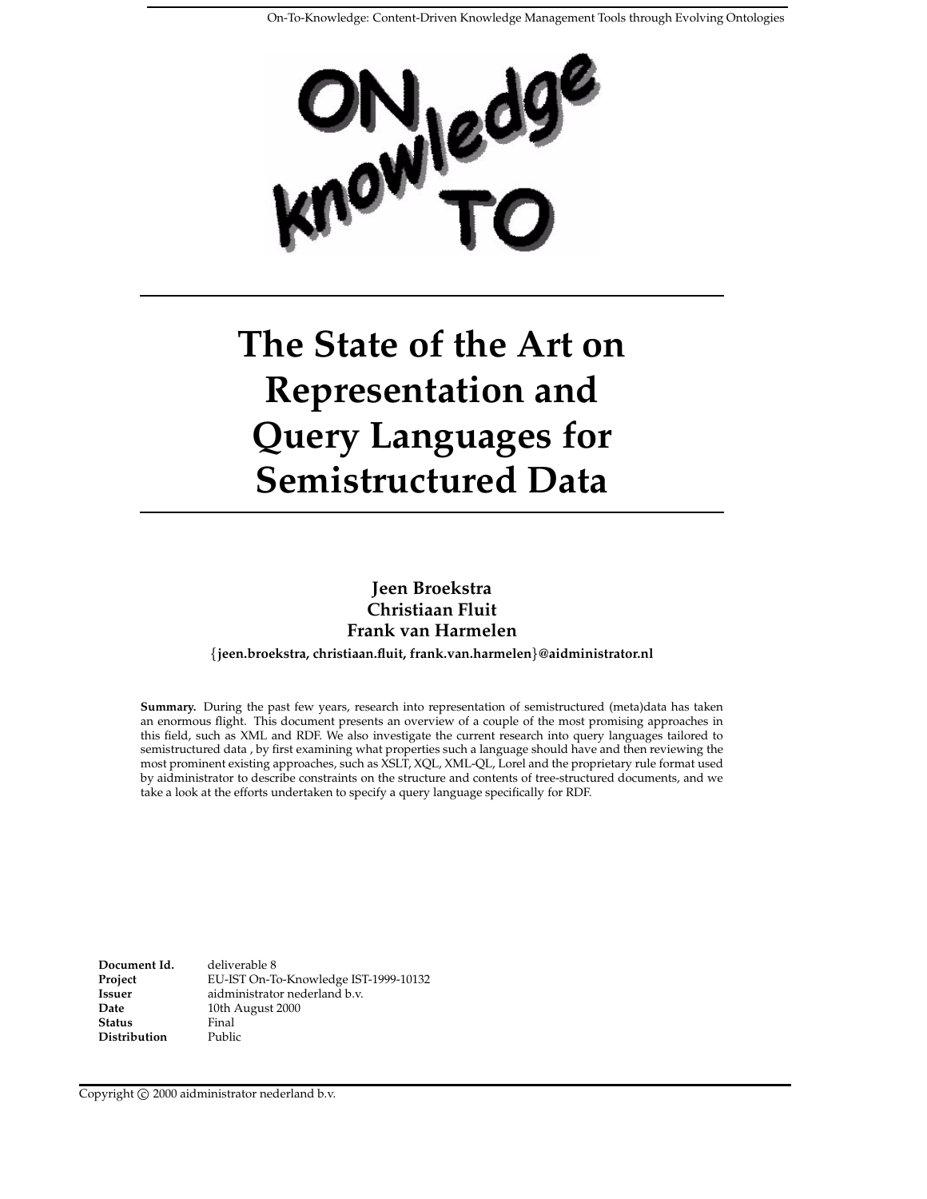# The State of the Art on Representation and Query Languages for Semistructured Data

**Jeen Broekstra**
**Christiaan Fluit**
**Frank van Harmelen**

{**jeen.broekstra, christiaan.fluit, frank.van.harmelen**}**@aidministrator.nl**

**Summary.** During the past few years, research into representation of semistructured (meta)data has taken an enormous flight. This document presents an overview of a couple of the most promising approaches in this field, such as XML and RDF. We also investigate the current research into query languages tailored to semistructured data , by first examining what properties such a language should have and then reviewing the most prominent existing approaches, such as XSLT, XQL, XML-QL, Lorel and the proprietary rule format used by aidministrator to describe constraints on the structure and contents of tree-structured documents, and we take a look at the efforts undertaken to specify a query language specifically for RDF.

| | |
|---|---|
| **Document Id.** | deliverable 8 |
| **Project** | EU-IST On-To-Knowledge IST-1999-10132 |
| **Issuer** | aidministrator nederland b.v. |
| **Date** | 10th August 2000 |
| **Status** | Final |
| **Distribution** | Public |

Copyright © 2000 aidministrator nederland b.v.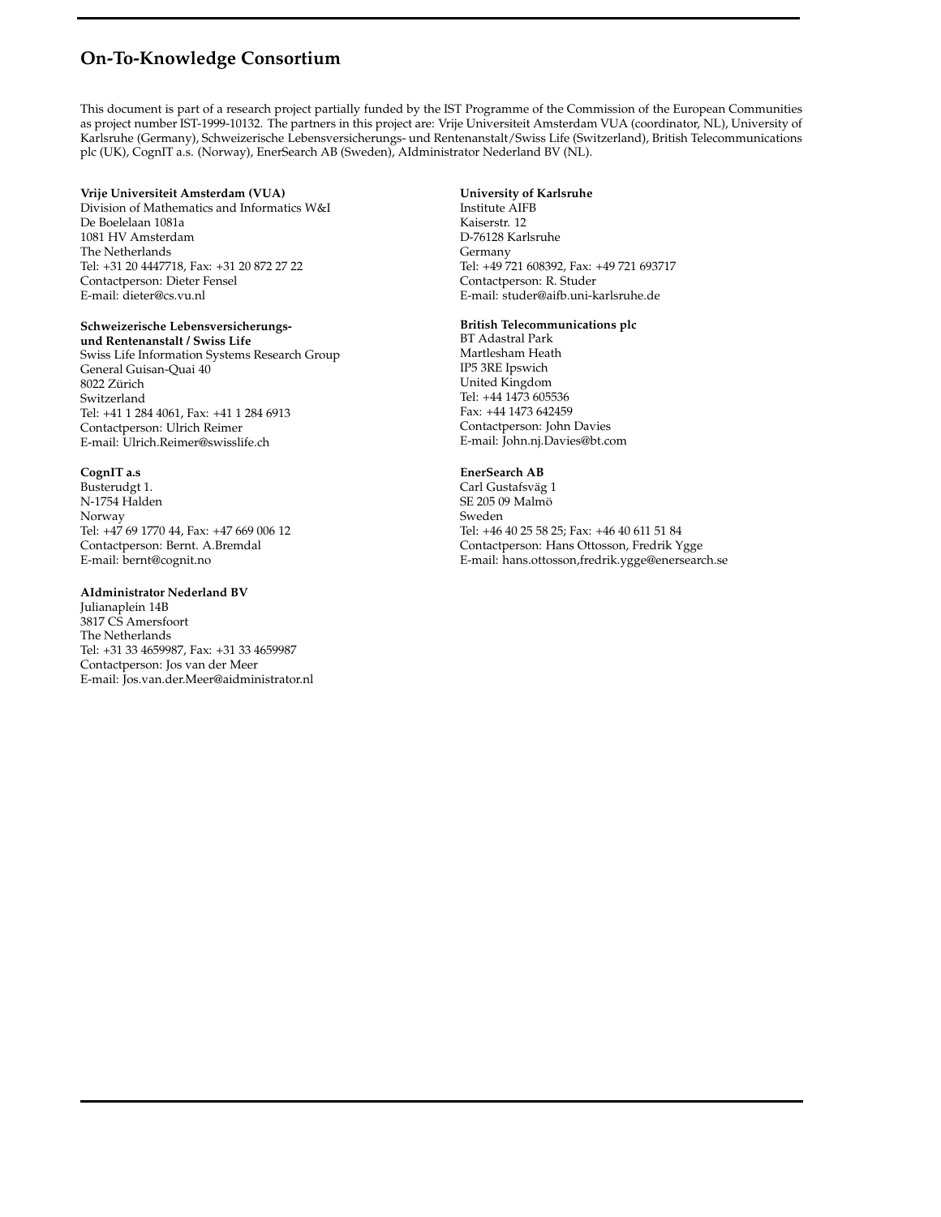## On-To-Knowledge Consortium

This document is part of a research project partially funded by the IST Programme of the Commission of the European Communities as project number IST-1999-10132. The partners in this project are: Vrije Universiteit Amsterdam VUA (coordinator, NL), University of Karlsruhe (Germany), Schweizerische Lebensversicherungs- und Rentenanstalt/Swiss Life (Switzerland), British Telecommunications plc (UK), CognIT a.s. (Norway), EnerSearch AB (Sweden), AIdministrator Nederland BV (NL).

**Vrije Universiteit Amsterdam (VUA)**
Division of Mathematics and Informatics W&I
De Boelelaan 1081a
1081 HV Amsterdam
The Netherlands
Tel: +31 20 4447718, Fax: +31 20 872 27 22
Contactperson: Dieter Fensel
E-mail: dieter@cs.vu.nl

**University of Karlsruhe**
Institute AIFB
Kaiserstr. 12
D-76128 Karlsruhe
Germany
Tel: +49 721 608392, Fax: +49 721 693717
Contactperson: R. Studer
E-mail: studer@aifb.uni-karlsruhe.de

**Schweizerische Lebensversicherungs- und Rentenanstalt / Swiss Life**
Swiss Life Information Systems Research Group
General Guisan-Quai 40
8022 Zürich
Switzerland
Tel: +41 1 284 4061, Fax: +41 1 284 6913
Contactperson: Ulrich Reimer
E-mail: Ulrich.Reimer@swisslife.ch

**British Telecommunications plc**
BT Adastral Park
Martlesham Heath
IP5 3RE Ipswich
United Kingdom
Tel: +44 1473 605536
Fax: +44 1473 642459
Contactperson: John Davies
E-mail: John.nj.Davies@bt.com

**CognIT a.s**
Busterudgt 1.
N-1754 Halden
Norway
Tel: +47 69 1770 44, Fax: +47 669 006 12
Contactperson: Bernt. A.Bremdal
E-mail: bernt@cognit.no

**EnerSearch AB**
Carl Gustafsväg 1
SE 205 09 Malmö
Sweden
Tel: +46 40 25 58 25; Fax: +46 40 611 51 84
Contactperson: Hans Ottosson, Fredrik Ygge
E-mail: hans.ottosson,fredrik.ygge@enersearch.se

**AIdministrator Nederland BV**
Julianaplein 14B
3817 CS Amersfoort
The Netherlands
Tel: +31 33 4659987, Fax: +31 33 4659987
Contactperson: Jos van der Meer
E-mail: Jos.van.der.Meer@aidministrator.nl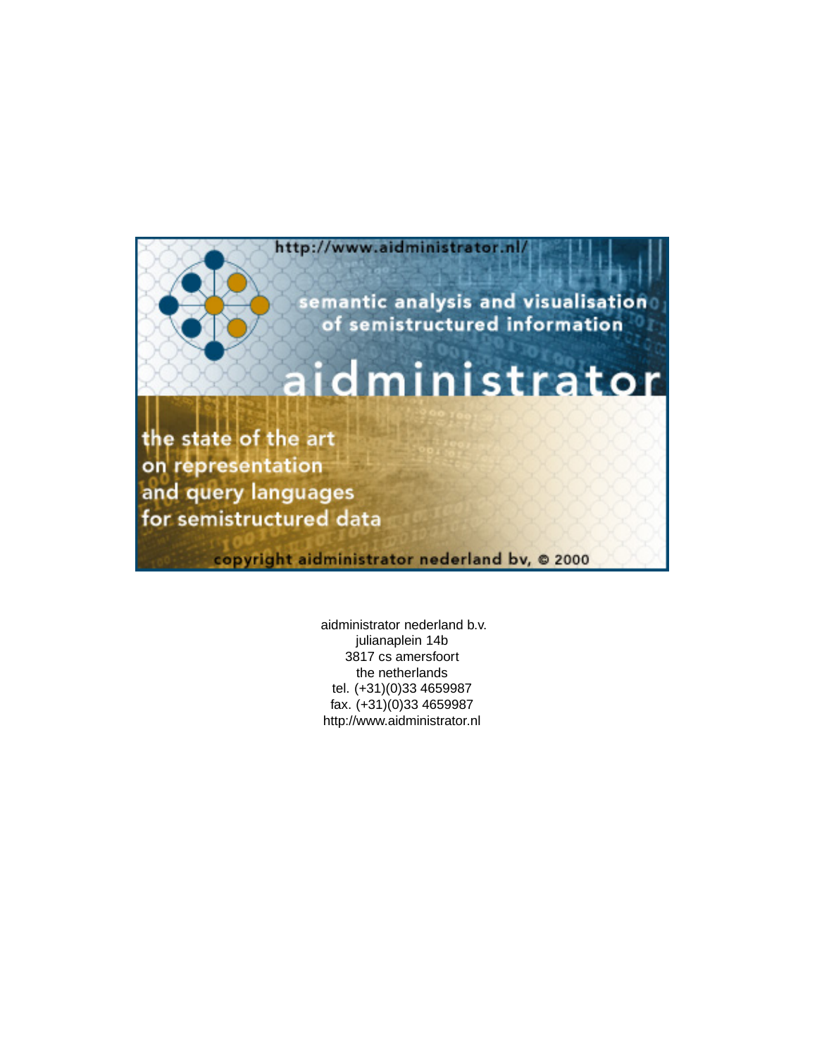http://www.aidministrator.nl/

semantic analysis and visualisation of semistructured information

# aidministrator

## the state of the art on representation and query languages for semistructured data

copyright aidministrator nederland bv, © 2000

aidministrator nederland b.v.
julianaplein 14b
3817 cs amersfoort
the netherlands
tel. (+31)(0)33 4659987
fax. (+31)(0)33 4659987
http://www.aidministrator.nl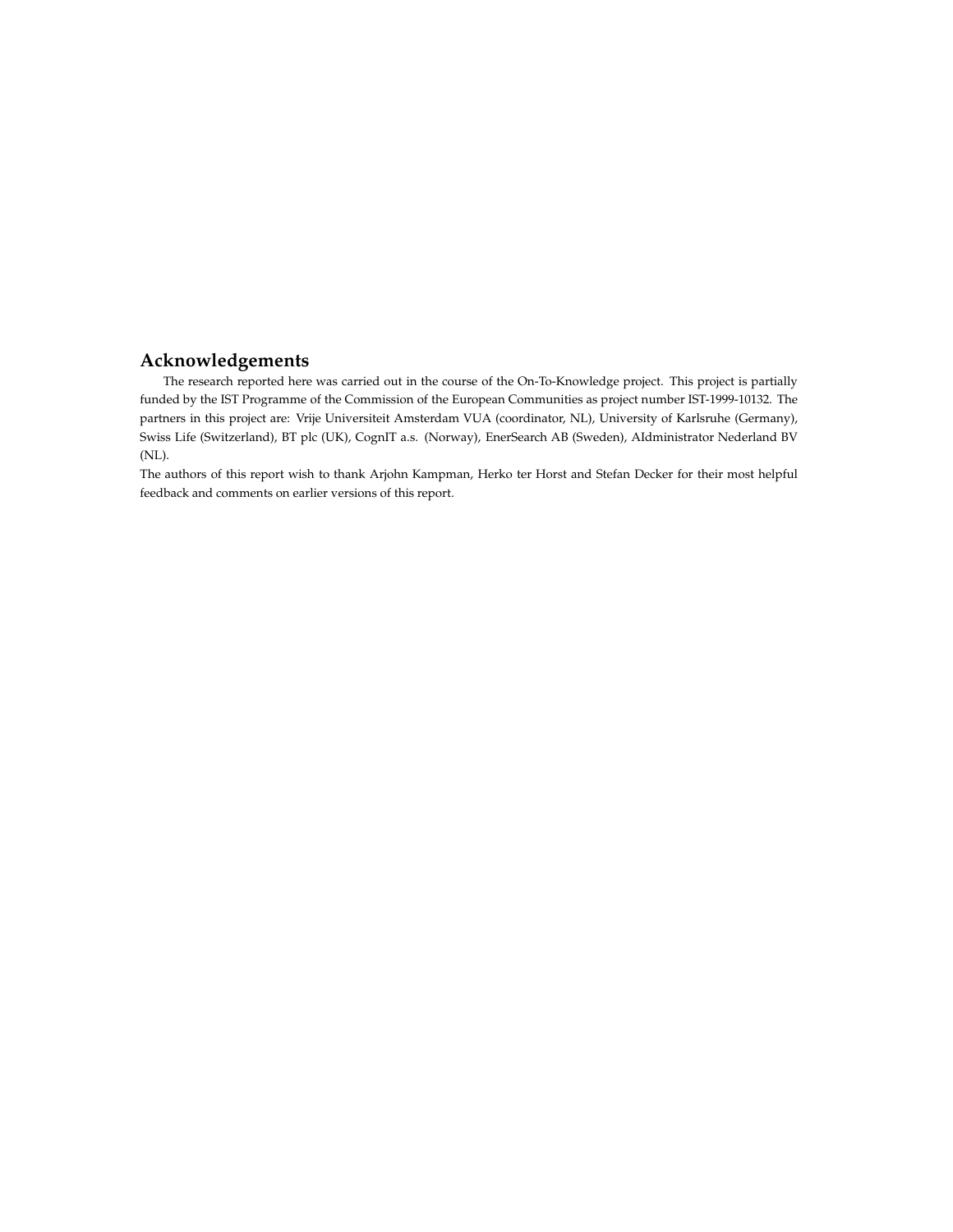## Acknowledgements

The research reported here was carried out in the course of the On-To-Knowledge project. This project is partially funded by the IST Programme of the Commission of the European Communities as project number IST-1999-10132. The partners in this project are: Vrije Universiteit Amsterdam VUA (coordinator, NL), University of Karlsruhe (Germany), Swiss Life (Switzerland), BT plc (UK), CognIT a.s. (Norway), EnerSearch AB (Sweden), AIdministrator Nederland BV (NL).

The authors of this report wish to thank Arjohn Kampman, Herko ter Horst and Stefan Decker for their most helpful feedback and comments on earlier versions of this report.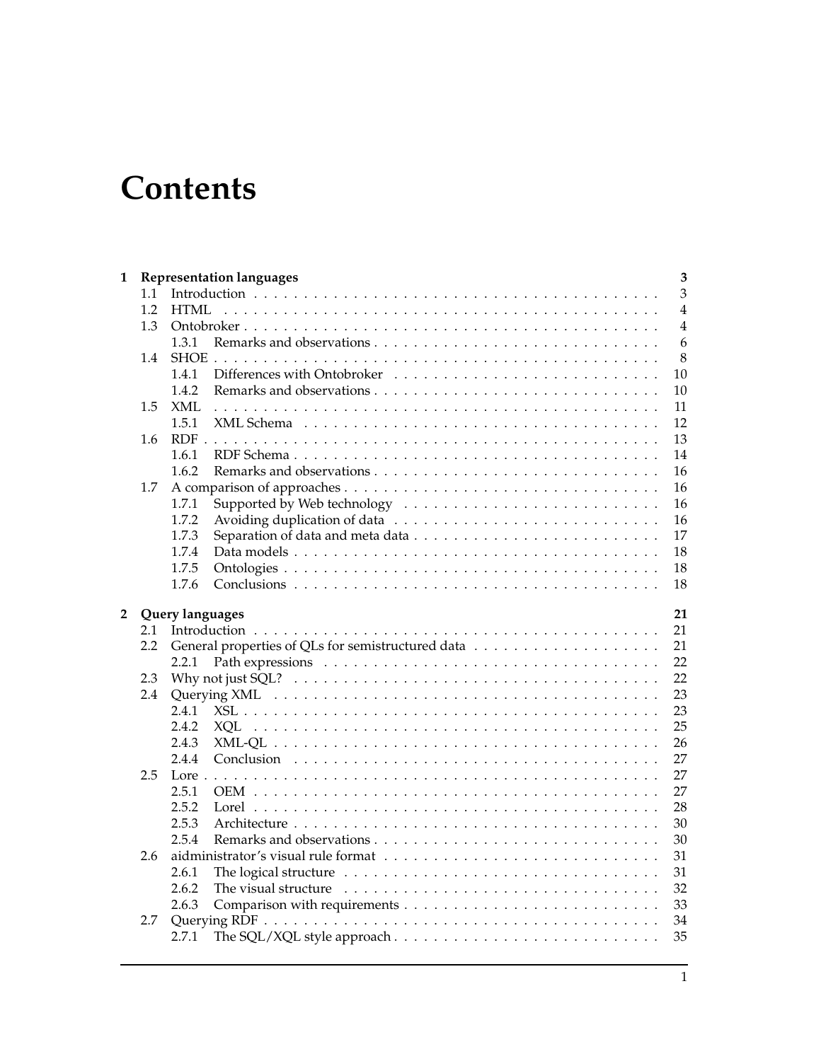# Contents

| | | | |
|---|---|---|---|
| **1** | **Representation languages** | | **3** |
| | 1.1 | Introduction | 3 |
| | 1.2 | HTML | 4 |
| | 1.3 | Ontobroker | 4 |
| | | 1.3.1 Remarks and observations | 6 |
| | 1.4 | SHOE | 8 |
| | | 1.4.1 Differences with Ontobroker | 10 |
| | | 1.4.2 Remarks and observations | 10 |
| | 1.5 | XML | 11 |
| | | 1.5.1 XML Schema | 12 |
| | 1.6 | RDF | 13 |
| | | 1.6.1 RDF Schema | 14 |
| | | 1.6.2 Remarks and observations | 16 |
| | 1.7 | A comparison of approaches | 16 |
| | | 1.7.1 Supported by Web technology | 16 |
| | | 1.7.2 Avoiding duplication of data | 16 |
| | | 1.7.3 Separation of data and meta data | 17 |
| | | 1.7.4 Data models | 18 |
| | | 1.7.5 Ontologies | 18 |
| | | 1.7.6 Conclusions | 18 |
| **2** | **Query languages** | | **21** |
| | 2.1 | Introduction | 21 |
| | 2.2 | General properties of QLs for semistructured data | 21 |
| | | 2.2.1 Path expressions | 22 |
| | 2.3 | Why not just SQL? | 22 |
| | 2.4 | Querying XML | 23 |
| | | 2.4.1 XSL | 23 |
| | | 2.4.2 XQL | 25 |
| | | 2.4.3 XML-QL | 26 |
| | | 2.4.4 Conclusion | 27 |
| | 2.5 | Lore | 27 |
| | | 2.5.1 OEM | 27 |
| | | 2.5.2 Lorel | 28 |
| | | 2.5.3 Architecture | 30 |
| | | 2.5.4 Remarks and observations | 30 |
| | 2.6 | aidministrator's visual rule format | 31 |
| | | 2.6.1 The logical structure | 31 |
| | | 2.6.2 The visual structure | 32 |
| | | 2.6.3 Comparison with requirements | 33 |
| | 2.7 | Querying RDF | 34 |
| | | 2.7.1 The SQL/XQL style approach | 35 |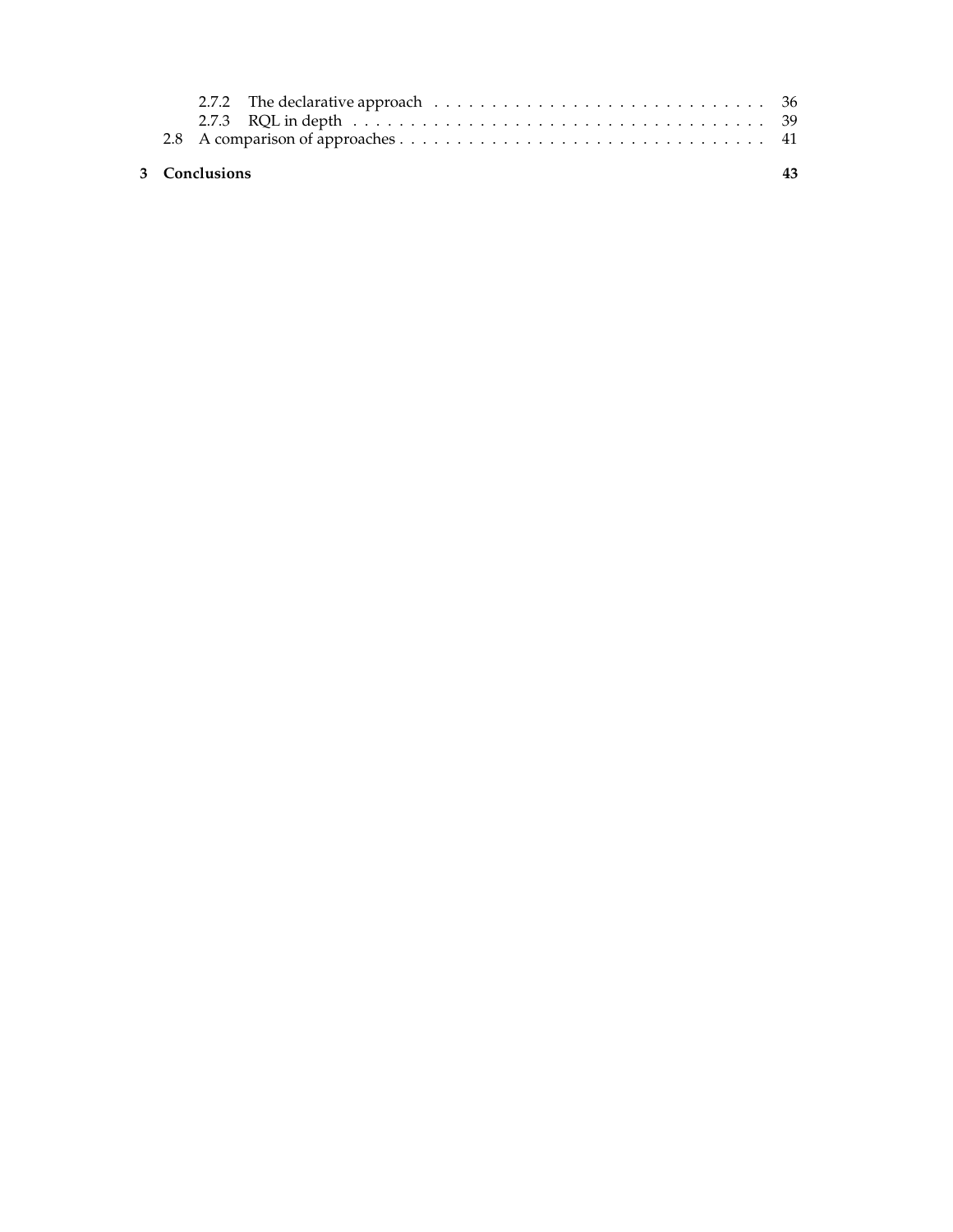- 2.7.2 The declarative approach . . . . . . . . . . . . . . . . . . . . . . . . . . . . 36
- 2.7.3 RQL in depth . . . . . . . . . . . . . . . . . . . . . . . . . . . . . . . . . . 39
- 2.8 A comparison of approaches . . . . . . . . . . . . . . . . . . . . . . . . . . . . . . . 41

**3 Conclusions** **43**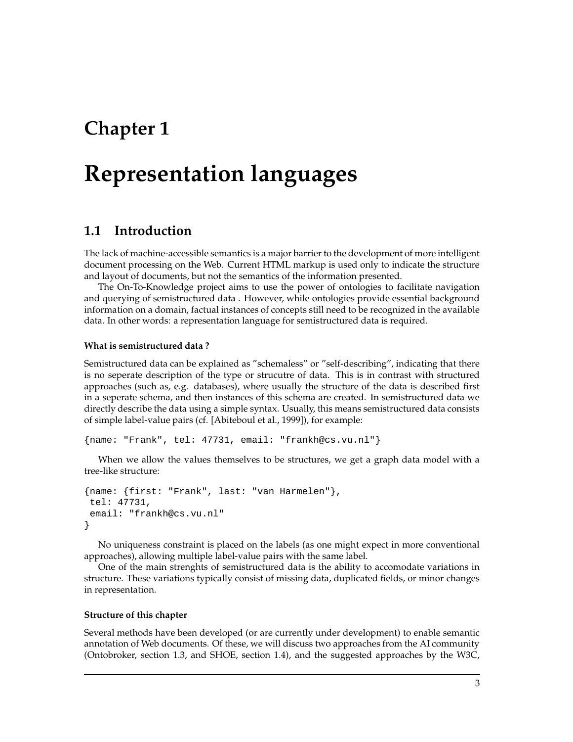# Chapter 1

# Representation languages

## 1.1 Introduction

The lack of machine-accessible semantics is a major barrier to the development of more intelligent document processing on the Web. Current HTML markup is used only to indicate the structure and layout of documents, but not the semantics of the information presented.

The On-To-Knowledge project aims to use the power of ontologies to facilitate navigation and querying of semistructured data . However, while ontologies provide essential background information on a domain, factual instances of concepts still need to be recognized in the available data. In other words: a representation language for semistructured data is required.

#### What is semistructured data ?

Semistructured data can be explained as ”schemaless” or ”self-describing”, indicating that there is no seperate description of the type or strucutre of data. This is in contrast with structured approaches (such as, e.g. databases), where usually the structure of the data is described first in a seperate schema, and then instances of this schema are created. In semistructured data we directly describe the data using a simple syntax. Usually, this means semistructured data consists of simple label-value pairs (cf. [Abiteboul et al., 1999]), for example:

```
{name: "Frank", tel: 47731, email: "frankh@cs.vu.nl"}
```

When we allow the values themselves to be structures, we get a graph data model with a tree-like structure:

```
{name: {first: "Frank", last: "van Harmelen"},
 tel: 47731,
 email: "frankh@cs.vu.nl"
}
```

No uniqueness constraint is placed on the labels (as one might expect in more conventional approaches), allowing multiple label-value pairs with the same label.

One of the main strenghts of semistructured data is the ability to accomodate variations in structure. These variations typically consist of missing data, duplicated fields, or minor changes in representation.

#### Structure of this chapter

Several methods have been developed (or are currently under development) to enable semantic annotation of Web documents. Of these, we will discuss two approaches from the AI community (Ontobroker, section 1.3, and SHOE, section 1.4), and the suggested approaches by the W3C,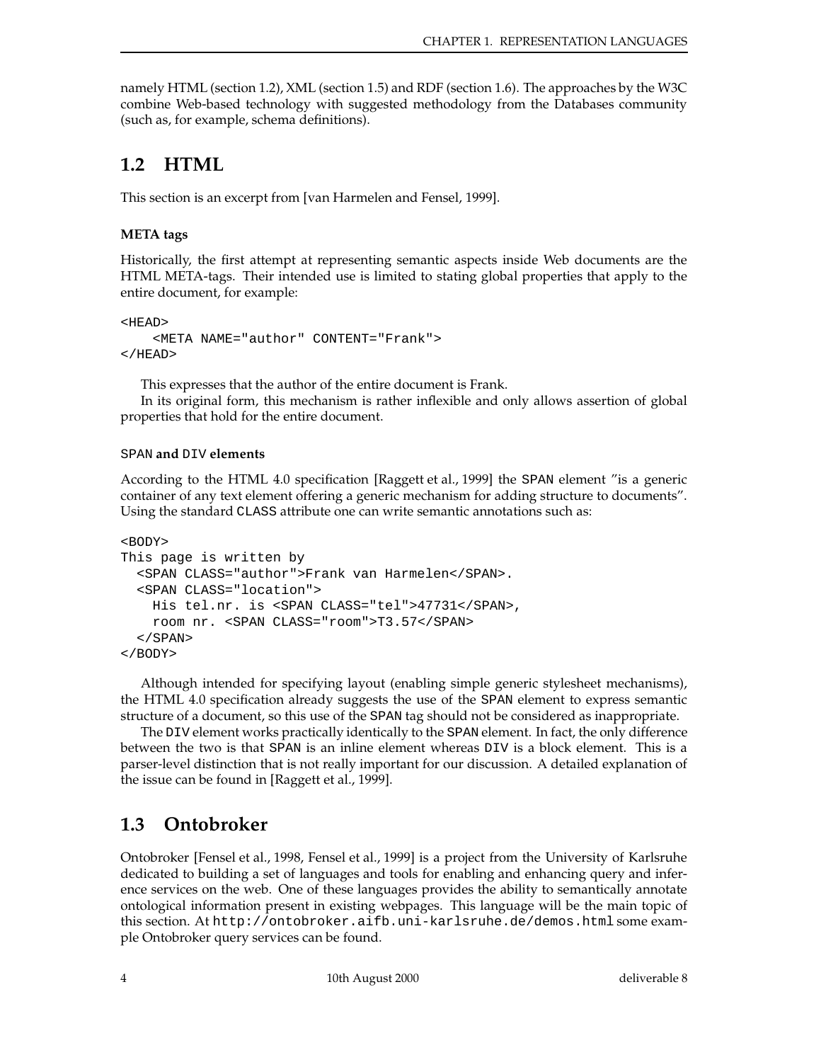namely HTML (section 1.2), XML (section 1.5) and RDF (section 1.6). The approaches by the W3C combine Web-based technology with suggested methodology from the Databases community (such as, for example, schema definitions).

## 1.2 HTML

This section is an excerpt from [van Harmelen and Fensel, 1999].

#### META tags

Historically, the first attempt at representing semantic aspects inside Web documents are the HTML META-tags. Their intended use is limited to stating global properties that apply to the entire document, for example:

```
<HEAD>
    <META NAME="author" CONTENT="Frank">
</HEAD>
```

This expresses that the author of the entire document is Frank.

In its original form, this mechanism is rather inflexible and only allows assertion of global properties that hold for the entire document.

#### `SPAN` and `DIV` elements

According to the HTML 4.0 specification [Raggett et al., 1999] the `SPAN` element "is a generic container of any text element offering a generic mechanism for adding structure to documents". Using the standard `CLASS` attribute one can write semantic annotations such as:

```
<BODY>
This page is written by
  <SPAN CLASS="author">Frank van Harmelen</SPAN>.
  <SPAN CLASS="location">
    His tel.nr. is <SPAN CLASS="tel">47731</SPAN>,
    room nr. <SPAN CLASS="room">T3.57</SPAN>
  </SPAN>
</BODY>
```

Although intended for specifying layout (enabling simple generic stylesheet mechanisms), the HTML 4.0 specification already suggests the use of the `SPAN` element to express semantic structure of a document, so this use of the `SPAN` tag should not be considered as inappropriate.

The `DIV` element works practically identically to the `SPAN` element. In fact, the only difference between the two is that `SPAN` is an inline element whereas `DIV` is a block element. This is a parser-level distinction that is not really important for our discussion. A detailed explanation of the issue can be found in [Raggett et al., 1999].

## 1.3 Ontobroker

Ontobroker [Fensel et al., 1998, Fensel et al., 1999] is a project from the University of Karlsruhe dedicated to building a set of languages and tools for enabling and enhancing query and inference services on the web. One of these languages provides the ability to semantically annotate ontological information present in existing webpages. This language will be the main topic of this section. At `http://ontobroker.aifb.uni-karlsruhe.de/demos.html` some example Ontobroker query services can be found.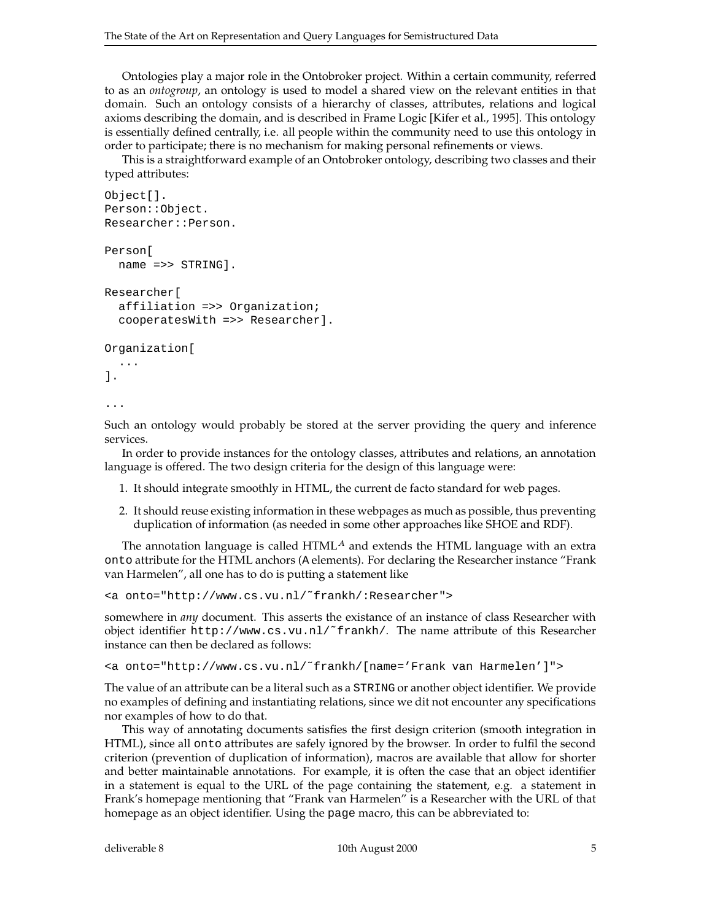Ontologies play a major role in the Ontobroker project. Within a certain community, referred to as an *ontogroup*, an ontology is used to model a shared view on the relevant entities in that domain. Such an ontology consists of a hierarchy of classes, attributes, relations and logical axioms describing the domain, and is described in Frame Logic [Kifer et al., 1995]. This ontology is essentially defined centrally, i.e. all people within the community need to use this ontology in order to participate; there is no mechanism for making personal refinements or views.

This is a straightforward example of an Ontobroker ontology, describing two classes and their typed attributes:

```
Object[].
Person::Object.
Researcher::Person.

Person[
  name =>> STRING].

Researcher[
  affiliation =>> Organization;
  cooperatesWith =>> Researcher].

Organization[
  ...
].

...
```

Such an ontology would probably be stored at the server providing the query and inference services.

In order to provide instances for the ontology classes, attributes and relations, an annotation language is offered. The two design criteria for the design of this language were:

1. It should integrate smoothly in HTML, the current de facto standard for web pages.
2. It should reuse existing information in these webpages as much as possible, thus preventing duplication of information (as needed in some other approaches like SHOE and RDF).

The annotation language is called HTML$^{A}$ and extends the HTML language with an extra `onto` attribute for the HTML anchors (`A` elements). For declaring the Researcher instance "Frank van Harmelen", all one has to do is putting a statement like

```
<a onto="http://www.cs.vu.nl/~frankh/:Researcher">
```

somewhere in *any* document. This asserts the existance of an instance of class Researcher with object identifier `http://www.cs.vu.nl/~frankh/`. The name attribute of this Researcher instance can then be declared as follows:

```
<a onto="http://www.cs.vu.nl/~frankh/[name='Frank van Harmelen']">
```

The value of an attribute can be a literal such as a `STRING` or another object identifier. We provide no examples of defining and instantiating relations, since we dit not encounter any specifications nor examples of how to do that.

This way of annotating documents satisfies the first design criterion (smooth integration in HTML), since all `onto` attributes are safely ignored by the browser. In order to fulfil the second criterion (prevention of duplication of information), macros are available that allow for shorter and better maintainable annotations. For example, it is often the case that an object identifier in a statement is equal to the URL of the page containing the statement, e.g. a statement in Frank's homepage mentioning that "Frank van Harmelen" is a Researcher with the URL of that homepage as an object identifier. Using the `page` macro, this can be abbreviated to: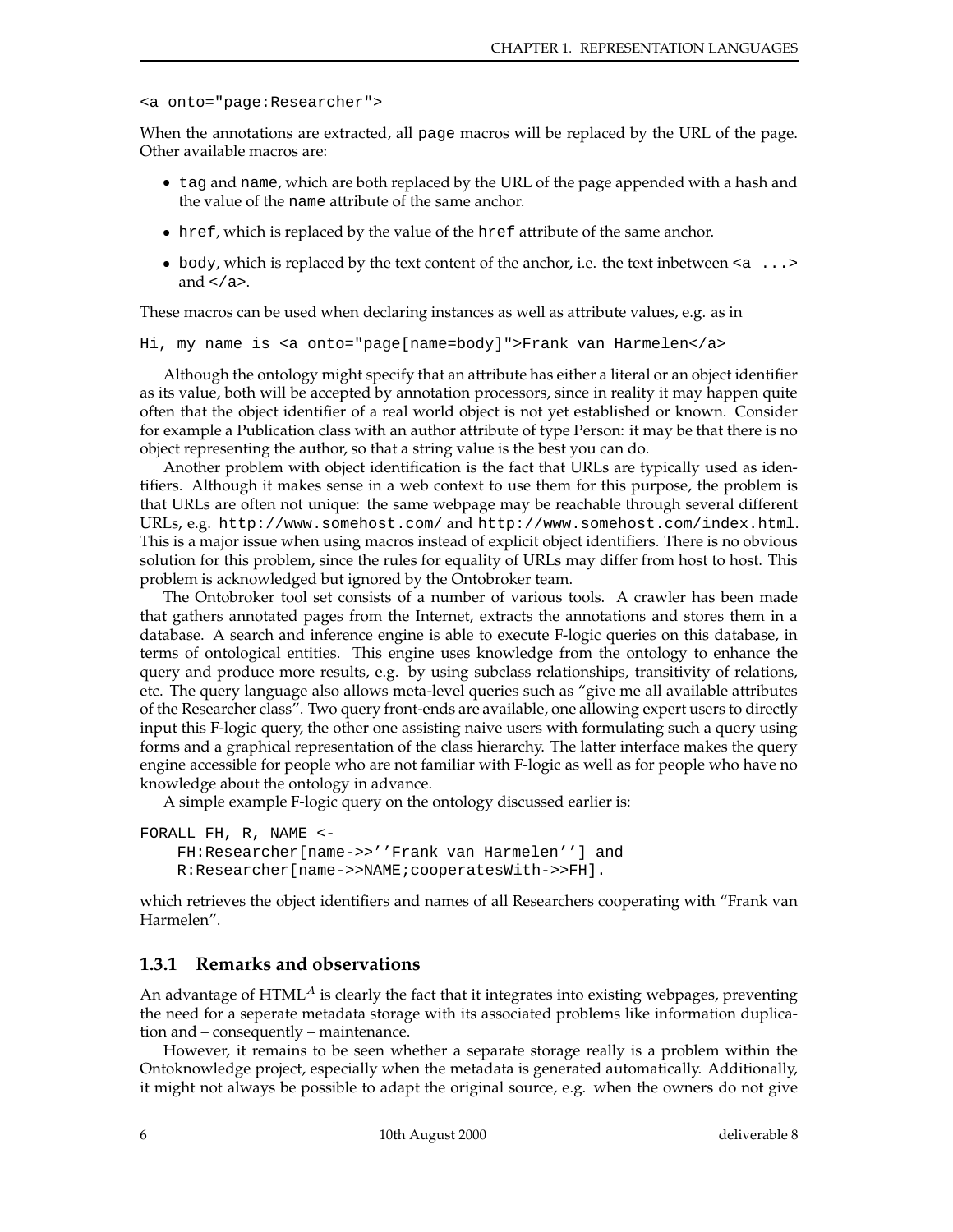```
<a onto="page:Researcher">
```

When the annotations are extracted, all `page` macros will be replaced by the URL of the page. Other available macros are:

- `tag` and `name`, which are both replaced by the URL of the page appended with a hash and the value of the `name` attribute of the same anchor.
- `href`, which is replaced by the value of the `href` attribute of the same anchor.
- `body`, which is replaced by the text content of the anchor, i.e. the text inbetween `<a ...>` and `</a>`.

These macros can be used when declaring instances as well as attribute values, e.g. as in

```
Hi, my name is <a onto="page[name=body]">Frank van Harmelen</a>
```

Although the ontology might specify that an attribute has either a literal or an object identifier as its value, both will be accepted by annotation processors, since in reality it may happen quite often that the object identifier of a real world object is not yet established or known. Consider for example a Publication class with an author attribute of type Person: it may be that there is no object representing the author, so that a string value is the best you can do.

Another problem with object identification is the fact that URLs are typically used as identifiers. Although it makes sense in a web context to use them for this purpose, the problem is that URLs are often not unique: the same webpage may be reachable through several different URLs, e.g. `http://www.somehost.com/` and `http://www.somehost.com/index.html`. This is a major issue when using macros instead of explicit object identifiers. There is no obvious solution for this problem, since the rules for equality of URLs may differ from host to host. This problem is acknowledged but ignored by the Ontobroker team.

The Ontobroker tool set consists of a number of various tools. A crawler has been made that gathers annotated pages from the Internet, extracts the annotations and stores them in a database. A search and inference engine is able to execute F-logic queries on this database, in terms of ontological entities. This engine uses knowledge from the ontology to enhance the query and produce more results, e.g. by using subclass relationships, transitivity of relations, etc. The query language also allows meta-level queries such as "give me all available attributes of the Researcher class". Two query front-ends are available, one allowing expert users to directly input this F-logic query, the other one assisting naive users with formulating such a query using forms and a graphical representation of the class hierarchy. The latter interface makes the query engine accessible for people who are not familiar with F-logic as well as for people who have no knowledge about the ontology in advance.

A simple example F-logic query on the ontology discussed earlier is:

```
FORALL FH, R, NAME <-
    FH:Researcher[name->>''Frank van Harmelen''] and
    R:Researcher[name->>NAME;cooperatesWith->>FH].
```

which retrieves the object identifiers and names of all Researchers cooperating with "Frank van Harmelen".

### 1.3.1 Remarks and observations

An advantage of HTML$^{A}$ is clearly the fact that it integrates into existing webpages, preventing the need for a seperate metadata storage with its associated problems like information duplication and – consequently – maintenance.

However, it remains to be seen whether a separate storage really is a problem within the Ontoknowledge project, especially when the metadata is generated automatically. Additionally, it might not always be possible to adapt the original source, e.g. when the owners do not give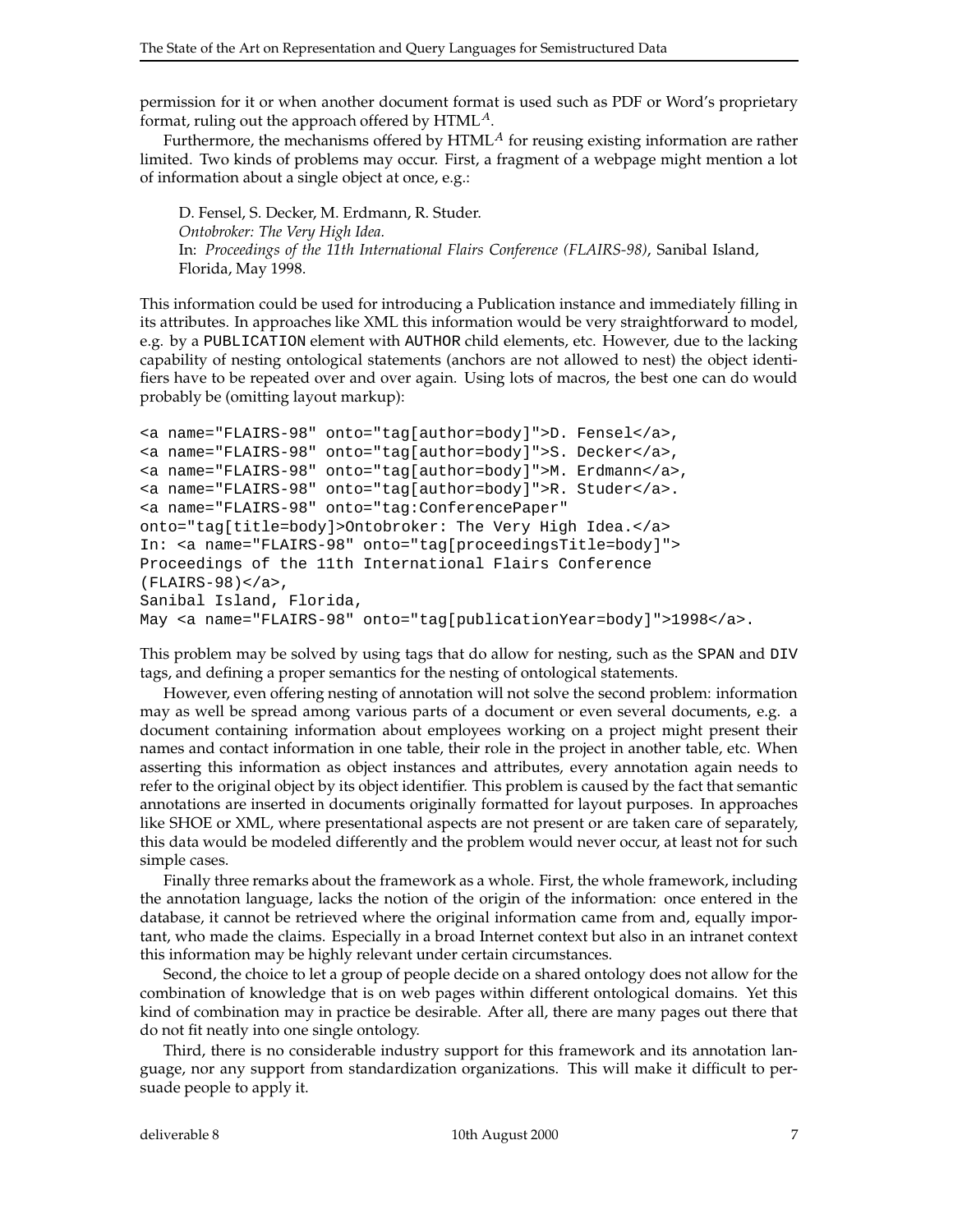permission for it or when another document format is used such as PDF or Word's proprietary format, ruling out the approach offered by $\text{HTML}^A$.

Furthermore, the mechanisms offered by $\text{HTML}^A$ for reusing existing information are rather limited. Two kinds of problems may occur. First, a fragment of a webpage might mention a lot of information about a single object at once, e.g.:

> D. Fensel, S. Decker, M. Erdmann, R. Studer.
> *Ontobroker: The Very High Idea.*
> In: *Proceedings of the 11th International Flairs Conference (FLAIRS-98)*, Sanibal Island, Florida, May 1998.

This information could be used for introducing a Publication instance and immediately filling in its attributes. In approaches like XML this information would be very straightforward to model, e.g. by a `PUBLICATION` element with `AUTHOR` child elements, etc. However, due to the lacking capability of nesting ontological statements (anchors are not allowed to nest) the object identifiers have to be repeated over and over again. Using lots of macros, the best one can do would probably be (omitting layout markup):

```
<a name="FLAIRS-98" onto="tag[author=body]">D. Fensel</a>,
<a name="FLAIRS-98" onto="tag[author=body]">S. Decker</a>,
<a name="FLAIRS-98" onto="tag[author=body]">M. Erdmann</a>,
<a name="FLAIRS-98" onto="tag[author=body]">R. Studer</a>.
<a name="FLAIRS-98" onto="tag:ConferencePaper"
onto="tag[title=body]>Ontobroker: The Very High Idea.</a>
In: <a name="FLAIRS-98" onto="tag[proceedingsTitle=body]">
Proceedings of the 11th International Flairs Conference
(FLAIRS-98)</a>,
Sanibal Island, Florida,
May <a name="FLAIRS-98" onto="tag[publicationYear=body]">1998</a>.
```

This problem may be solved by using tags that do allow for nesting, such as the `SPAN` and `DIV` tags, and defining a proper semantics for the nesting of ontological statements.

However, even offering nesting of annotation will not solve the second problem: information may as well be spread among various parts of a document or even several documents, e.g. a document containing information about employees working on a project might present their names and contact information in one table, their role in the project in another table, etc. When asserting this information as object instances and attributes, every annotation again needs to refer to the original object by its object identifier. This problem is caused by the fact that semantic annotations are inserted in documents originally formatted for layout purposes. In approaches like SHOE or XML, where presentational aspects are not present or are taken care of separately, this data would be modeled differently and the problem would never occur, at least not for such simple cases.

Finally three remarks about the framework as a whole. First, the whole framework, including the annotation language, lacks the notion of the origin of the information: once entered in the database, it cannot be retrieved where the original information came from and, equally important, who made the claims. Especially in a broad Internet context but also in an intranet context this information may be highly relevant under certain circumstances.

Second, the choice to let a group of people decide on a shared ontology does not allow for the combination of knowledge that is on web pages within different ontological domains. Yet this kind of combination may in practice be desirable. After all, there are many pages out there that do not fit neatly into one single ontology.

Third, there is no considerable industry support for this framework and its annotation language, nor any support from standardization organizations. This will make it difficult to persuade people to apply it.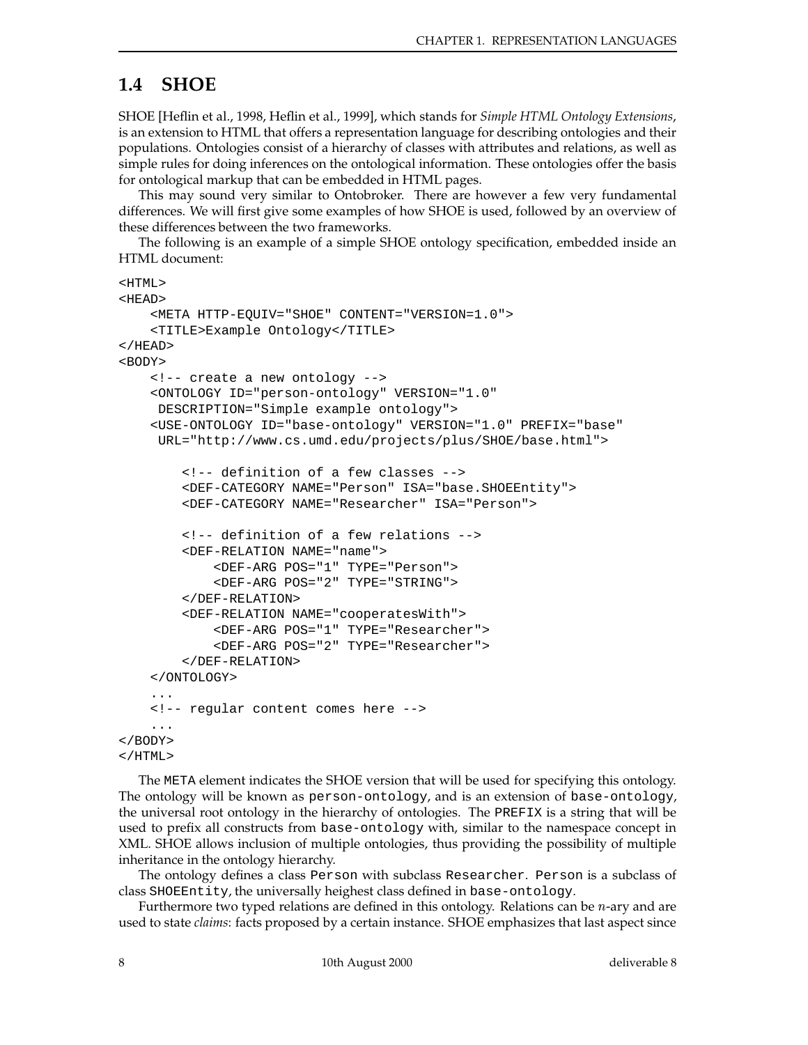## 1.4 SHOE

SHOE [Heflin et al., 1998, Heflin et al., 1999], which stands for *Simple HTML Ontology Extensions*, is an extension to HTML that offers a representation language for describing ontologies and their populations. Ontologies consist of a hierarchy of classes with attributes and relations, as well as simple rules for doing inferences on the ontological information. These ontologies offer the basis for ontological markup that can be embedded in HTML pages.

This may sound very similar to Ontobroker. There are however a few very fundamental differences. We will first give some examples of how SHOE is used, followed by an overview of these differences between the two frameworks.

The following is an example of a simple SHOE ontology specification, embedded inside an HTML document:

```
<HTML>
<HEAD>
    <META HTTP-EQUIV="SHOE" CONTENT="VERSION=1.0">
    <TITLE>Example Ontology</TITLE>
</HEAD>
<BODY>
    <!-- create a new ontology -->
    <ONTOLOGY ID="person-ontology" VERSION="1.0"
     DESCRIPTION="Simple example ontology">
    <USE-ONTOLOGY ID="base-ontology" VERSION="1.0" PREFIX="base"
     URL="http://www.cs.umd.edu/projects/plus/SHOE/base.html">

        <!-- definition of a few classes -->
        <DEF-CATEGORY NAME="Person" ISA="base.SHOEEntity">
        <DEF-CATEGORY NAME="Researcher" ISA="Person">

        <!-- definition of a few relations -->
        <DEF-RELATION NAME="name">
            <DEF-ARG POS="1" TYPE="Person">
            <DEF-ARG POS="2" TYPE="STRING">
        </DEF-RELATION>
        <DEF-RELATION NAME="cooperatesWith">
            <DEF-ARG POS="1" TYPE="Researcher">
            <DEF-ARG POS="2" TYPE="Researcher">
        </DEF-RELATION>
    </ONTOLOGY>
    ...
    <!-- regular content comes here -->
    ...
</BODY>
</HTML>
```

The `META` element indicates the SHOE version that will be used for specifying this ontology. The ontology will be known as `person-ontology`, and is an extension of `base-ontology`, the universal root ontology in the hierarchy of ontologies. The `PREFIX` is a string that will be used to prefix all constructs from `base-ontology` with, similar to the namespace concept in XML. SHOE allows inclusion of multiple ontologies, thus providing the possibility of multiple inheritance in the ontology hierarchy.

The ontology defines a class `Person` with subclass `Researcher`. `Person` is a subclass of class `SHOEEntity`, the universally heighest class defined in `base-ontology`.

Furthermore two typed relations are defined in this ontology. Relations can be *n*-ary and are used to state *claims*: facts proposed by a certain instance. SHOE emphasizes that last aspect since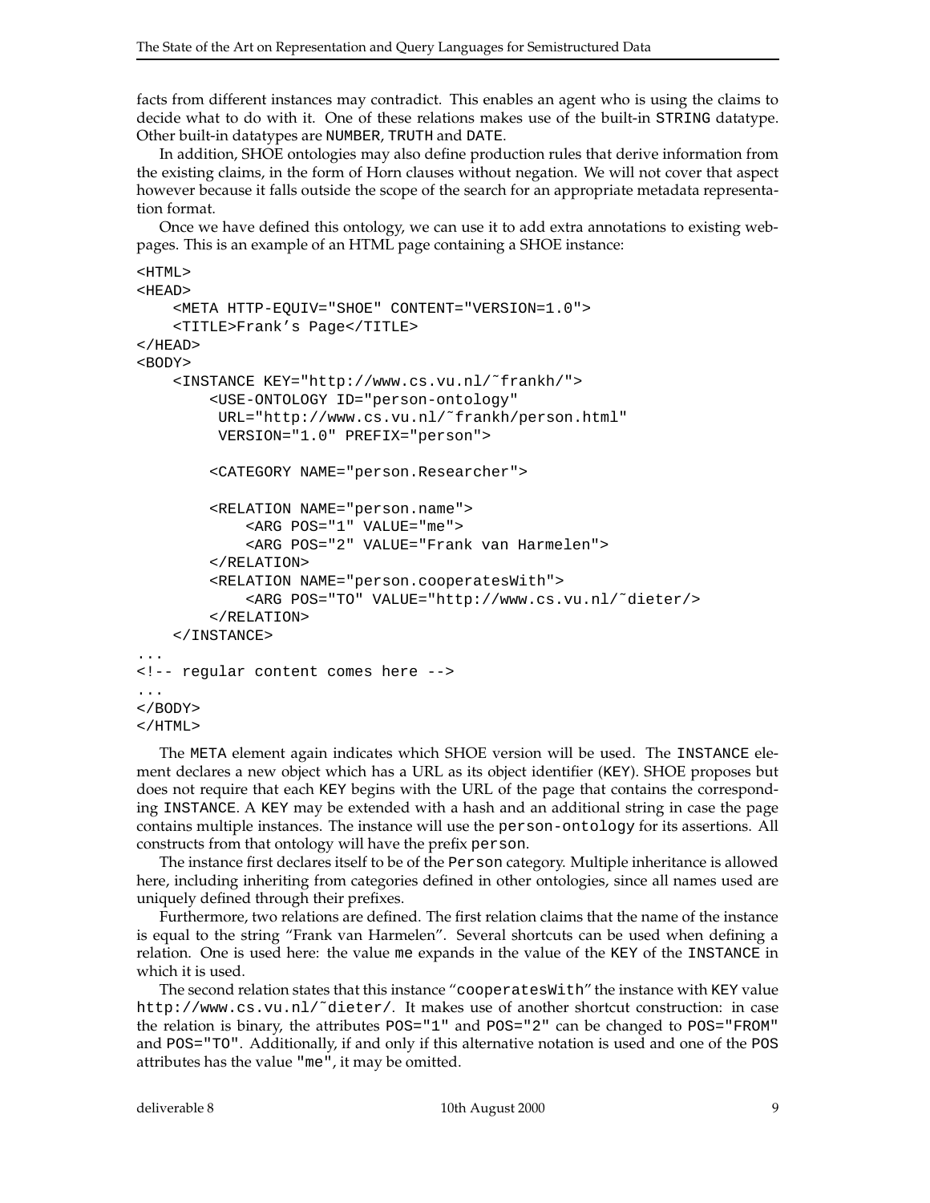facts from different instances may contradict. This enables an agent who is using the claims to decide what to do with it. One of these relations makes use of the built-in STRING datatype. Other built-in datatypes are NUMBER, TRUTH and DATE.

In addition, SHOE ontologies may also define production rules that derive information from the existing claims, in the form of Horn clauses without negation. We will not cover that aspect however because it falls outside the scope of the search for an appropriate metadata representation format.

Once we have defined this ontology, we can use it to add extra annotations to existing webpages. This is an example of an HTML page containing a SHOE instance:

```
<HTML>
<HEAD>
    <META HTTP-EQUIV="SHOE" CONTENT="VERSION=1.0">
    <TITLE>Frank's Page</TITLE>
</HEAD>
<BODY>
    <INSTANCE KEY="http://www.cs.vu.nl/˜frankh/">
        <USE-ONTOLOGY ID="person-ontology"
         URL="http://www.cs.vu.nl/˜frankh/person.html"
         VERSION="1.0" PREFIX="person">

        <CATEGORY NAME="person.Researcher">

        <RELATION NAME="person.name">
            <ARG POS="1" VALUE="me">
            <ARG POS="2" VALUE="Frank van Harmelen">
        </RELATION>
        <RELATION NAME="person.cooperatesWith">
            <ARG POS="TO" VALUE="http://www.cs.vu.nl/˜dieter/>
        </RELATION>
    </INSTANCE>
...
<!-- regular content comes here -->
...
</BODY>
</HTML>
```

The META element again indicates which SHOE version will be used. The INSTANCE element declares a new object which has a URL as its object identifier (KEY). SHOE proposes but does not require that each KEY begins with the URL of the page that contains the corresponding INSTANCE. A KEY may be extended with a hash and an additional string in case the page contains multiple instances. The instance will use the person-ontology for its assertions. All constructs from that ontology will have the prefix person.

The instance first declares itself to be of the Person category. Multiple inheritance is allowed here, including inheriting from categories defined in other ontologies, since all names used are uniquely defined through their prefixes.

Furthermore, two relations are defined. The first relation claims that the name of the instance is equal to the string "Frank van Harmelen". Several shortcuts can be used when defining a relation. One is used here: the value me expands in the value of the KEY of the INSTANCE in which it is used.

The second relation states that this instance "cooperatesWith" the instance with KEY value http://www.cs.vu.nl/˜dieter/. It makes use of another shortcut construction: in case the relation is binary, the attributes POS="1" and POS="2" can be changed to POS="FROM" and POS="TO". Additionally, if and only if this alternative notation is used and one of the POS attributes has the value "me", it may be omitted.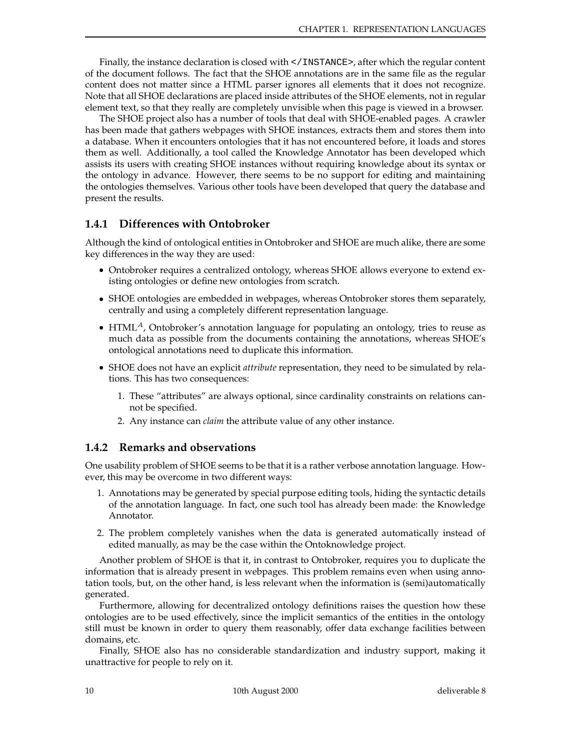Finally, the instance declaration is closed with `</INSTANCE>`, after which the regular content of the document follows. The fact that the SHOE annotations are in the same file as the regular content does not matter since a HTML parser ignores all elements that it does not recognize. Note that all SHOE declarations are placed inside attributes of the SHOE elements, not in regular element text, so that they really are completely unvisible when this page is viewed in a browser.

The SHOE project also has a number of tools that deal with SHOE-enabled pages. A crawler has been made that gathers webpages with SHOE instances, extracts them and stores them into a database. When it encounters ontologies that it has not encountered before, it loads and stores them as well. Additionally, a tool called the Knowledge Annotator has been developed which assists its users with creating SHOE instances without requiring knowledge about its syntax or the ontology in advance. However, there seems to be no support for editing and maintaining the ontologies themselves. Various other tools have been developed that query the database and present the results.

### 1.4.1 Differences with Ontobroker

Although the kind of ontological entities in Ontobroker and SHOE are much alike, there are some key differences in the way they are used:

- Ontobroker requires a centralized ontology, whereas SHOE allows everyone to extend existing ontologies or define new ontologies from scratch.
- SHOE ontologies are embedded in webpages, whereas Ontobroker stores them separately, centrally and using a completely different representation language.
- $\text{HTML}^{A}$, Ontobroker's annotation language for populating an ontology, tries to reuse as much data as possible from the documents containing the annotations, whereas SHOE's ontological annotations need to duplicate this information.
- SHOE does not have an explicit *attribute* representation, they need to be simulated by relations. This has two consequences:
  1. These "attributes" are always optional, since cardinality constraints on relations cannot be specified.
  2. Any instance can *claim* the attribute value of any other instance.

### 1.4.2 Remarks and observations

One usability problem of SHOE seems to be that it is a rather verbose annotation language. However, this may be overcome in two different ways:

1. Annotations may be generated by special purpose editing tools, hiding the syntactic details of the annotation language. In fact, one such tool has already been made: the Knowledge Annotator.
2. The problem completely vanishes when the data is generated automatically instead of edited manually, as may be the case within the Ontoknowledge project.

Another problem of SHOE is that it, in contrast to Ontobroker, requires you to duplicate the information that is already present in webpages. This problem remains even when using annotation tools, but, on the other hand, is less relevant when the information is (semi)automatically generated.

Furthermore, allowing for decentralized ontology definitions raises the question how these ontologies are to be used effectively, since the implicit semantics of the entities in the ontology still must be known in order to query them reasonably, offer data exchange facilities between domains, etc.

Finally, SHOE also has no considerable standardization and industry support, making it unattractive for people to rely on it.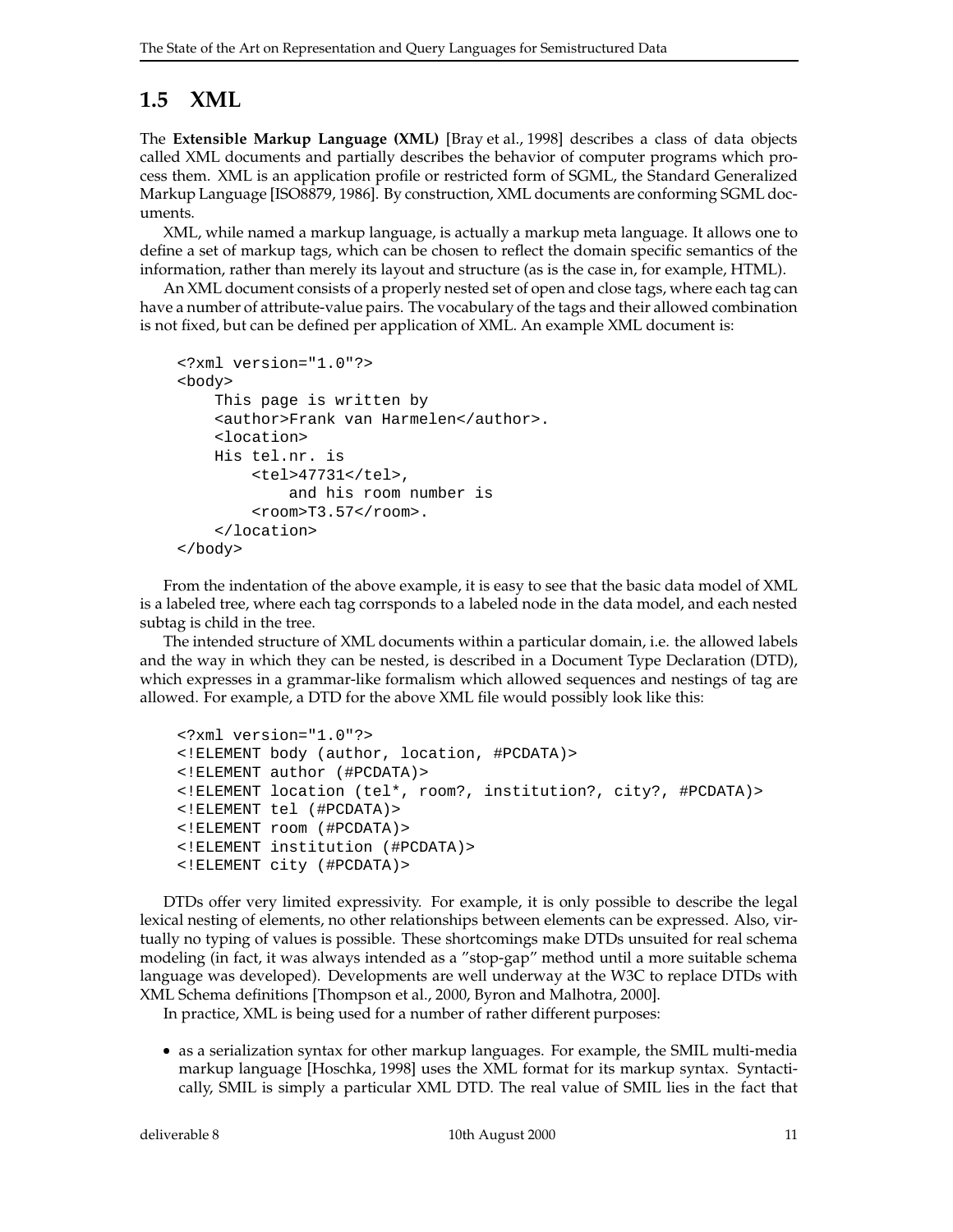## 1.5 XML

The **Extensible Markup Language (XML)** [Bray et al., 1998] describes a class of data objects called XML documents and partially describes the behavior of computer programs which process them. XML is an application profile or restricted form of SGML, the Standard Generalized Markup Language [ISO8879, 1986]. By construction, XML documents are conforming SGML documents.

XML, while named a markup language, is actually a markup meta language. It allows one to define a set of markup tags, which can be chosen to reflect the domain specific semantics of the information, rather than merely its layout and structure (as is the case in, for example, HTML).

An XML document consists of a properly nested set of open and close tags, where each tag can have a number of attribute-value pairs. The vocabulary of the tags and their allowed combination is not fixed, but can be defined per application of XML. An example XML document is:

```
<?xml version="1.0"?>
<body>
    This page is written by
    <author>Frank van Harmelen</author>.
    <location>
    His tel.nr. is
        <tel>47731</tel>,
            and his room number is
        <room>T3.57</room>.
    </location>
</body>
```

From the indentation of the above example, it is easy to see that the basic data model of XML is a labeled tree, where each tag corrsponds to a labeled node in the data model, and each nested subtag is child in the tree.

The intended structure of XML documents within a particular domain, i.e. the allowed labels and the way in which they can be nested, is described in a Document Type Declaration (DTD), which expresses in a grammar-like formalism which allowed sequences and nestings of tag are allowed. For example, a DTD for the above XML file would possibly look like this:

```
<?xml version="1.0"?>
<!ELEMENT body (author, location, #PCDATA)>
<!ELEMENT author (#PCDATA)>
<!ELEMENT location (tel*, room?, institution?, city?, #PCDATA)>
<!ELEMENT tel (#PCDATA)>
<!ELEMENT room (#PCDATA)>
<!ELEMENT institution (#PCDATA)>
<!ELEMENT city (#PCDATA)>
```

DTDs offer very limited expressivity. For example, it is only possible to describe the legal lexical nesting of elements, no other relationships between elements can be expressed. Also, virtually no typing of values is possible. These shortcomings make DTDs unsuited for real schema modeling (in fact, it was always intended as a "stop-gap" method until a more suitable schema language was developed). Developments are well underway at the W3C to replace DTDs with XML Schema definitions [Thompson et al., 2000, Byron and Malhotra, 2000].

In practice, XML is being used for a number of rather different purposes:

- as a serialization syntax for other markup languages. For example, the SMIL multi-media markup language [Hoschka, 1998] uses the XML format for its markup syntax. Syntactically, SMIL is simply a particular XML DTD. The real value of SMIL lies in the fact that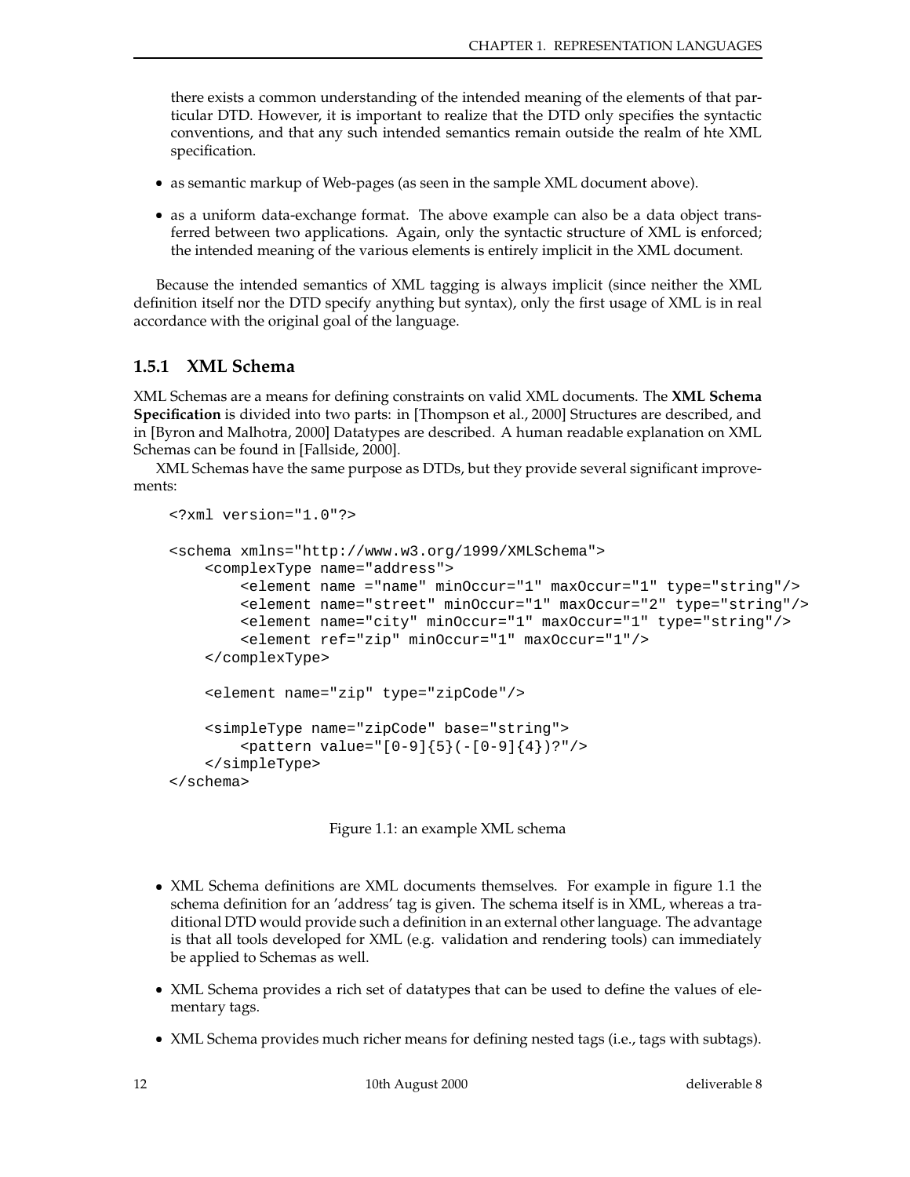there exists a common understanding of the intended meaning of the elements of that particular DTD. However, it is important to realize that the DTD only specifies the syntactic conventions, and that any such intended semantics remain outside the realm of hte XML specification.

- as semantic markup of Web-pages (as seen in the sample XML document above).
- as a uniform data-exchange format. The above example can also be a data object transferred between two applications. Again, only the syntactic structure of XML is enforced; the intended meaning of the various elements is entirely implicit in the XML document.

Because the intended semantics of XML tagging is always implicit (since neither the XML definition itself nor the DTD specify anything but syntax), only the first usage of XML is in real accordance with the original goal of the language.

### 1.5.1 XML Schema

XML Schemas are a means for defining constraints on valid XML documents. The **XML Schema Specification** is divided into two parts: in [Thompson et al., 2000] Structures are described, and in [Byron and Malhotra, 2000] Datatypes are described. A human readable explanation on XML Schemas can be found in [Fallside, 2000].

XML Schemas have the same purpose as DTDs, but they provide several significant improvements:

```
<?xml version="1.0"?>

<schema xmlns="http://www.w3.org/1999/XMLSchema">
    <complexType name="address">
        <element name ="name" minOccur="1" maxOccur="1" type="string"/>
        <element name="street" minOccur="1" maxOccur="2" type="string"/>
        <element name="city" minOccur="1" maxOccur="1" type="string"/>
        <element ref="zip" minOccur="1" maxOccur="1"/>
    </complexType>

    <element name="zip" type="zipCode"/>

    <simpleType name="zipCode" base="string">
        <pattern value="[0-9]{5}(-[0-9]{4})?"/>
    </simpleType>
</schema>
```

Figure 1.1: an example XML schema

- XML Schema definitions are XML documents themselves. For example in figure 1.1 the schema definition for an 'address' tag is given. The schema itself is in XML, whereas a traditional DTD would provide such a definition in an external other language. The advantage is that all tools developed for XML (e.g. validation and rendering tools) can immediately be applied to Schemas as well.
- XML Schema provides a rich set of datatypes that can be used to define the values of elementary tags.
- XML Schema provides much richer means for defining nested tags (i.e., tags with subtags).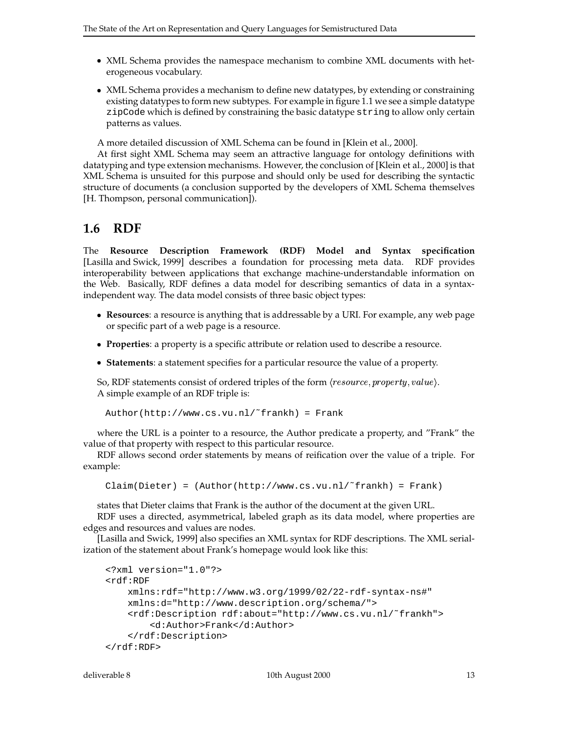- XML Schema provides the namespace mechanism to combine XML documents with heterogeneous vocabulary.
- XML Schema provides a mechanism to define new datatypes, by extending or constraining existing datatypes to form new subtypes. For example in figure 1.1 we see a simple datatype `zipCode` which is defined by constraining the basic datatype `string` to allow only certain patterns as values.

A more detailed discussion of XML Schema can be found in [Klein et al., 2000].

At first sight XML Schema may seem an attractive language for ontology definitions with datatyping and type extension mechanisms. However, the conclusion of [Klein et al., 2000] is that XML Schema is unsuited for this purpose and should only be used for describing the syntactic structure of documents (a conclusion supported by the developers of XML Schema themselves [H. Thompson, personal communication]).

## 1.6 RDF

The **Resource Description Framework (RDF) Model and Syntax specification** [Lasilla and Swick, 1999] describes a foundation for processing meta data. RDF provides interoperability between applications that exchange machine-understandable information on the Web. Basically, RDF defines a data model for describing semantics of data in a syntax-independent way. The data model consists of three basic object types:

- **Resources**: a resource is anything that is addressable by a URI. For example, any web page or specific part of a web page is a resource.
- **Properties**: a property is a specific attribute or relation used to describe a resource.
- **Statements**: a statement specifies for a particular resource the value of a property.

So, RDF statements consist of ordered triples of the form $\langle resource, property, value \rangle$.
A simple example of an RDF triple is:

```
Author(http://www.cs.vu.nl/~frankh) = Frank
```

where the URL is a pointer to a resource, the Author predicate a property, and "Frank" the value of that property with respect to this particular resource.

RDF allows second order statements by means of reification over the value of a triple. For example:

```
Claim(Dieter) = (Author(http://www.cs.vu.nl/~frankh) = Frank)
```

states that Dieter claims that Frank is the author of the document at the given URL.

RDF uses a directed, asymmetrical, labeled graph as its data model, where properties are edges and resources and values are nodes.

[Lasilla and Swick, 1999] also specifies an XML syntax for RDF descriptions. The XML serialization of the statement about Frank's homepage would look like this:

```
<?xml version="1.0"?>
<rdf:RDF
    xmlns:rdf="http://www.w3.org/1999/02/22-rdf-syntax-ns#"
    xmlns:d="http://www.description.org/schema/">
    <rdf:Description rdf:about="http://www.cs.vu.nl/~frankh">
        <d:Author>Frank</d:Author>
    </rdf:Description>
</rdf:RDF>
```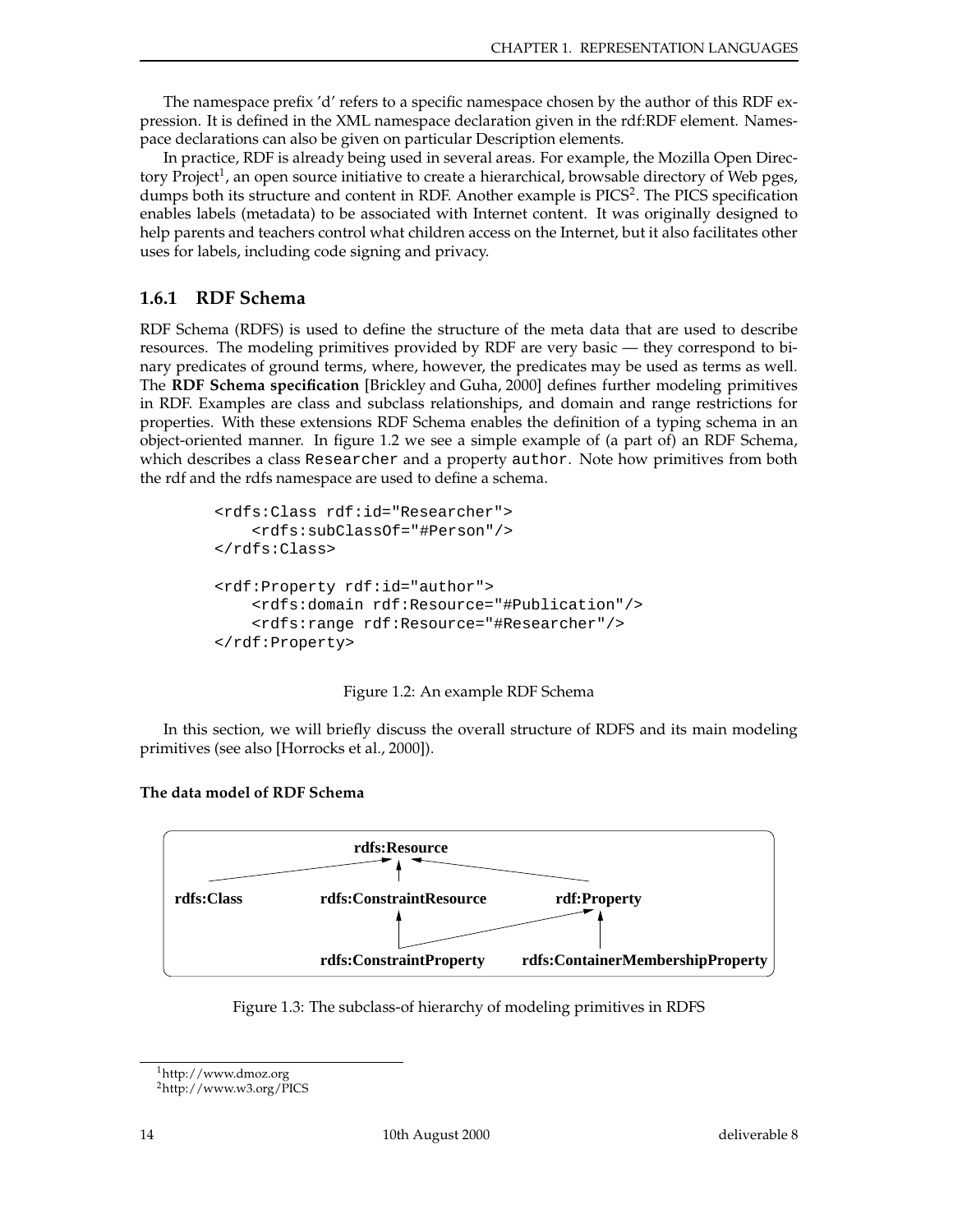The namespace prefix 'd' refers to a specific namespace chosen by the author of this RDF expression. It is defined in the XML namespace declaration given in the rdf:RDF element. Namespace declarations can also be given on particular Description elements.

In practice, RDF is already being used in several areas. For example, the Mozilla Open Directory Project[1], an open source initiative to create a hierarchical, browsable directory of Web pges, dumps both its structure and content in RDF. Another example is PICS[2]. The PICS specification enables labels (metadata) to be associated with Internet content. It was originally designed to help parents and teachers control what children access on the Internet, but it also facilitates other uses for labels, including code signing and privacy.

### 1.6.1 RDF Schema

RDF Schema (RDFS) is used to define the structure of the meta data that are used to describe resources. The modeling primitives provided by RDF are very basic — they correspond to binary predicates of ground terms, where, however, the predicates may be used as terms as well. The **RDF Schema specification** [Brickley and Guha, 2000] defines further modeling primitives in RDF. Examples are class and subclass relationships, and domain and range restrictions for properties. With these extensions RDF Schema enables the definition of a typing schema in an object-oriented manner. In figure 1.2 we see a simple example of (a part of) an RDF Schema, which describes a class `Researcher` and a property `author`. Note how primitives from both the rdf and the rdfs namespace are used to define a schema.

```
<rdfs:Class rdf:id="Researcher">
    <rdfs:subClassOf="#Person"/>
</rdfs:Class>

<rdf:Property rdf:id="author">
    <rdfs:domain rdf:Resource="#Publication"/>
    <rdfs:range rdf:Resource="#Researcher"/>
</rdf:Property>
```

Figure 1.2: An example RDF Schema

In this section, we will briefly discuss the overall structure of RDFS and its main modeling primitives (see also [Horrocks et al., 2000]).

#### The data model of RDF Schema

**rdfs:Resource**

**rdfs:Class** **rdfs:ConstraintResource** **rdf:Property**

**rdfs:ConstraintProperty** **rdfs:ContainerMembershipProperty**

Figure 1.3: The subclass-of hierarchy of modeling primitives in RDFS

[1] http://www.dmoz.org

[2] http://www.w3.org/PICS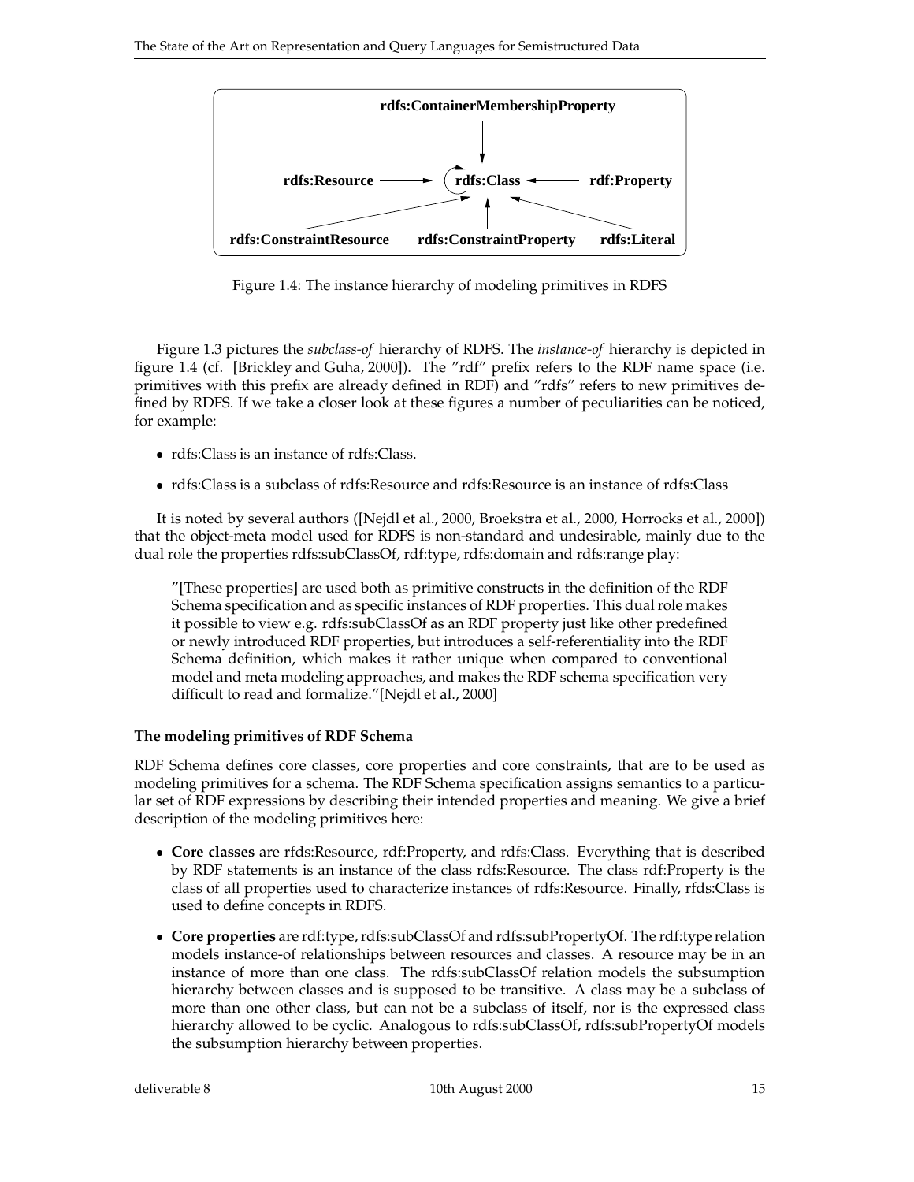Figure 1.4: The instance hierarchy of modeling primitives in RDFS

Figure 1.3 pictures the *subclass-of* hierarchy of RDFS. The *instance-of* hierarchy is depicted in figure 1.4 (cf. [Brickley and Guha, 2000]). The "rdf" prefix refers to the RDF name space (i.e. primitives with this prefix are already defined in RDF) and "rdfs" refers to new primitives defined by RDFS. If we take a closer look at these figures a number of peculiarities can be noticed, for example:

- rdfs:Class is an instance of rdfs:Class.
- rdfs:Class is a subclass of rdfs:Resource and rdfs:Resource is an instance of rdfs:Class

It is noted by several authors ([Nejdl et al., 2000, Broekstra et al., 2000, Horrocks et al., 2000]) that the object-meta model used for RDFS is non-standard and undesirable, mainly due to the dual role the properties rdfs:subClassOf, rdf:type, rdfs:domain and rdfs:range play:

> "[These properties] are used both as primitive constructs in the definition of the RDF Schema specification and as specific instances of RDF properties. This dual role makes it possible to view e.g. rdfs:subClassOf as an RDF property just like other predefined or newly introduced RDF properties, but introduces a self-referentiality into the RDF Schema definition, which makes it rather unique when compared to conventional model and meta modeling approaches, and makes the RDF schema specification very difficult to read and formalize."[Nejdl et al., 2000]

### The modeling primitives of RDF Schema

RDF Schema defines core classes, core properties and core constraints, that are to be used as modeling primitives for a schema. The RDF Schema specification assigns semantics to a particular set of RDF expressions by describing their intended properties and meaning. We give a brief description of the modeling primitives here:

- **Core classes** are rfds:Resource, rdf:Property, and rdfs:Class. Everything that is described by RDF statements is an instance of the class rdfs:Resource. The class rdf:Property is the class of all properties used to characterize instances of rdfs:Resource. Finally, rfds:Class is used to define concepts in RDFS.
- **Core properties** are rdf:type, rdfs:subClassOf and rdfs:subPropertyOf. The rdf:type relation models instance-of relationships between resources and classes. A resource may be in an instance of more than one class. The rdfs:subClassOf relation models the subsumption hierarchy between classes and is supposed to be transitive. A class may be a subclass of more than one other class, but can not be a subclass of itself, nor is the expressed class hierarchy allowed to be cyclic. Analogous to rdfs:subClassOf, rdfs:subPropertyOf models the subsumption hierarchy between properties.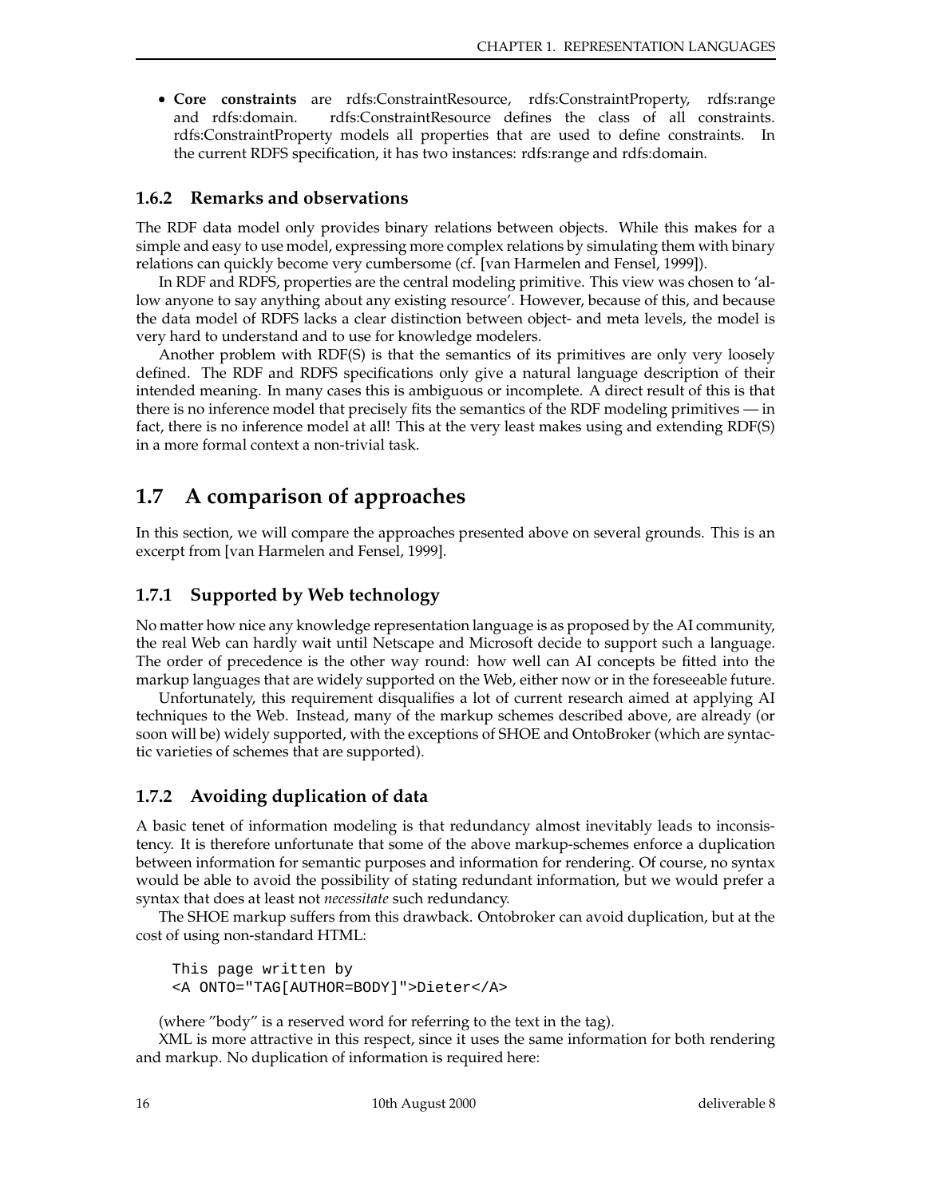- **Core constraints** are rdfs:ConstraintResource, rdfs:ConstraintProperty, rdfs:range and rdfs:domain. rdfs:ConstraintResource defines the class of all constraints. rdfs:ConstraintProperty models all properties that are used to define constraints. In the current RDFS specification, it has two instances: rdfs:range and rdfs:domain.

### 1.6.2 Remarks and observations

The RDF data model only provides binary relations between objects. While this makes for a simple and easy to use model, expressing more complex relations by simulating them with binary relations can quickly become very cumbersome (cf. [van Harmelen and Fensel, 1999]).

In RDF and RDFS, properties are the central modeling primitive. This view was chosen to 'allow anyone to say anything about any existing resource'. However, because of this, and because the data model of RDFS lacks a clear distinction between object- and meta levels, the model is very hard to understand and to use for knowledge modelers.

Another problem with RDF(S) is that the semantics of its primitives are only very loosely defined. The RDF and RDFS specifications only give a natural language description of their intended meaning. In many cases this is ambiguous or incomplete. A direct result of this is that there is no inference model that precisely fits the semantics of the RDF modeling primitives — in fact, there is no inference model at all! This at the very least makes using and extending RDF(S) in a more formal context a non-trivial task.

## 1.7 A comparison of approaches

In this section, we will compare the approaches presented above on several grounds. This is an excerpt from [van Harmelen and Fensel, 1999].

### 1.7.1 Supported by Web technology

No matter how nice any knowledge representation language is as proposed by the AI community, the real Web can hardly wait until Netscape and Microsoft decide to support such a language. The order of precedence is the other way round: how well can AI concepts be fitted into the markup languages that are widely supported on the Web, either now or in the foreseeable future.

Unfortunately, this requirement disqualifies a lot of current research aimed at applying AI techniques to the Web. Instead, many of the markup schemes described above, are already (or soon will be) widely supported, with the exceptions of SHOE and OntoBroker (which are syntactic varieties of schemes that are supported).

### 1.7.2 Avoiding duplication of data

A basic tenet of information modeling is that redundancy almost inevitably leads to inconsistency. It is therefore unfortunate that some of the above markup-schemes enforce a duplication between information for semantic purposes and information for rendering. Of course, no syntax would be able to avoid the possibility of stating redundant information, but we would prefer a syntax that does at least not *necessitate* such redundancy.

The SHOE markup suffers from this drawback. Ontobroker can avoid duplication, but at the cost of using non-standard HTML:

```
This page written by
<A ONTO="TAG[AUTHOR=BODY]">Dieter</A>
```

(where "body" is a reserved word for referring to the text in the tag).

XML is more attractive in this respect, since it uses the same information for both rendering and markup. No duplication of information is required here: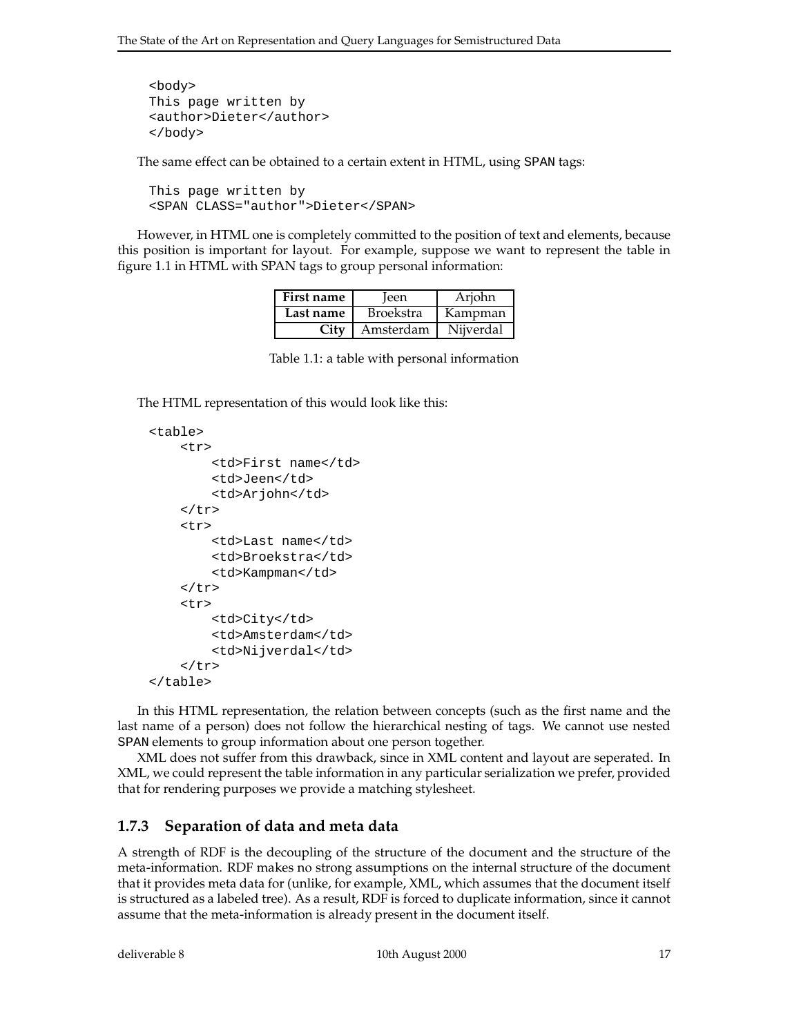```
<body>
This page written by
<author>Dieter</author>
</body>
```

The same effect can be obtained to a certain extent in HTML, using SPAN tags:

```
This page written by
<SPAN CLASS="author">Dieter</SPAN>
```

However, in HTML one is completely committed to the position of text and elements, because this position is important for layout. For example, suppose we want to represent the table in figure 1.1 in HTML with SPAN tags to group personal information:

| **First name** | Jeen | Arjohn |
|---|---|---|
| **Last name** | Broekstra | Kampman |
| **City** | Amsterdam | Nijverdal |

Table 1.1: a table with personal information

The HTML representation of this would look like this:

```
<table>
    <tr>
        <td>First name</td>
        <td>Jeen</td>
        <td>Arjohn</td>
    </tr>
    <tr>
        <td>Last name</td>
        <td>Broekstra</td>
        <td>Kampman</td>
    </tr>
    <tr>
        <td>City</td>
        <td>Amsterdam</td>
        <td>Nijverdal</td>
    </tr>
</table>
```

In this HTML representation, the relation between concepts (such as the first name and the last name of a person) does not follow the hierarchical nesting of tags. We cannot use nested SPAN elements to group information about one person together.

XML does not suffer from this drawback, since in XML content and layout are seperated. In XML, we could represent the table information in any particular serialization we prefer, provided that for rendering purposes we provide a matching stylesheet.

### 1.7.3 Separation of data and meta data

A strength of RDF is the decoupling of the structure of the document and the structure of the meta-information. RDF makes no strong assumptions on the internal structure of the document that it provides meta data for (unlike, for example, XML, which assumes that the document itself is structured as a labeled tree). As a result, RDF is forced to duplicate information, since it cannot assume that the meta-information is already present in the document itself.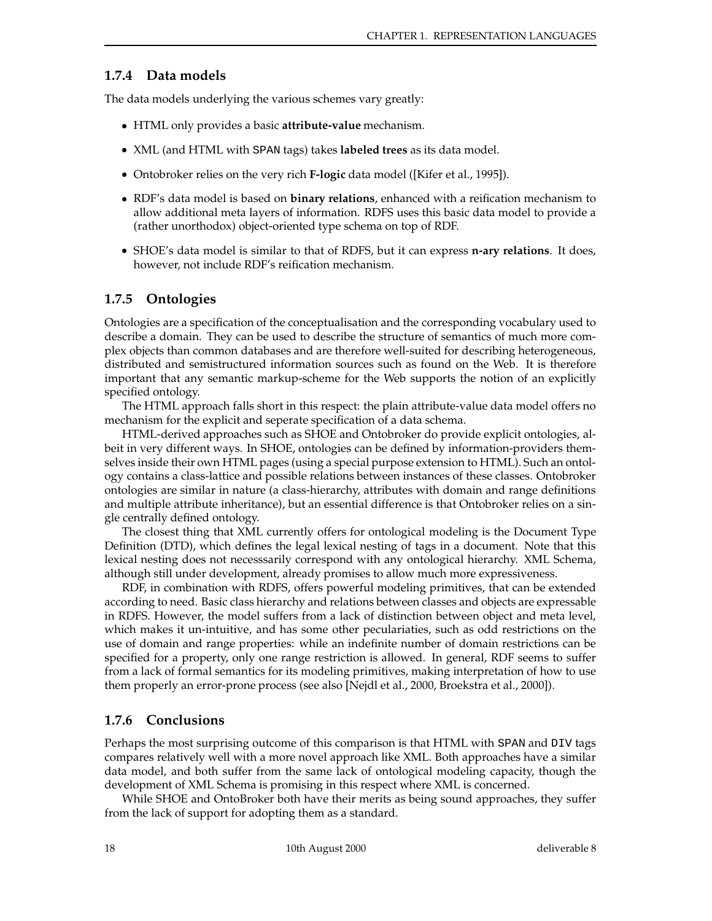### 1.7.4 Data models

The data models underlying the various schemes vary greatly:

- HTML only provides a basic **attribute-value** mechanism.
- XML (and HTML with `SPAN` tags) takes **labeled trees** as its data model.
- Ontobroker relies on the very rich **F-logic** data model ([Kifer et al., 1995]).
- RDF's data model is based on **binary relations**, enhanced with a reification mechanism to allow additional meta layers of information. RDFS uses this basic data model to provide a (rather unorthodox) object-oriented type schema on top of RDF.
- SHOE's data model is similar to that of RDFS, but it can express **n-ary relations**. It does, however, not include RDF's reification mechanism.

### 1.7.5 Ontologies

Ontologies are a specification of the conceptualisation and the corresponding vocabulary used to describe a domain. They can be used to describe the structure of semantics of much more complex objects than common databases and are therefore well-suited for describing heterogeneous, distributed and semistructured information sources such as found on the Web. It is therefore important that any semantic markup-scheme for the Web supports the notion of an explicitly specified ontology.

The HTML approach falls short in this respect: the plain attribute-value data model offers no mechanism for the explicit and seperate specification of a data schema.

HTML-derived approaches such as SHOE and Ontobroker do provide explicit ontologies, albeit in very different ways. In SHOE, ontologies can be defined by information-providers themselves inside their own HTML pages (using a special purpose extension to HTML). Such an ontology contains a class-lattice and possible relations between instances of these classes. Ontobroker ontologies are similar in nature (a class-hierarchy, attributes with domain and range definitions and multiple attribute inheritance), but an essential difference is that Ontobroker relies on a single centrally defined ontology.

The closest thing that XML currently offers for ontological modeling is the Document Type Definition (DTD), which defines the legal lexical nesting of tags in a document. Note that this lexical nesting does not necesssarily correspond with any ontological hierarchy. XML Schema, although still under development, already promises to allow much more expressiveness.

RDF, in combination with RDFS, offers powerful modeling primitives, that can be extended according to need. Basic class hierarchy and relations between classes and objects are expressable in RDFS. However, the model suffers from a lack of distinction between object and meta level, which makes it un-intuitive, and has some other pecularities, such as odd restrictions on the use of domain and range properties: while an indefinite number of domain restrictions can be specified for a property, only one range restriction is allowed. In general, RDF seems to suffer from a lack of formal semantics for its modeling primitives, making interpretation of how to use them properly an error-prone process (see also [Nejdl et al., 2000, Broekstra et al., 2000]).

### 1.7.6 Conclusions

Perhaps the most surprising outcome of this comparison is that HTML with `SPAN` and `DIV` tags compares relatively well with a more novel approach like XML. Both approaches have a similar data model, and both suffer from the same lack of ontological modeling capacity, though the development of XML Schema is promising in this respect where XML is concerned.

While SHOE and OntoBroker both have their merits as being sound approaches, they suffer from the lack of support for adopting them as a standard.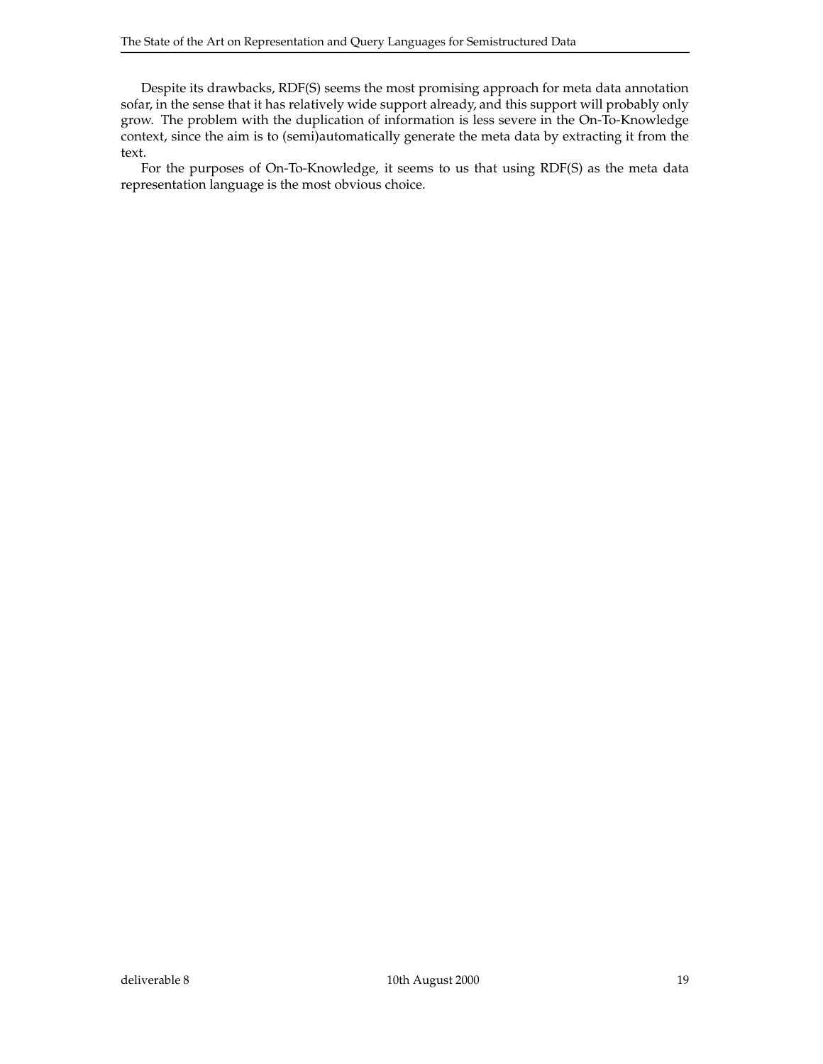Despite its drawbacks, RDF(S) seems the most promising approach for meta data annotation sofar, in the sense that it has relatively wide support already, and this support will probably only grow. The problem with the duplication of information is less severe in the On-To-Knowledge context, since the aim is to (semi)automatically generate the meta data by extracting it from the text.

For the purposes of On-To-Knowledge, it seems to us that using RDF(S) as the meta data representation language is the most obvious choice.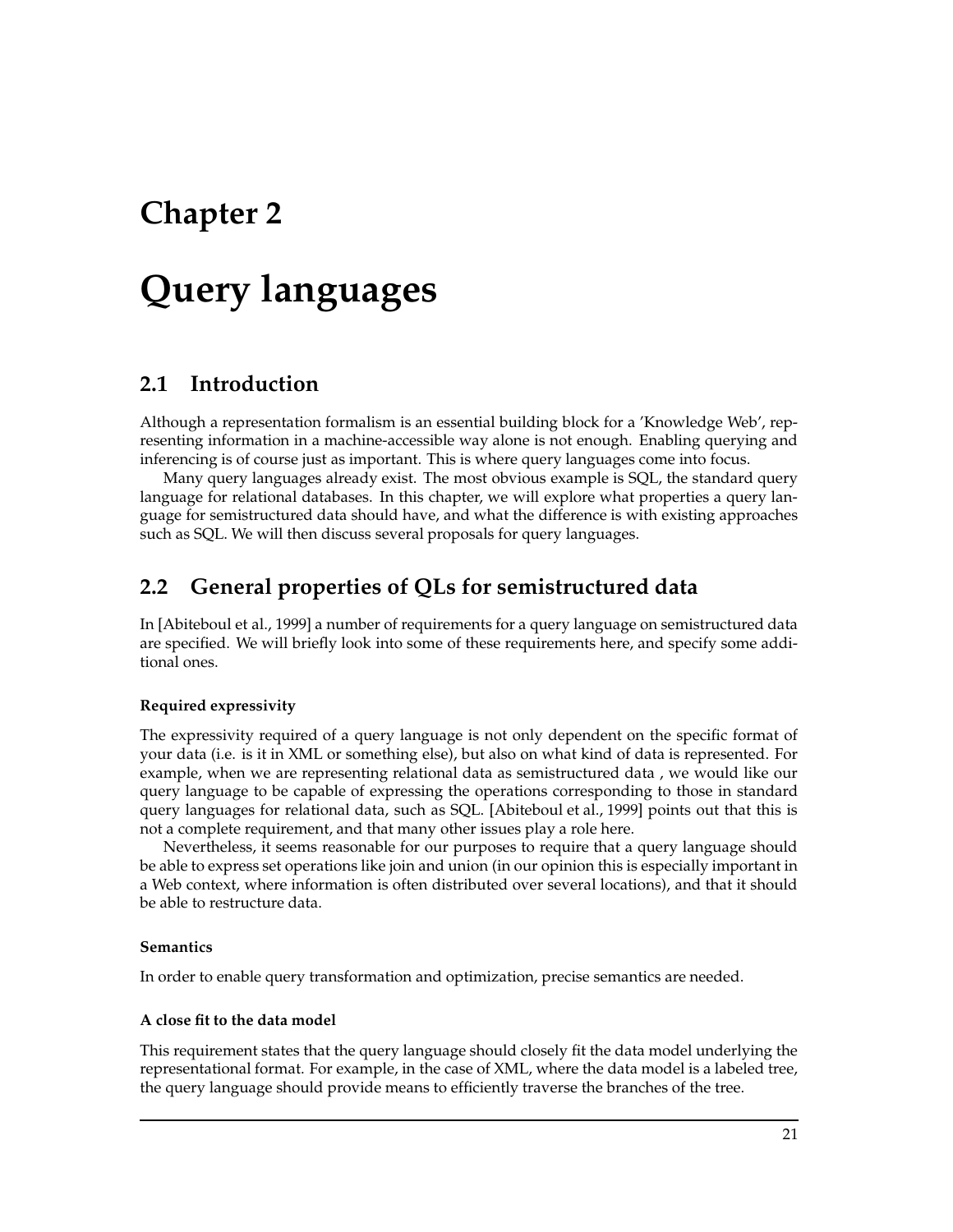# Chapter 2

# Query languages

## 2.1 Introduction

Although a representation formalism is an essential building block for a 'Knowledge Web', representing information in a machine-accessible way alone is not enough. Enabling querying and inferencing is of course just as important. This is where query languages come into focus.

Many query languages already exist. The most obvious example is SQL, the standard query language for relational databases. In this chapter, we will explore what properties a query language for semistructured data should have, and what the difference is with existing approaches such as SQL. We will then discuss several proposals for query languages.

## 2.2 General properties of QLs for semistructured data

In [Abiteboul et al., 1999] a number of requirements for a query language on semistructured data are specified. We will briefly look into some of these requirements here, and specify some additional ones.

#### Required expressivity

The expressivity required of a query language is not only dependent on the specific format of your data (i.e. is it in XML or something else), but also on what kind of data is represented. For example, when we are representing relational data as semistructured data , we would like our query language to be capable of expressing the operations corresponding to those in standard query languages for relational data, such as SQL. [Abiteboul et al., 1999] points out that this is not a complete requirement, and that many other issues play a role here.

Nevertheless, it seems reasonable for our purposes to require that a query language should be able to express set operations like join and union (in our opinion this is especially important in a Web context, where information is often distributed over several locations), and that it should be able to restructure data.

#### Semantics

In order to enable query transformation and optimization, precise semantics are needed.

#### A close fit to the data model

This requirement states that the query language should closely fit the data model underlying the representational format. For example, in the case of XML, where the data model is a labeled tree, the query language should provide means to efficiently traverse the branches of the tree.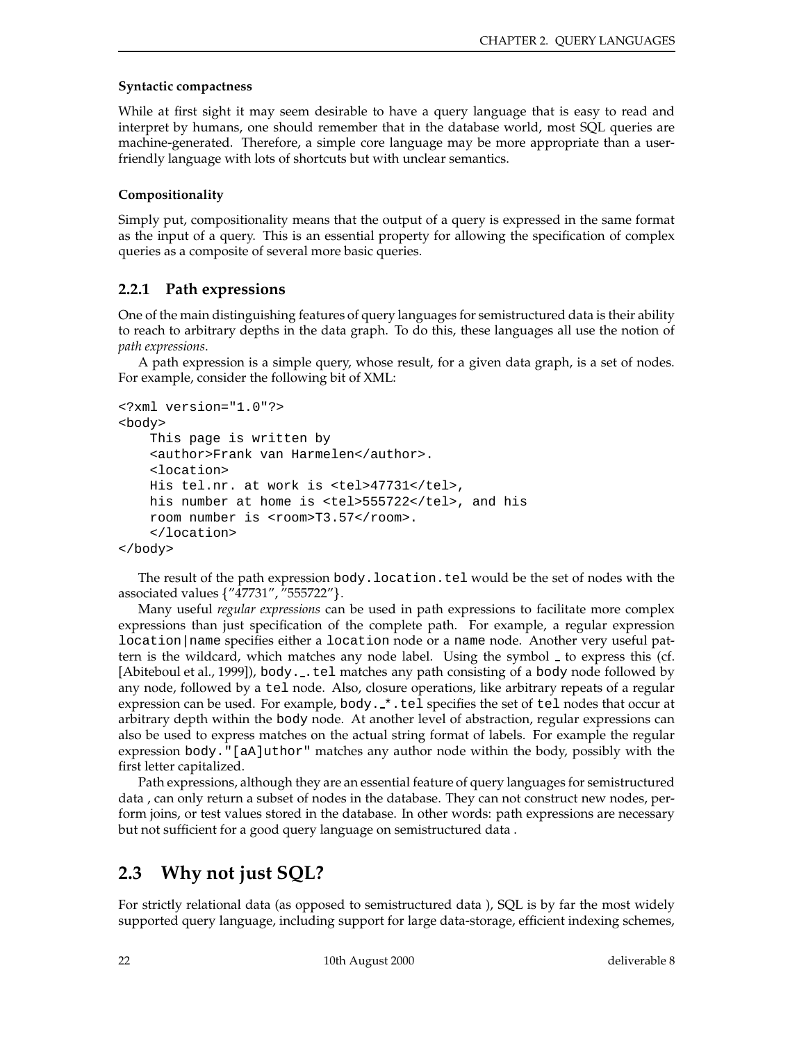#### Syntactic compactness

While at first sight it may seem desirable to have a query language that is easy to read and interpret by humans, one should remember that in the database world, most SQL queries are machine-generated. Therefore, a simple core language may be more appropriate than a user-friendly language with lots of shortcuts but with unclear semantics.

#### Compositionality

Simply put, compositionality means that the output of a query is expressed in the same format as the input of a query. This is an essential property for allowing the specification of complex queries as a composite of several more basic queries.

### 2.2.1 Path expressions

One of the main distinguishing features of query languages for semistructured data is their ability to reach to arbitrary depths in the data graph. To do this, these languages all use the notion of *path expressions*.

A path expression is a simple query, whose result, for a given data graph, is a set of nodes. For example, consider the following bit of XML:

```
<?xml version="1.0"?>
<body>
    This page is written by
    <author>Frank van Harmelen</author>.
    <location>
    His tel.nr. at work is <tel>47731</tel>,
    his number at home is <tel>555722</tel>, and his
    room number is <room>T3.57</room>.
    </location>
</body>
```

The result of the path expression `body.location.tel` would be the set of nodes with the associated values {"47731", "555722"}.

Many useful *regular expressions* can be used in path expressions to facilitate more complex expressions than just specification of the complete path. For example, a regular expression `location|name` specifies either a `location` node or a `name` node. Another very useful pattern is the wildcard, which matches any node label. Using the symbol _ to express this (cf. [Abiteboul et al., 1999]), `body._.tel` matches any path consisting of a `body` node followed by any node, followed by a `tel` node. Also, closure operations, like arbitrary repeats of a regular expression can be used. For example, `body._*.tel` specifies the set of `tel` nodes that occur at arbitrary depth within the `body` node. At another level of abstraction, regular expressions can also be used to express matches on the actual string format of labels. For example the regular expression `body."[aA]uthor"` matches any author node within the body, possibly with the first letter capitalized.

Path expressions, although they are an essential feature of query languages for semistructured data , can only return a subset of nodes in the database. They can not construct new nodes, perform joins, or test values stored in the database. In other words: path expressions are necessary but not sufficient for a good query language on semistructured data .

## 2.3 Why not just SQL?

For strictly relational data (as opposed to semistructured data ), SQL is by far the most widely supported query language, including support for large data-storage, efficient indexing schemes,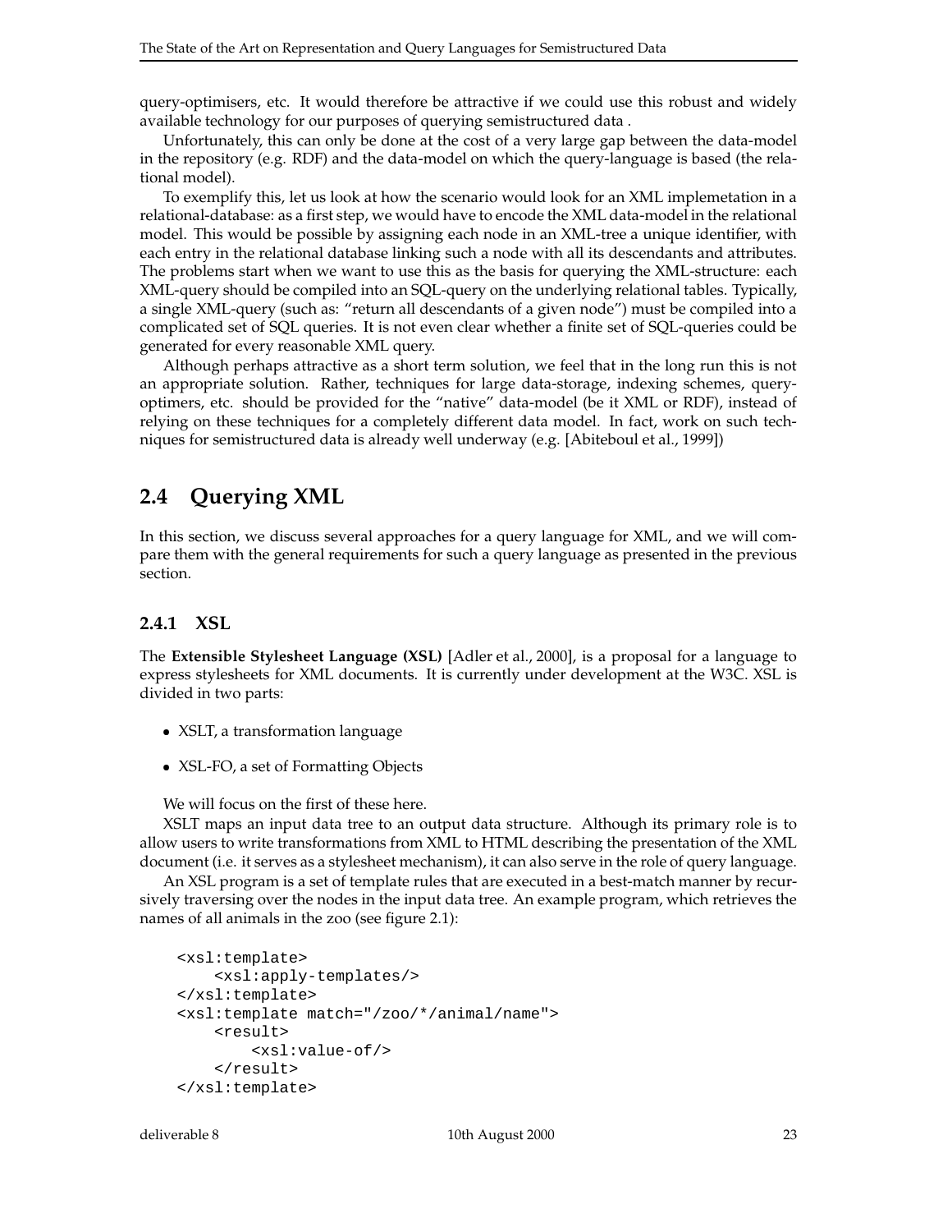query-optimisers, etc. It would therefore be attractive if we could use this robust and widely available technology for our purposes of querying semistructured data .

Unfortunately, this can only be done at the cost of a very large gap between the data-model in the repository (e.g. RDF) and the data-model on which the query-language is based (the relational model).

To exemplify this, let us look at how the scenario would look for an XML implemetation in a relational-database: as a first step, we would have to encode the XML data-model in the relational model. This would be possible by assigning each node in an XML-tree a unique identifier, with each entry in the relational database linking such a node with all its descendants and attributes. The problems start when we want to use this as the basis for querying the XML-structure: each XML-query should be compiled into an SQL-query on the underlying relational tables. Typically, a single XML-query (such as: "return all descendants of a given node") must be compiled into a complicated set of SQL queries. It is not even clear whether a finite set of SQL-queries could be generated for every reasonable XML query.

Although perhaps attractive as a short term solution, we feel that in the long run this is not an appropriate solution. Rather, techniques for large data-storage, indexing schemes, query-optimers, etc. should be provided for the "native" data-model (be it XML or RDF), instead of relying on these techniques for a completely different data model. In fact, work on such techniques for semistructured data is already well underway (e.g. [Abiteboul et al., 1999])

## 2.4 Querying XML

In this section, we discuss several approaches for a query language for XML, and we will compare them with the general requirements for such a query language as presented in the previous section.

### 2.4.1 XSL

The **Extensible Stylesheet Language (XSL)** [Adler et al., 2000], is a proposal for a language to express stylesheets for XML documents. It is currently under development at the W3C. XSL is divided in two parts:

- XSLT, a transformation language
- XSL-FO, a set of Formatting Objects

We will focus on the first of these here.

XSLT maps an input data tree to an output data structure. Although its primary role is to allow users to write transformations from XML to HTML describing the presentation of the XML document (i.e. it serves as a stylesheet mechanism), it can also serve in the role of query language.

An XSL program is a set of template rules that are executed in a best-match manner by recursively traversing over the nodes in the input data tree. An example program, which retrieves the names of all animals in the zoo (see figure 2.1):

```
<xsl:template>
    <xsl:apply-templates/>
</xsl:template>
<xsl:template match="/zoo/*/animal/name">
    <result>
        <xsl:value-of/>
    </result>
</xsl:template>
```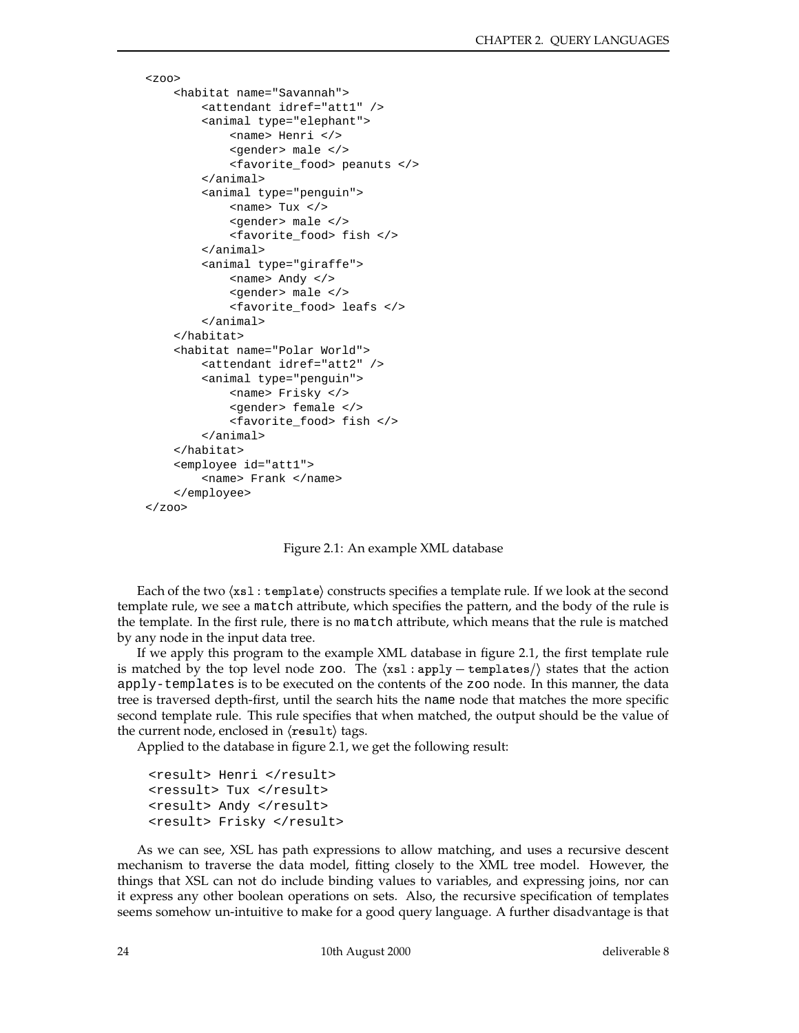```
<zoo>
    <habitat name="Savannah">
        <attendant idref="att1" />
        <animal type="elephant">
            <name> Henri </>
            <gender> male </>
            <favorite_food> peanuts </>
        </animal>
        <animal type="penguin">
            <name> Tux </>
            <gender> male </>
            <favorite_food> fish </>
        </animal>
        <animal type="giraffe">
            <name> Andy </>
            <gender> male </>
            <favorite_food> leafs </>
        </animal>
    </habitat>
    <habitat name="Polar World">
        <attendant idref="att2" />
        <animal type="penguin">
            <name> Frisky </>
            <gender> female </>
            <favorite_food> fish </>
        </animal>
    </habitat>
    <employee id="att1">
        <name> Frank </name>
    </employee>
</zoo>
```

Figure 2.1: An example XML database

Each of the two ⟨xsl : template⟩ constructs specifies a template rule. If we look at the second template rule, we see a `match` attribute, which specifies the pattern, and the body of the rule is the template. In the first rule, there is no `match` attribute, which means that the rule is matched by any node in the input data tree.

If we apply this program to the example XML database in figure 2.1, the first template rule is matched by the top level node `zoo`. The ⟨xsl : apply − templates/⟩ states that the action `apply-templates` is to be executed on the contents of the `zoo` node. In this manner, the data tree is traversed depth-first, until the search hits the `name` node that matches the more specific second template rule. This rule specifies that when matched, the output should be the value of the current node, enclosed in ⟨result⟩ tags.

Applied to the database in figure 2.1, we get the following result:

```
<result> Henri </result>
<ressult> Tux </result>
<result> Andy </result>
<result> Frisky </result>
```

As we can see, XSL has path expressions to allow matching, and uses a recursive descent mechanism to traverse the data model, fitting closely to the XML tree model. However, the things that XSL can not do include binding values to variables, and expressing joins, nor can it express any other boolean operations on sets. Also, the recursive specification of templates seems somehow un-intuitive to make for a good query language. A further disadvantage is that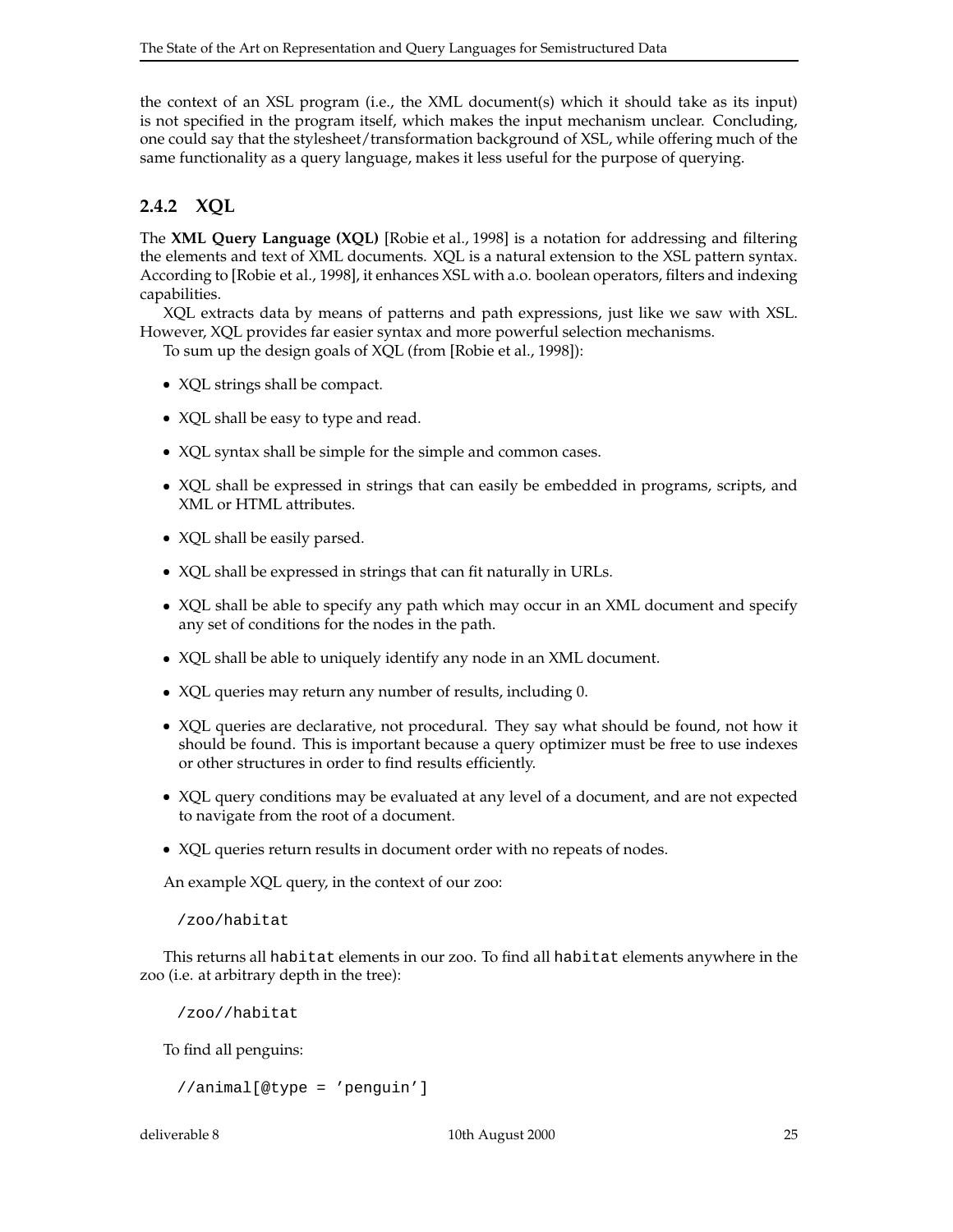the context of an XSL program (i.e., the XML document(s) which it should take as its input) is not specified in the program itself, which makes the input mechanism unclear. Concluding, one could say that the stylesheet/transformation background of XSL, while offering much of the same functionality as a query language, makes it less useful for the purpose of querying.

### 2.4.2 XQL

The **XML Query Language (XQL)** [Robie et al., 1998] is a notation for addressing and filtering the elements and text of XML documents. XQL is a natural extension to the XSL pattern syntax. According to [Robie et al., 1998], it enhances XSL with a.o. boolean operators, filters and indexing capabilities.

XQL extracts data by means of patterns and path expressions, just like we saw with XSL. However, XQL provides far easier syntax and more powerful selection mechanisms.

To sum up the design goals of XQL (from [Robie et al., 1998]):

- XQL strings shall be compact.
- XQL shall be easy to type and read.
- XQL syntax shall be simple for the simple and common cases.
- XQL shall be expressed in strings that can easily be embedded in programs, scripts, and XML or HTML attributes.
- XQL shall be easily parsed.
- XQL shall be expressed in strings that can fit naturally in URLs.
- XQL shall be able to specify any path which may occur in an XML document and specify any set of conditions for the nodes in the path.
- XQL shall be able to uniquely identify any node in an XML document.
- XQL queries may return any number of results, including 0.
- XQL queries are declarative, not procedural. They say what should be found, not how it should be found. This is important because a query optimizer must be free to use indexes or other structures in order to find results efficiently.
- XQL query conditions may be evaluated at any level of a document, and are not expected to navigate from the root of a document.
- XQL queries return results in document order with no repeats of nodes.

An example XQL query, in the context of our zoo:

```
/zoo/habitat
```

This returns all `habitat` elements in our zoo. To find all `habitat` elements anywhere in the zoo (i.e. at arbitrary depth in the tree):

```
/zoo//habitat
```

To find all penguins:

```
//animal[@type = 'penguin']
```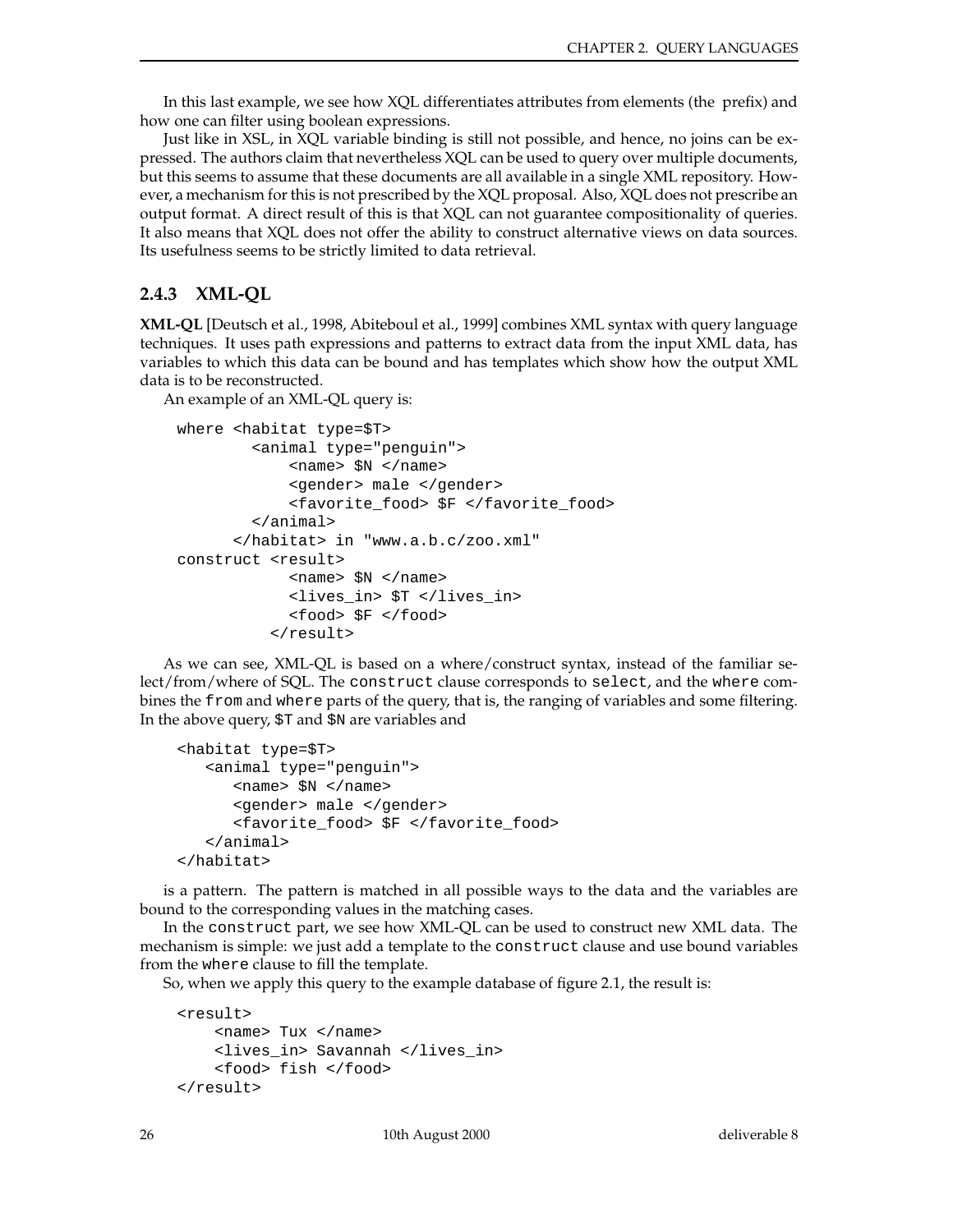In this last example, we see how XQL differentiates attributes from elements (the  prefix) and how one can filter using boolean expressions.

Just like in XSL, in XQL variable binding is still not possible, and hence, no joins can be expressed. The authors claim that nevertheless XQL can be used to query over multiple documents, but this seems to assume that these documents are all available in a single XML repository. However, a mechanism for this is not prescribed by the XQL proposal. Also, XQL does not prescribe an output format. A direct result of this is that XQL can not guarantee compositionality of queries. It also means that XQL does not offer the ability to construct alternative views on data sources. Its usefulness seems to be strictly limited to data retrieval.

### 2.4.3 XML-QL

**XML-QL** [Deutsch et al., 1998, Abiteboul et al., 1999] combines XML syntax with query language techniques. It uses path expressions and patterns to extract data from the input XML data, has variables to which this data can be bound and has templates which show how the output XML data is to be reconstructed.

An example of an XML-QL query is:

```
where <habitat type=$T>
         <animal type="penguin">
             <name> $N </name>
             <gender> male </gender>
             <favorite_food> $F </favorite_food>
         </animal>
       </habitat> in "www.a.b.c/zoo.xml"
construct <result>
             <name> $N </name>
             <lives_in> $T </lives_in>
             <food> $F </food>
           </result>
```

As we can see, XML-QL is based on a where/construct syntax, instead of the familiar select/from/where of SQL. The `construct` clause corresponds to `select`, and the `where` combines the `from` and `where` parts of the query, that is, the ranging of variables and some filtering. In the above query, `$T` and `$N` are variables and

```
<habitat type=$T>
   <animal type="penguin">
      <name> $N </name>
      <gender> male </gender>
      <favorite_food> $F </favorite_food>
   </animal>
</habitat>
```

is a pattern. The pattern is matched in all possible ways to the data and the variables are bound to the corresponding values in the matching cases.

In the `construct` part, we see how XML-QL can be used to construct new XML data. The mechanism is simple: we just add a template to the `construct` clause and use bound variables from the `where` clause to fill the template.

So, when we apply this query to the example database of figure 2.1, the result is:

```
<result>
    <name> Tux </name>
    <lives_in> Savannah </lives_in>
    <food> fish </food>
</result>
```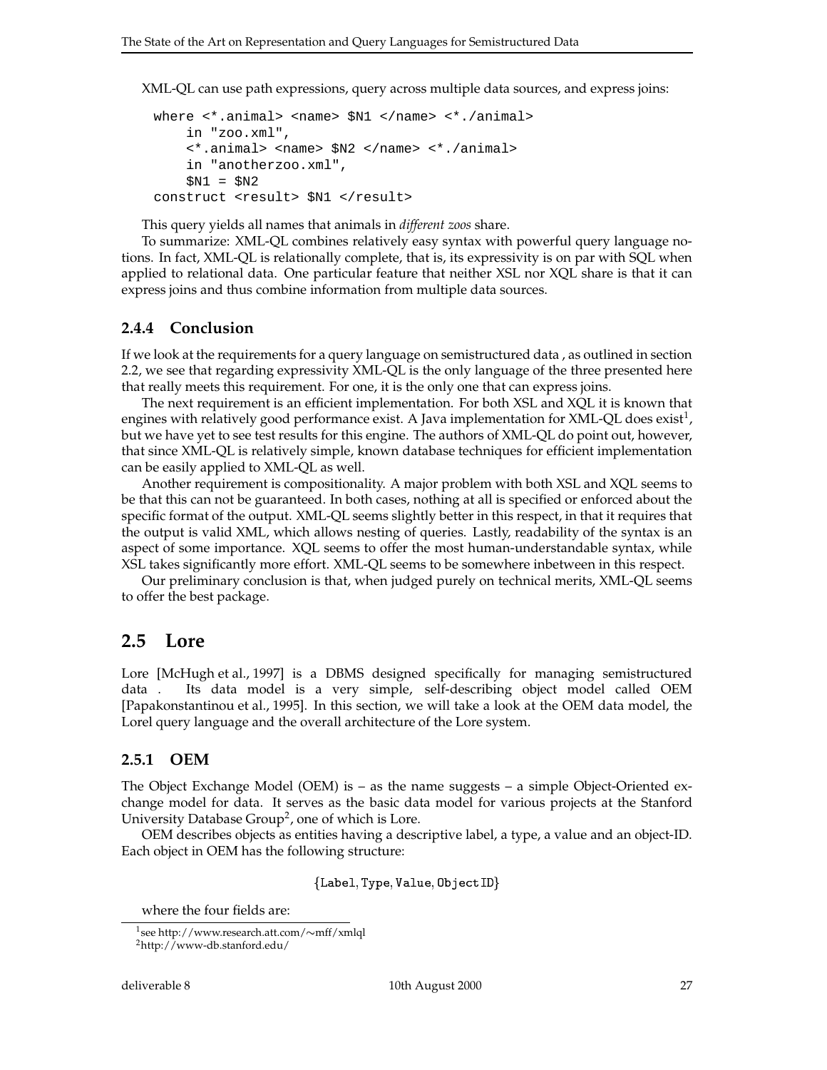XML-QL can use path expressions, query across multiple data sources, and express joins:

```
where <*.animal> <name> $N1 </name> <*./animal>
    in "zoo.xml",
    <*.animal> <name> $N2 </name> <*./animal>
    in "anotherzoo.xml",
    $N1 = $N2
construct <result> $N1 </result>
```

This query yields all names that animals in *different zoos* share.

To summarize: XML-QL combines relatively easy syntax with powerful query language notions. In fact, XML-QL is relationally complete, that is, its expressivity is on par with SQL when applied to relational data. One particular feature that neither XSL nor XQL share is that it can express joins and thus combine information from multiple data sources.

### 2.4.4 Conclusion

If we look at the requirements for a query language on semistructured data , as outlined in section 2.2, we see that regarding expressivity XML-QL is the only language of the three presented here that really meets this requirement. For one, it is the only one that can express joins.

The next requirement is an efficient implementation. For both XSL and XQL it is known that engines with relatively good performance exist. A Java implementation for XML-QL does exist[1], but we have yet to see test results for this engine. The authors of XML-QL do point out, however, that since XML-QL is relatively simple, known database techniques for efficient implementation can be easily applied to XML-QL as well.

Another requirement is compositionality. A major problem with both XSL and XQL seems to be that this can not be guaranteed. In both cases, nothing at all is specified or enforced about the specific format of the output. XML-QL seems slightly better in this respect, in that it requires that the output is valid XML, which allows nesting of queries. Lastly, readability of the syntax is an aspect of some importance. XQL seems to offer the most human-understandable syntax, while XSL takes significantly more effort. XML-QL seems to be somewhere inbetween in this respect.

Our preliminary conclusion is that, when judged purely on technical merits, XML-QL seems to offer the best package.

## 2.5 Lore

Lore [McHugh et al., 1997] is a DBMS designed specifically for managing semistructured data . Its data model is a very simple, self-describing object model called OEM [Papakonstantinou et al., 1995]. In this section, we will take a look at the OEM data model, the Lorel query language and the overall architecture of the Lore system.

### 2.5.1 OEM

The Object Exchange Model (OEM) is – as the name suggests – a simple Object-Oriented exchange model for data. It serves as the basic data model for various projects at the Stanford University Database Group[2], one of which is Lore.

OEM describes objects as entities having a descriptive label, a type, a value and an object-ID. Each object in OEM has the following structure:

$$\{\texttt{Label}, \texttt{Type}, \texttt{Value}, \texttt{Object ID}\}$$

where the four fields are:

[1] see http://www.research.att.com/∼mff/xmlql

[2] http://www-db.stanford.edu/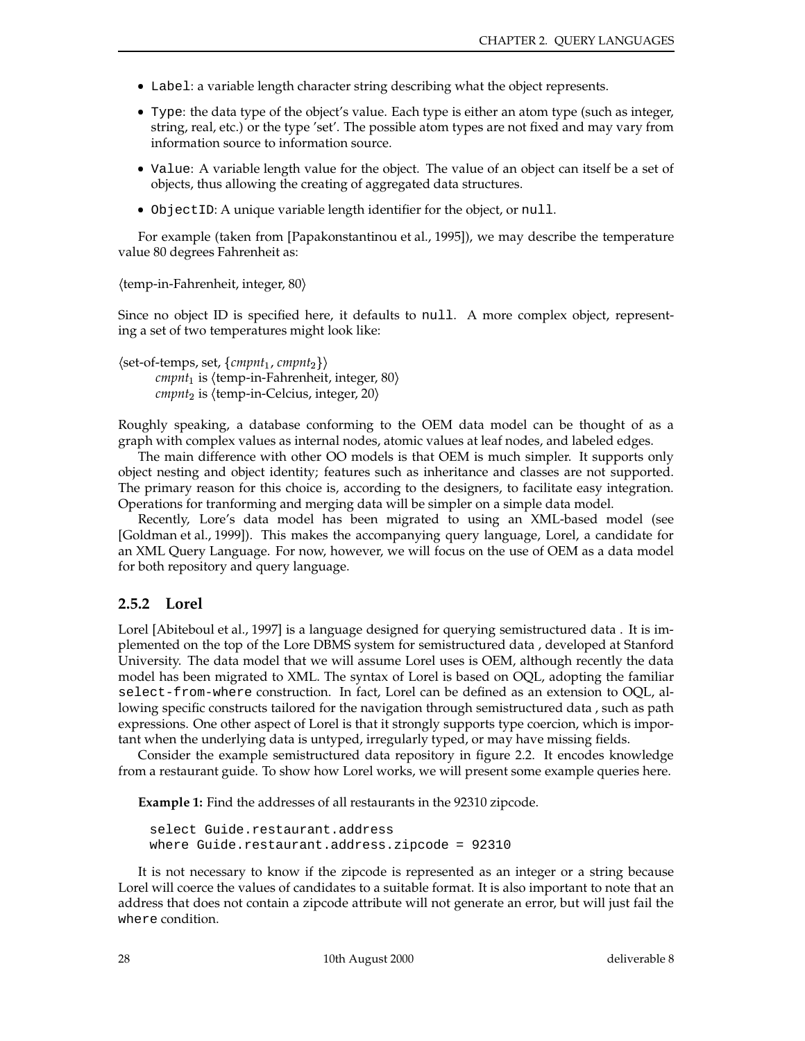- `Label`: a variable length character string describing what the object represents.
- `Type`: the data type of the object's value. Each type is either an atom type (such as integer, string, real, etc.) or the type 'set'. The possible atom types are not fixed and may vary from information source to information source.
- `Value`: A variable length value for the object. The value of an object can itself be a set of objects, thus allowing the creating of aggregated data structures.
- `ObjectID`: A unique variable length identifier for the object, or `null`.

For example (taken from [Papakonstantinou et al., 1995]), we may describe the temperature value 80 degrees Fahrenheit as:

⟨temp-in-Fahrenheit, integer, 80⟩

Since no object ID is specified here, it defaults to `null`. A more complex object, representing a set of two temperatures might look like:

⟨set-of-temps, set, {$cmpnt_1$, $cmpnt_2$}⟩
    $cmpnt_1$ is ⟨temp-in-Fahrenheit, integer, 80⟩
    $cmpnt_2$ is ⟨temp-in-Celcius, integer, 20⟩

Roughly speaking, a database conforming to the OEM data model can be thought of as a graph with complex values as internal nodes, atomic values at leaf nodes, and labeled edges.

The main difference with other OO models is that OEM is much simpler. It supports only object nesting and object identity; features such as inheritance and classes are not supported. The primary reason for this choice is, according to the designers, to facilitate easy integration. Operations for tranforming and merging data will be simpler on a simple data model.

Recently, Lore's data model has been migrated to using an XML-based model (see [Goldman et al., 1999]). This makes the accompanying query language, Lorel, a candidate for an XML Query Language. For now, however, we will focus on the use of OEM as a data model for both repository and query language.

### 2.5.2 Lorel

Lorel [Abiteboul et al., 1997] is a language designed for querying semistructured data . It is implemented on the top of the Lore DBMS system for semistructured data , developed at Stanford University. The data model that we will assume Lorel uses is OEM, although recently the data model has been migrated to XML. The syntax of Lorel is based on OQL, adopting the familiar `select-from-where` construction. In fact, Lorel can be defined as an extension to OQL, allowing specific constructs tailored for the navigation through semistructured data , such as path expressions. One other aspect of Lorel is that it strongly supports type coercion, which is important when the underlying data is untyped, irregularly typed, or may have missing fields.

Consider the example semistructured data repository in figure 2.2. It encodes knowledge from a restaurant guide. To show how Lorel works, we will present some example queries here.

**Example 1:** Find the addresses of all restaurants in the 92310 zipcode.

```
select Guide.restaurant.address
where Guide.restaurant.address.zipcode = 92310
```

It is not necessary to know if the zipcode is represented as an integer or a string because Lorel will coerce the values of candidates to a suitable format. It is also important to note that an address that does not contain a zipcode attribute will not generate an error, but will just fail the `where` condition.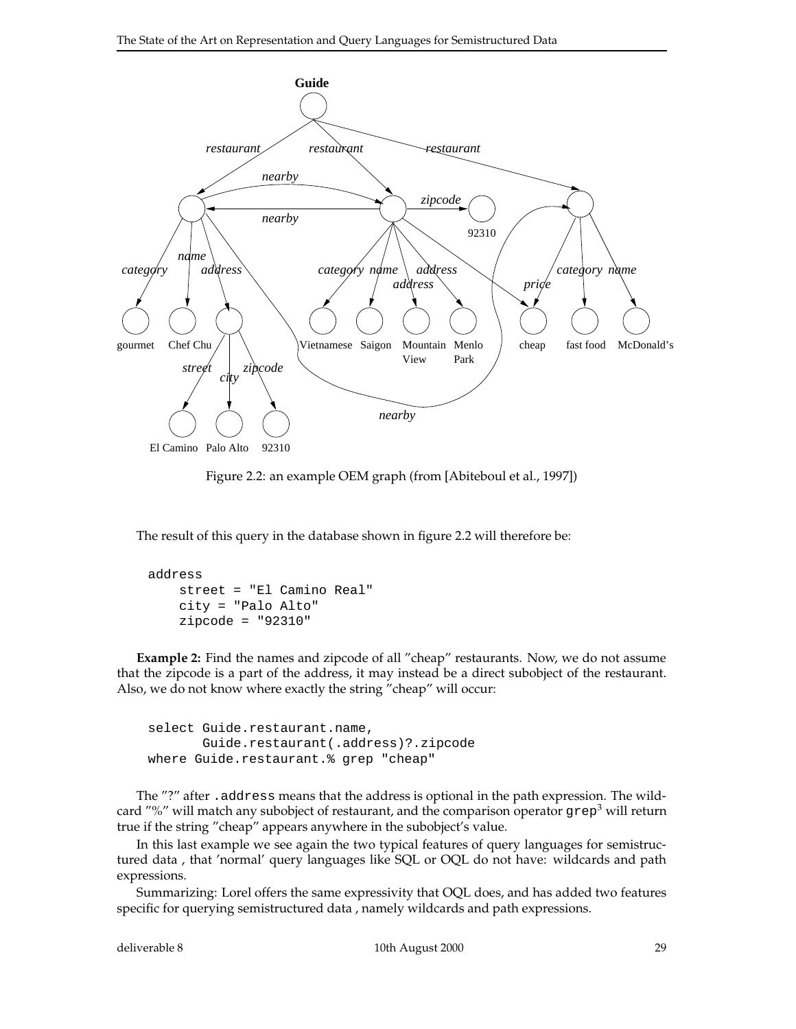Figure 2.2: an example OEM graph (from [Abiteboul et al., 1997])

The result of this query in the database shown in figure 2.2 will therefore be:

```
address
    street = "El Camino Real"
    city = "Palo Alto"
    zipcode = "92310"
```

**Example 2:** Find the names and zipcode of all "cheap" restaurants. Now, we do not assume that the zipcode is a part of the address, it may instead be a direct subobject of the restaurant. Also, we do not know where exactly the string "cheap" will occur:

```
select Guide.restaurant.name,
       Guide.restaurant(.address)?.zipcode
where Guide.restaurant.% grep "cheap"
```

The "?" after `.address` means that the address is optional in the path expression. The wildcard "%" will match any subobject of restaurant, and the comparison operator `grep`[3] will return true if the string "cheap" appears anywhere in the subobject's value.

In this last example we see again the two typical features of query languages for semistructured data , that 'normal' query languages like SQL or OQL do not have: wildcards and path expressions.

Summarizing: Lorel offers the same expressivity that OQL does, and has added two features specific for querying semistructured data , namely wildcards and path expressions.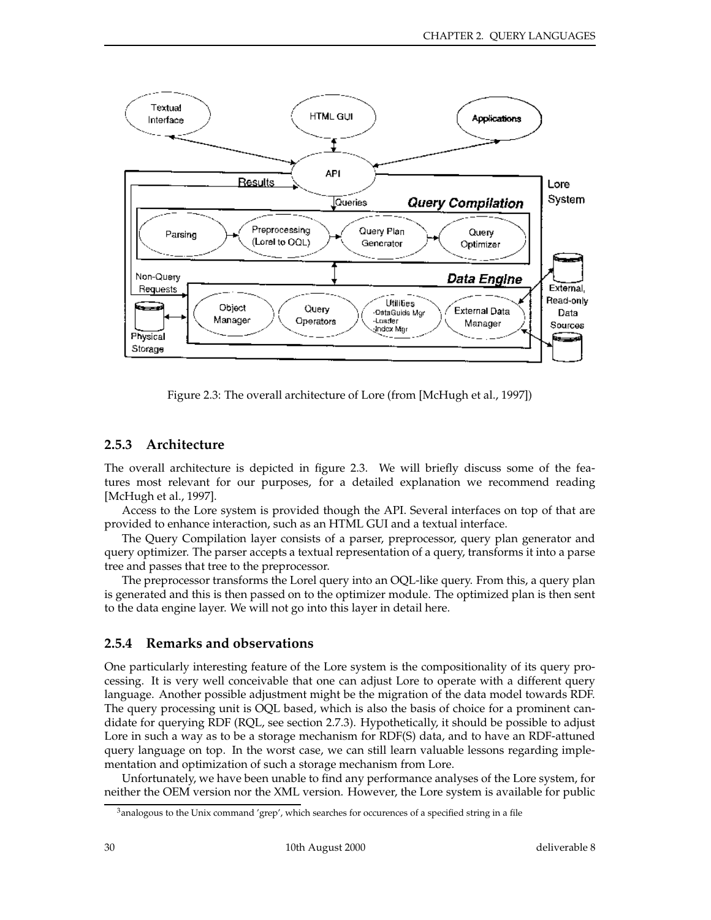Figure 2.3: The overall architecture of Lore (from [McHugh et al., 1997])

### 2.5.3 Architecture

The overall architecture is depicted in figure 2.3. We will briefly discuss some of the features most relevant for our purposes, for a detailed explanation we recommend reading [McHugh et al., 1997].

Access to the Lore system is provided though the API. Several interfaces on top of that are provided to enhance interaction, such as an HTML GUI and a textual interface.

The Query Compilation layer consists of a parser, preprocessor, query plan generator and query optimizer. The parser accepts a textual representation of a query, transforms it into a parse tree and passes that tree to the preprocessor.

The preprocessor transforms the Lorel query into an OQL-like query. From this, a query plan is generated and this is then passed on to the optimizer module. The optimized plan is then sent to the data engine layer. We will not go into this layer in detail here.

### 2.5.4 Remarks and observations

One particularly interesting feature of the Lore system is the compositionality of its query processing. It is very well conceivable that one can adjust Lore to operate with a different query language. Another possible adjustment might be the migration of the data model towards RDF. The query processing unit is OQL based, which is also the basis of choice for a prominent candidate for querying RDF (RQL, see section 2.7.3). Hypothetically, it should be possible to adjust Lore in such a way as to be a storage mechanism for RDF(S) data, and to have an RDF-attuned query language on top. In the worst case, we can still learn valuable lessons regarding implementation and optimization of such a storage mechanism from Lore.

Unfortunately, we have been unable to find any performance analyses of the Lore system, for neither the OEM version nor the XML version. However, the Lore system is available for public

[3] analogous to the Unix command 'grep', which searches for occurences of a specified string in a file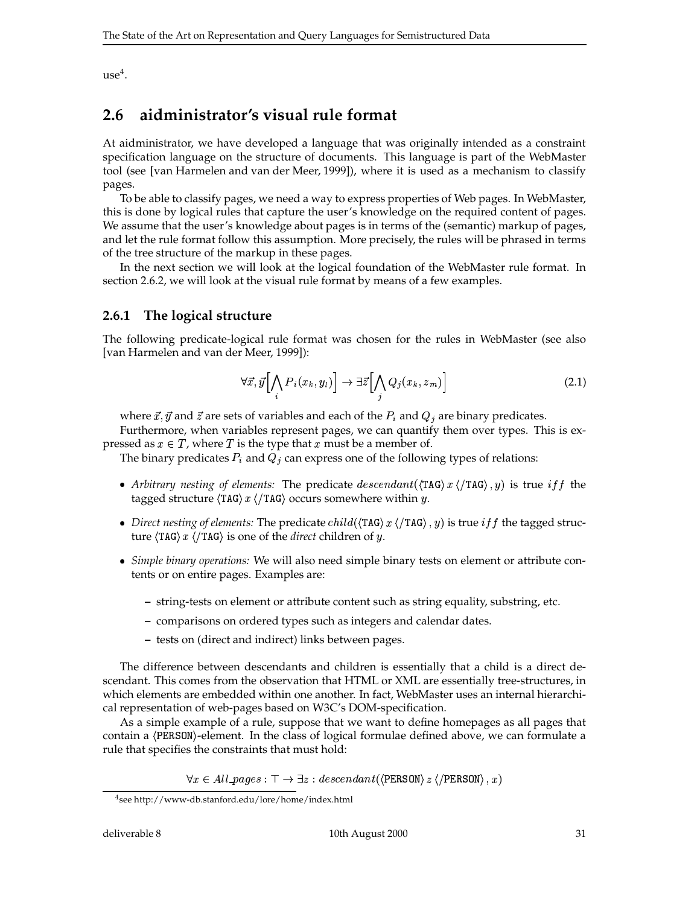use[4].

## 2.6 aidministrator's visual rule format

At aidministrator, we have developed a language that was originally intended as a constraint specification language on the structure of documents. This language is part of the WebMaster tool (see [van Harmelen and van der Meer, 1999]), where it is used as a mechanism to classify pages.

To be able to classify pages, we need a way to express properties of Web pages. In WebMaster, this is done by logical rules that capture the user's knowledge on the required content of pages. We assume that the user's knowledge about pages is in terms of the (semantic) markup of pages, and let the rule format follow this assumption. More precisely, the rules will be phrased in terms of the tree structure of the markup in these pages.

In the next section we will look at the logical foundation of the WebMaster rule format. In section 2.6.2, we will look at the visual rule format by means of a few examples.

### 2.6.1 The logical structure

The following predicate-logical rule format was chosen for the rules in WebMaster (see also [van Harmelen and van der Meer, 1999]):

$$\forall \vec{x}, \vec{y}\Big[\bigwedge_i P_i(x_k, y_l)\Big] \rightarrow \exists \vec{z}\Big[\bigwedge_j Q_j(x_k, z_m)\Big] \tag{2.1}$$

where $\vec{x}, \vec{y}$ and $\vec{z}$ are sets of variables and each of the $P_i$ and $Q_j$ are binary predicates.

Furthermore, when variables represent pages, we can quantify them over types. This is expressed as $x \in T$, where $T$ is the type that $x$ must be a member of.

The binary predicates $P_i$ and $Q_j$ can express one of the following types of relations:

- *Arbitrary nesting of elements:* The predicate $descendant(\langle \texttt{TAG} \rangle\, x\, \langle /\texttt{TAG} \rangle, y)$ is true $iff$ the tagged structure $\langle \texttt{TAG} \rangle\, x\, \langle /\texttt{TAG} \rangle$ occurs somewhere within $y$.
- *Direct nesting of elements:* The predicate $child(\langle \texttt{TAG} \rangle\, x\, \langle /\texttt{TAG} \rangle, y)$ is true $iff$ the tagged structure $\langle \texttt{TAG} \rangle\, x\, \langle /\texttt{TAG} \rangle$ is one of the *direct* children of $y$.
- *Simple binary operations:* We will also need simple binary tests on element or attribute contents or on entire pages. Examples are:
  - string-tests on element or attribute content such as string equality, substring, etc.
  - comparisons on ordered types such as integers and calendar dates.
  - tests on (direct and indirect) links between pages.

The difference between descendants and children is essentially that a child is a direct descendant. This comes from the observation that HTML or XML are essentially tree-structures, in which elements are embedded within one another. In fact, WebMaster uses an internal hierarchical representation of web-pages based on W3C's DOM-specification.

As a simple example of a rule, suppose that we want to define homepages as all pages that contain a $\langle \texttt{PERSON} \rangle$-element. In the class of logical formulae defined above, we can formulate a rule that specifies the constraints that must hold:

$$\forall x \in All\_pages : \top \rightarrow \exists z : descendant(\langle \texttt{PERSON} \rangle\, z\, \langle /\texttt{PERSON} \rangle, x)$$

[4] see http://www-db.stanford.edu/lore/home/index.html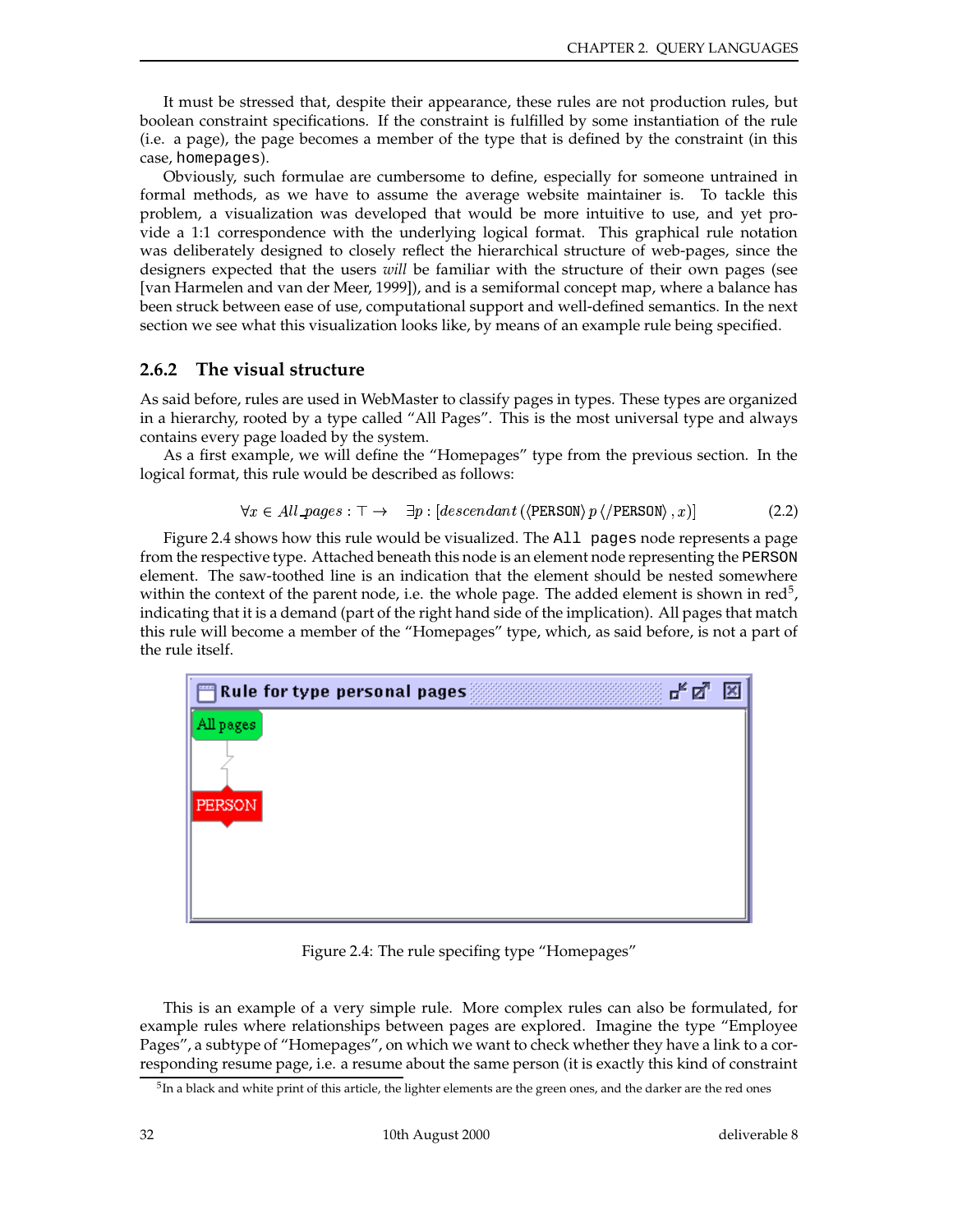It must be stressed that, despite their appearance, these rules are not production rules, but boolean constraint specifications. If the constraint is fulfilled by some instantiation of the rule (i.e. a page), the page becomes a member of the type that is defined by the constraint (in this case, `homepages`).

Obviously, such formulae are cumbersome to define, especially for someone untrained in formal methods, as we have to assume the average website maintainer is. To tackle this problem, a visualization was developed that would be more intuitive to use, and yet provide a 1:1 correspondence with the underlying logical format. This graphical rule notation was deliberately designed to closely reflect the hierarchical structure of web-pages, since the designers expected that the users *will* be familiar with the structure of their own pages (see [van Harmelen and van der Meer, 1999]), and is a semiformal concept map, where a balance has been struck between ease of use, computational support and well-defined semantics. In the next section we see what this visualization looks like, by means of an example rule being specified.

### 2.6.2 The visual structure

As said before, rules are used in WebMaster to classify pages in types. These types are organized in a hierarchy, rooted by a type called "All Pages". This is the most universal type and always contains every page loaded by the system.

As a first example, we will define the "Homepages" type from the previous section. In the logical format, this rule would be described as follows:

$$\forall x \in All\_pages : \top \rightarrow \quad \exists p : [descendant\,(\langle \texttt{PERSON} \rangle\, p\, \langle /\texttt{PERSON} \rangle\,, x)] \tag{2.2}$$

Figure 2.4 shows how this rule would be visualized. The `All pages` node represents a page from the respective type. Attached beneath this node is an element node representing the `PERSON` element. The saw-toothed line is an indication that the element should be nested somewhere within the context of the parent node, i.e. the whole page. The added element is shown in red[5], indicating that it is a demand (part of the right hand side of the implication). All pages that match this rule will become a member of the "Homepages" type, which, as said before, is not a part of the rule itself.

Figure 2.4: The rule specifing type "Homepages"

This is an example of a very simple rule. More complex rules can also be formulated, for example rules where relationships between pages are explored. Imagine the type "Employee Pages", a subtype of "Homepages", on which we want to check whether they have a link to a corresponding resume page, i.e. a resume about the same person (it is exactly this kind of constraint

[5] In a black and white print of this article, the lighter elements are the green ones, and the darker are the red ones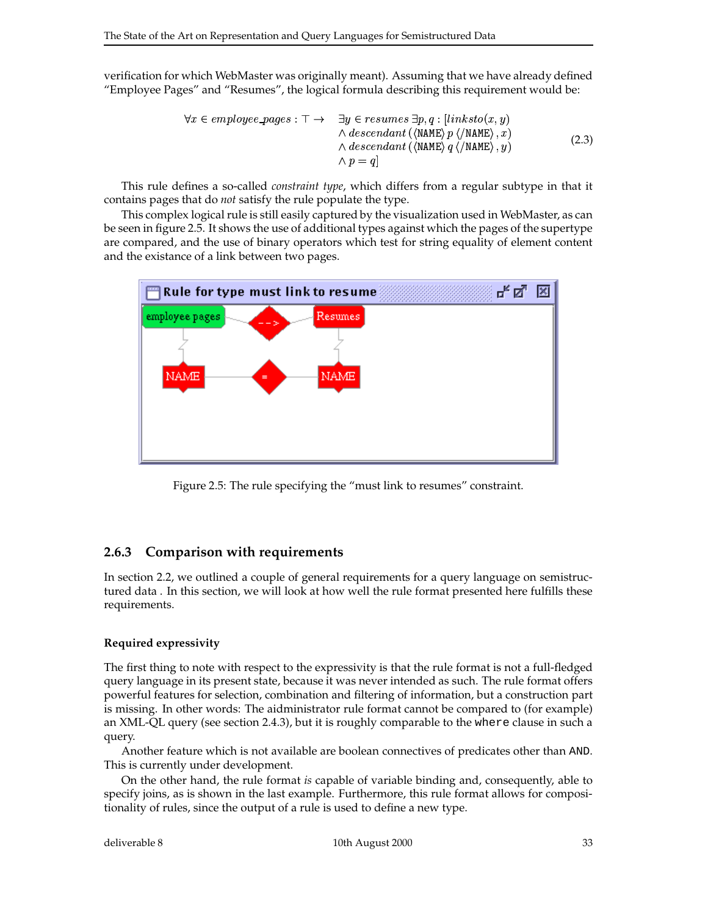verification for which WebMaster was originally meant). Assuming that we have already defined "Employee Pages" and "Resumes", the logical formula describing this requirement would be:

$$\forall x \in \mathit{employee\_pages} : \top \rightarrow \begin{array}{l} \exists y \in \mathit{resumes}\, \exists p, q : [\mathit{linksto}(x, y) \\ \wedge\, \mathit{descendant}\,(\langle \mathtt{NAME} \rangle\, p\, \langle /\mathtt{NAME} \rangle\, , x) \\ \wedge\, \mathit{descendant}\,(\langle \mathtt{NAME} \rangle\, q\, \langle /\mathtt{NAME} \rangle\, , y) \\ \wedge\, p = q] \end{array} \tag{2.3}$$

This rule defines a so-called *constraint type*, which differs from a regular subtype in that it contains pages that do *not* satisfy the rule populate the type.

This complex logical rule is still easily captured by the visualization used in WebMaster, as can be seen in figure 2.5. It shows the use of additional types against which the pages of the supertype are compared, and the use of binary operators which test for string equality of element content and the existance of a link between two pages.

Figure 2.5: The rule specifying the "must link to resumes" constraint.

### 2.6.3 Comparison with requirements

In section 2.2, we outlined a couple of general requirements for a query language on semistructured data . In this section, we will look at how well the rule format presented here fulfills these requirements.

#### Required expressivity

The first thing to note with respect to the expressivity is that the rule format is not a full-fledged query language in its present state, because it was never intended as such. The rule format offers powerful features for selection, combination and filtering of information, but a construction part is missing. In other words: The aidministrator rule format cannot be compared to (for example) an XML-QL query (see section 2.4.3), but it is roughly comparable to the `where` clause in such a query.

Another feature which is not available are boolean connectives of predicates other than AND. This is currently under development.

On the other hand, the rule format *is* capable of variable binding and, consequently, able to specify joins, as is shown in the last example. Furthermore, this rule format allows for compositionality of rules, since the output of a rule is used to define a new type.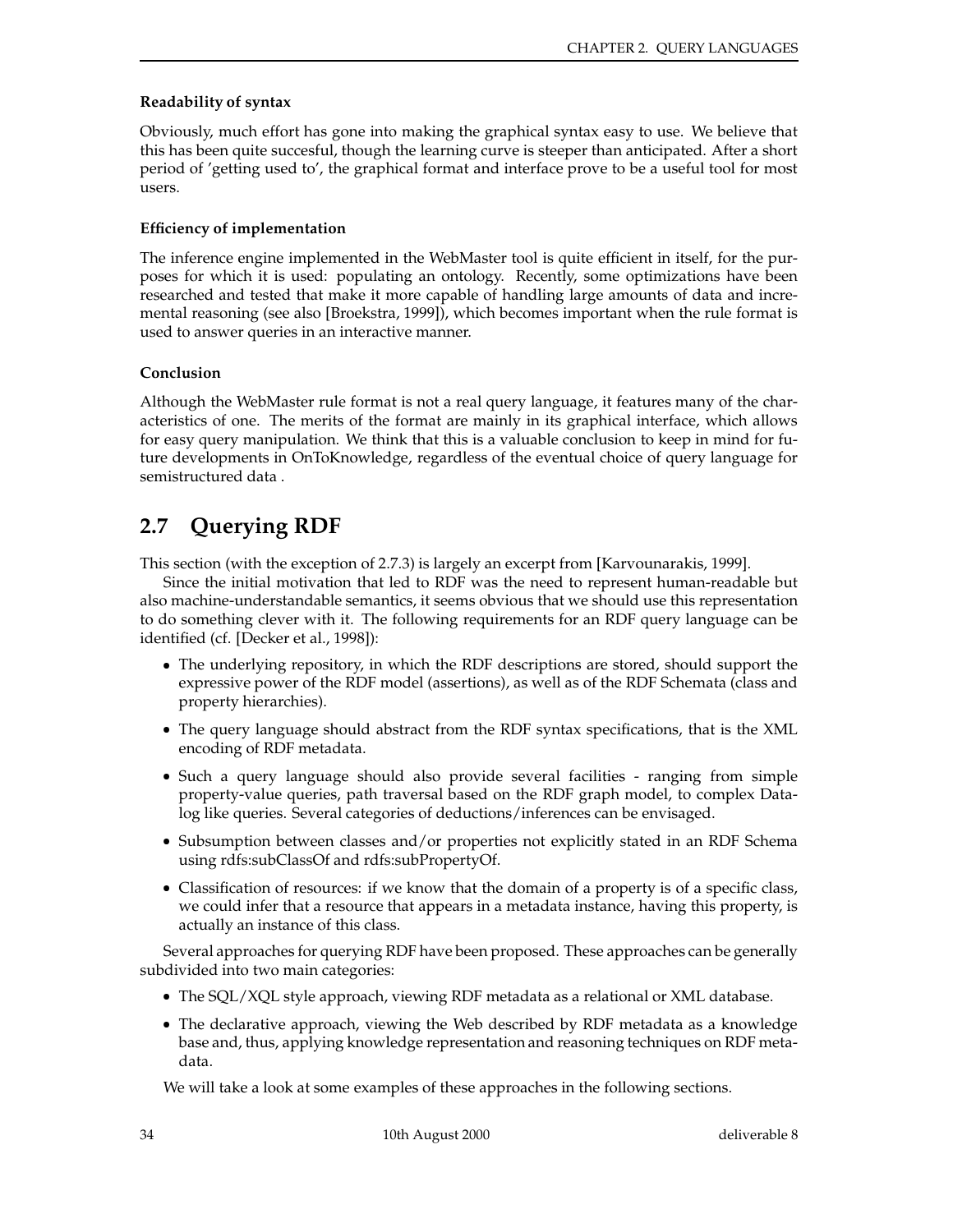**Readability of syntax**

Obviously, much effort has gone into making the graphical syntax easy to use. We believe that this has been quite succesful, though the learning curve is steeper than anticipated. After a short period of 'getting used to', the graphical format and interface prove to be a useful tool for most users.

**Efficiency of implementation**

The inference engine implemented in the WebMaster tool is quite efficient in itself, for the purposes for which it is used: populating an ontology. Recently, some optimizations have been researched and tested that make it more capable of handling large amounts of data and incremental reasoning (see also [Broekstra, 1999]), which becomes important when the rule format is used to answer queries in an interactive manner.

**Conclusion**

Although the WebMaster rule format is not a real query language, it features many of the characteristics of one. The merits of the format are mainly in its graphical interface, which allows for easy query manipulation. We think that this is a valuable conclusion to keep in mind for future developments in OnToKnowledge, regardless of the eventual choice of query language for semistructured data .

## 2.7 Querying RDF

This section (with the exception of 2.7.3) is largely an excerpt from [Karvounarakis, 1999].

Since the initial motivation that led to RDF was the need to represent human-readable but also machine-understandable semantics, it seems obvious that we should use this representation to do something clever with it. The following requirements for an RDF query language can be identified (cf. [Decker et al., 1998]):

- The underlying repository, in which the RDF descriptions are stored, should support the expressive power of the RDF model (assertions), as well as of the RDF Schemata (class and property hierarchies).
- The query language should abstract from the RDF syntax specifications, that is the XML encoding of RDF metadata.
- Such a query language should also provide several facilities - ranging from simple property-value queries, path traversal based on the RDF graph model, to complex Datalog like queries. Several categories of deductions/inferences can be envisaged.
- Subsumption between classes and/or properties not explicitly stated in an RDF Schema using rdfs:subClassOf and rdfs:subPropertyOf.
- Classification of resources: if we know that the domain of a property is of a specific class, we could infer that a resource that appears in a metadata instance, having this property, is actually an instance of this class.

Several approaches for querying RDF have been proposed. These approaches can be generally subdivided into two main categories:

- The SQL/XQL style approach, viewing RDF metadata as a relational or XML database.
- The declarative approach, viewing the Web described by RDF metadata as a knowledge base and, thus, applying knowledge representation and reasoning techniques on RDF metadata.

We will take a look at some examples of these approaches in the following sections.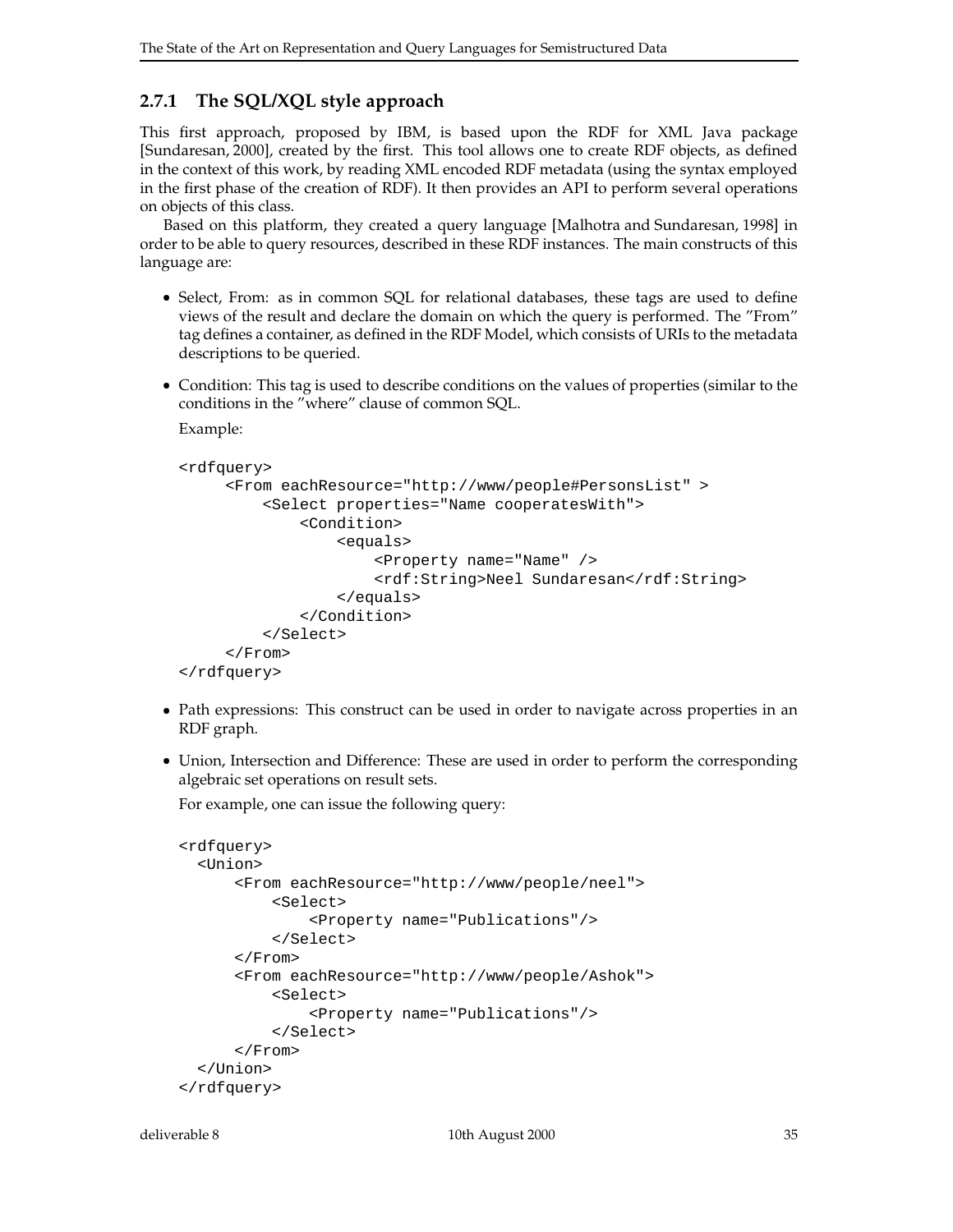### 2.7.1 The SQL/XQL style approach

This first approach, proposed by IBM, is based upon the RDF for XML Java package [Sundaresan, 2000], created by the first. This tool allows one to create RDF objects, as defined in the context of this work, by reading XML encoded RDF metadata (using the syntax employed in the first phase of the creation of RDF). It then provides an API to perform several operations on objects of this class.

Based on this platform, they created a query language [Malhotra and Sundaresan, 1998] in order to be able to query resources, described in these RDF instances. The main constructs of this language are:

- Select, From: as in common SQL for relational databases, these tags are used to define views of the result and declare the domain on which the query is performed. The "From" tag defines a container, as defined in the RDF Model, which consists of URIs to the metadata descriptions to be queried.
- Condition: This tag is used to describe conditions on the values of properties (similar to the conditions in the "where" clause of common SQL.

  Example:

```
<rdfquery>
     <From eachResource="http://www/people#PersonsList" >
         <Select properties="Name cooperatesWith">
             <Condition>
                 <equals>
                     <Property name="Name" />
                     <rdf:String>Neel Sundaresan</rdf:String>
                 </equals>
             </Condition>
         </Select>
     </From>
</rdfquery>
```

- Path expressions: This construct can be used in order to navigate across properties in an RDF graph.
- Union, Intersection and Difference: These are used in order to perform the corresponding algebraic set operations on result sets.

  For example, one can issue the following query:

```
<rdfquery>
  <Union>
      <From eachResource="http://www/people/neel">
          <Select>
              <Property name="Publications"/>
          </Select>
      </From>
      <From eachResource="http://www/people/Ashok">
          <Select>
              <Property name="Publications"/>
          </Select>
      </From>
  </Union>
</rdfquery>
```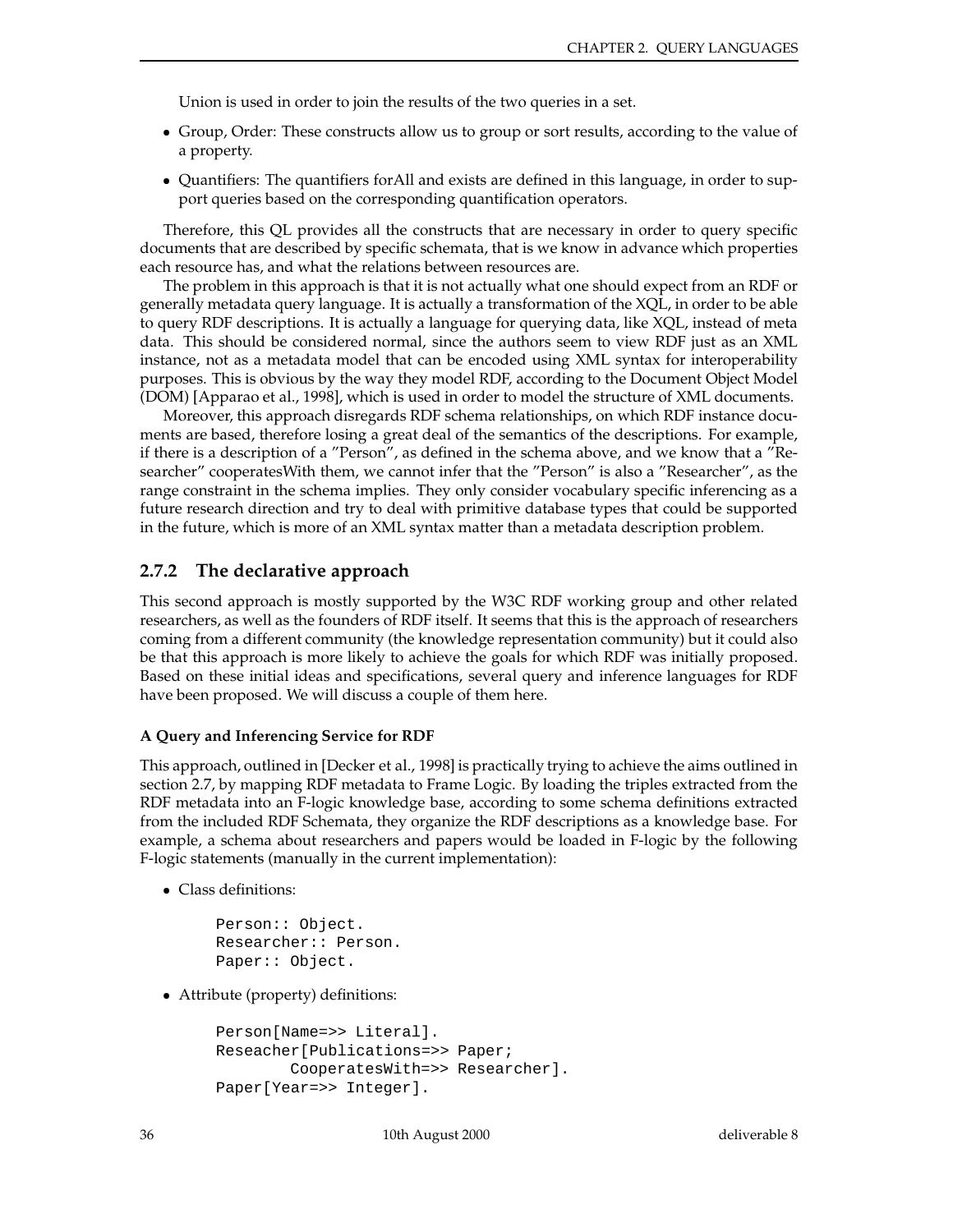Union is used in order to join the results of the two queries in a set.

- Group, Order: These constructs allow us to group or sort results, according to the value of a property.
- Quantifiers: The quantifiers forAll and exists are defined in this language, in order to support queries based on the corresponding quantification operators.

Therefore, this QL provides all the constructs that are necessary in order to query specific documents that are described by specific schemata, that is we know in advance which properties each resource has, and what the relations between resources are.

The problem in this approach is that it is not actually what one should expect from an RDF or generally metadata query language. It is actually a transformation of the XQL, in order to be able to query RDF descriptions. It is actually a language for querying data, like XQL, instead of meta data. This should be considered normal, since the authors seem to view RDF just as an XML instance, not as a metadata model that can be encoded using XML syntax for interoperability purposes. This is obvious by the way they model RDF, according to the Document Object Model (DOM) [Apparao et al., 1998], which is used in order to model the structure of XML documents.

Moreover, this approach disregards RDF schema relationships, on which RDF instance documents are based, therefore losing a great deal of the semantics of the descriptions. For example, if there is a description of a "Person", as defined in the schema above, and we know that a "Researcher" cooperatesWith them, we cannot infer that the "Person" is also a "Researcher", as the range constraint in the schema implies. They only consider vocabulary specific inferencing as a future research direction and try to deal with primitive database types that could be supported in the future, which is more of an XML syntax matter than a metadata description problem.

### 2.7.2 The declarative approach

This second approach is mostly supported by the W3C RDF working group and other related researchers, as well as the founders of RDF itself. It seems that this is the approach of researchers coming from a different community (the knowledge representation community) but it could also be that this approach is more likely to achieve the goals for which RDF was initially proposed. Based on these initial ideas and specifications, several query and inference languages for RDF have been proposed. We will discuss a couple of them here.

#### A Query and Inferencing Service for RDF

This approach, outlined in [Decker et al., 1998] is practically trying to achieve the aims outlined in section 2.7, by mapping RDF metadata to Frame Logic. By loading the triples extracted from the RDF metadata into an F-logic knowledge base, according to some schema definitions extracted from the included RDF Schemata, they organize the RDF descriptions as a knowledge base. For example, a schema about researchers and papers would be loaded in F-logic by the following F-logic statements (manually in the current implementation):

- Class definitions:

```
Person:: Object.
Researcher:: Person.
Paper:: Object.
```

- Attribute (property) definitions:

```
Person[Name=>> Literal].
Reseacher[Publications=>> Paper;
        CooperatesWith=>> Researcher].
Paper[Year=>> Integer].
```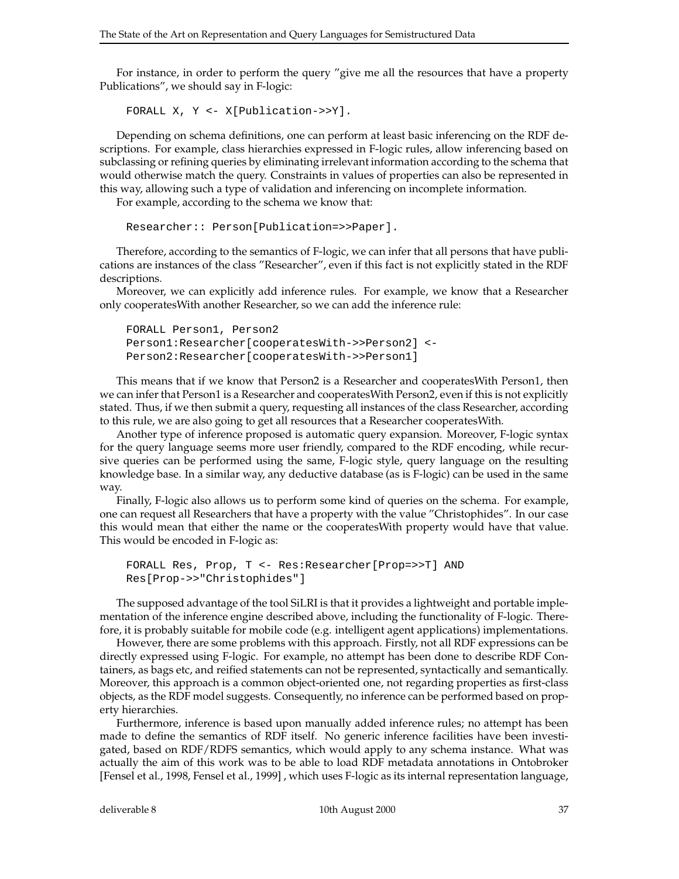For instance, in order to perform the query "give me all the resources that have a property Publications", we should say in F-logic:

```
FORALL X, Y <- X[Publication->>Y].
```

Depending on schema definitions, one can perform at least basic inferencing on the RDF descriptions. For example, class hierarchies expressed in F-logic rules, allow inferencing based on subclassing or refining queries by eliminating irrelevant information according to the schema that would otherwise match the query. Constraints in values of properties can also be represented in this way, allowing such a type of validation and inferencing on incomplete information.

For example, according to the schema we know that:

```
Researcher:: Person[Publication=>>Paper].
```

Therefore, according to the semantics of F-logic, we can infer that all persons that have publications are instances of the class "Researcher", even if this fact is not explicitly stated in the RDF descriptions.

Moreover, we can explicitly add inference rules. For example, we know that a Researcher only cooperatesWith another Researcher, so we can add the inference rule:

```
FORALL Person1, Person2
Person1:Researcher[cooperatesWith->>Person2] <-
Person2:Researcher[cooperatesWith->>Person1]
```

This means that if we know that Person2 is a Researcher and cooperatesWith Person1, then we can infer that Person1 is a Researcher and cooperatesWith Person2, even if this is not explicitly stated. Thus, if we then submit a query, requesting all instances of the class Researcher, according to this rule, we are also going to get all resources that a Researcher cooperatesWith.

Another type of inference proposed is automatic query expansion. Moreover, F-logic syntax for the query language seems more user friendly, compared to the RDF encoding, while recursive queries can be performed using the same, F-logic style, query language on the resulting knowledge base. In a similar way, any deductive database (as is F-logic) can be used in the same way.

Finally, F-logic also allows us to perform some kind of queries on the schema. For example, one can request all Researchers that have a property with the value "Christophides". In our case this would mean that either the name or the cooperatesWith property would have that value. This would be encoded in F-logic as:

```
FORALL Res, Prop, T <- Res:Researcher[Prop=>>T] AND
Res[Prop->>"Christophides"]
```

The supposed advantage of the tool SiLRI is that it provides a lightweight and portable implementation of the inference engine described above, including the functionality of F-logic. Therefore, it is probably suitable for mobile code (e.g. intelligent agent applications) implementations.

However, there are some problems with this approach. Firstly, not all RDF expressions can be directly expressed using F-logic. For example, no attempt has been done to describe RDF Containers, as bags etc, and reified statements can not be represented, syntactically and semantically. Moreover, this approach is a common object-oriented one, not regarding properties as first-class objects, as the RDF model suggests. Consequently, no inference can be performed based on property hierarchies.

Furthermore, inference is based upon manually added inference rules; no attempt has been made to define the semantics of RDF itself. No generic inference facilities have been investigated, based on RDF/RDFS semantics, which would apply to any schema instance. What was actually the aim of this work was to be able to load RDF metadata annotations in Ontobroker [Fensel et al., 1998, Fensel et al., 1999] , which uses F-logic as its internal representation language,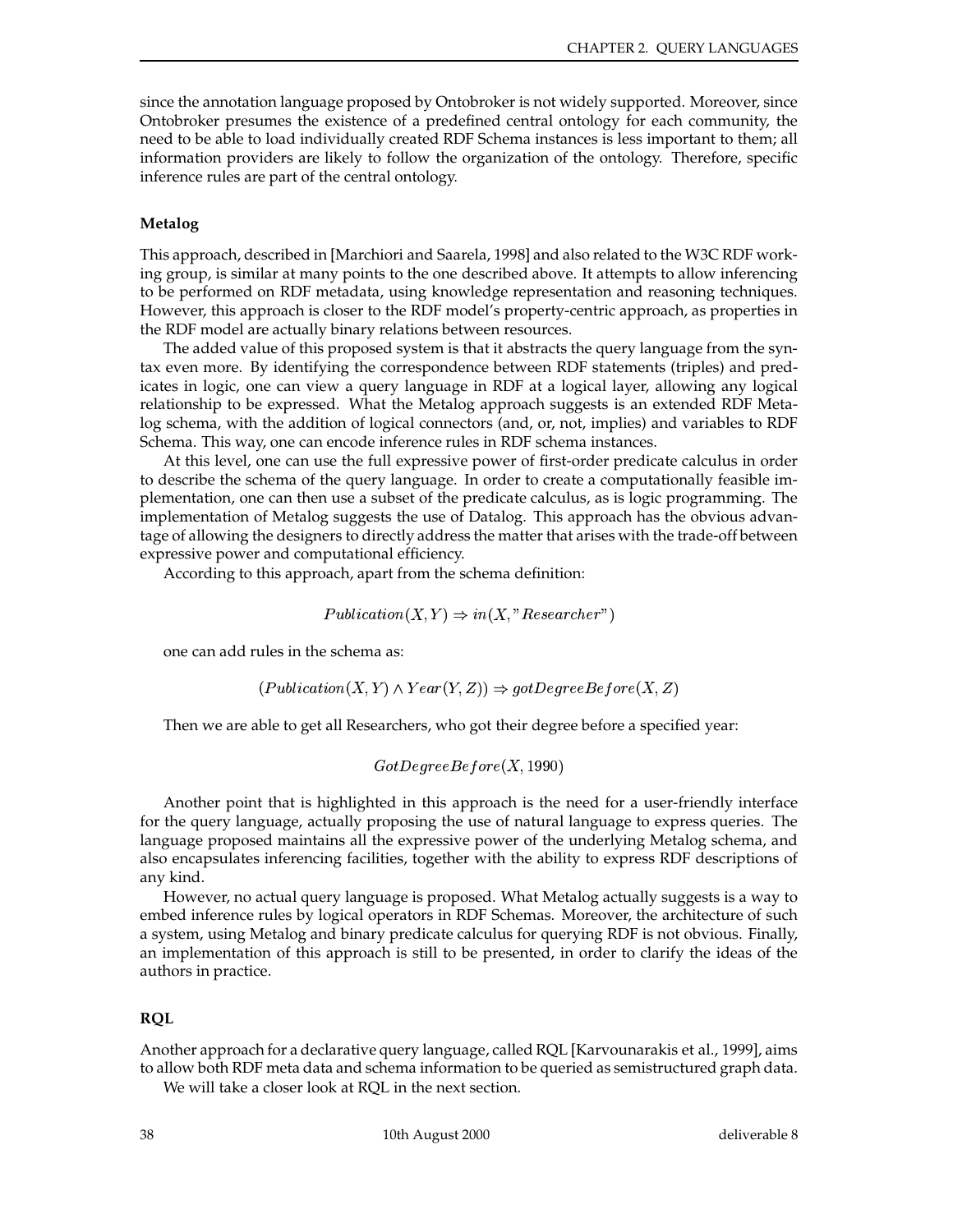since the annotation language proposed by Ontobroker is not widely supported. Moreover, since Ontobroker presumes the existence of a predefined central ontology for each community, the need to be able to load individually created RDF Schema instances is less important to them; all information providers are likely to follow the organization of the ontology. Therefore, specific inference rules are part of the central ontology.

### Metalog

This approach, described in [Marchiori and Saarela, 1998] and also related to the W3C RDF working group, is similar at many points to the one described above. It attempts to allow inferencing to be performed on RDF metadata, using knowledge representation and reasoning techniques. However, this approach is closer to the RDF model's property-centric approach, as properties in the RDF model are actually binary relations between resources.

The added value of this proposed system is that it abstracts the query language from the syntax even more. By identifying the correspondence between RDF statements (triples) and predicates in logic, one can view a query language in RDF at a logical layer, allowing any logical relationship to be expressed. What the Metalog approach suggests is an extended RDF Metalog schema, with the addition of logical connectors (and, or, not, implies) and variables to RDF Schema. This way, one can encode inference rules in RDF schema instances.

At this level, one can use the full expressive power of first-order predicate calculus in order to describe the schema of the query language. In order to create a computationally feasible implementation, one can then use a subset of the predicate calculus, as is logic programming. The implementation of Metalog suggests the use of Datalog. This approach has the obvious advantage of allowing the designers to directly address the matter that arises with the trade-off between expressive power and computational efficiency.

According to this approach, apart from the schema definition:

$$Publication(X, Y) \Rightarrow in(X, "Researcher")$$

one can add rules in the schema as:

$$(Publication(X, Y) \wedge Year(Y, Z)) \Rightarrow gotDegreeBefore(X, Z)$$

Then we are able to get all Researchers, who got their degree before a specified year:

$$GotDegreeBefore(X, 1990)$$

Another point that is highlighted in this approach is the need for a user-friendly interface for the query language, actually proposing the use of natural language to express queries. The language proposed maintains all the expressive power of the underlying Metalog schema, and also encapsulates inferencing facilities, together with the ability to express RDF descriptions of any kind.

However, no actual query language is proposed. What Metalog actually suggests is a way to embed inference rules by logical operators in RDF Schemas. Moreover, the architecture of such a system, using Metalog and binary predicate calculus for querying RDF is not obvious. Finally, an implementation of this approach is still to be presented, in order to clarify the ideas of the authors in practice.

### RQL

Another approach for a declarative query language, called RQL [Karvounarakis et al., 1999], aims to allow both RDF meta data and schema information to be queried as semistructured graph data.

We will take a closer look at RQL in the next section.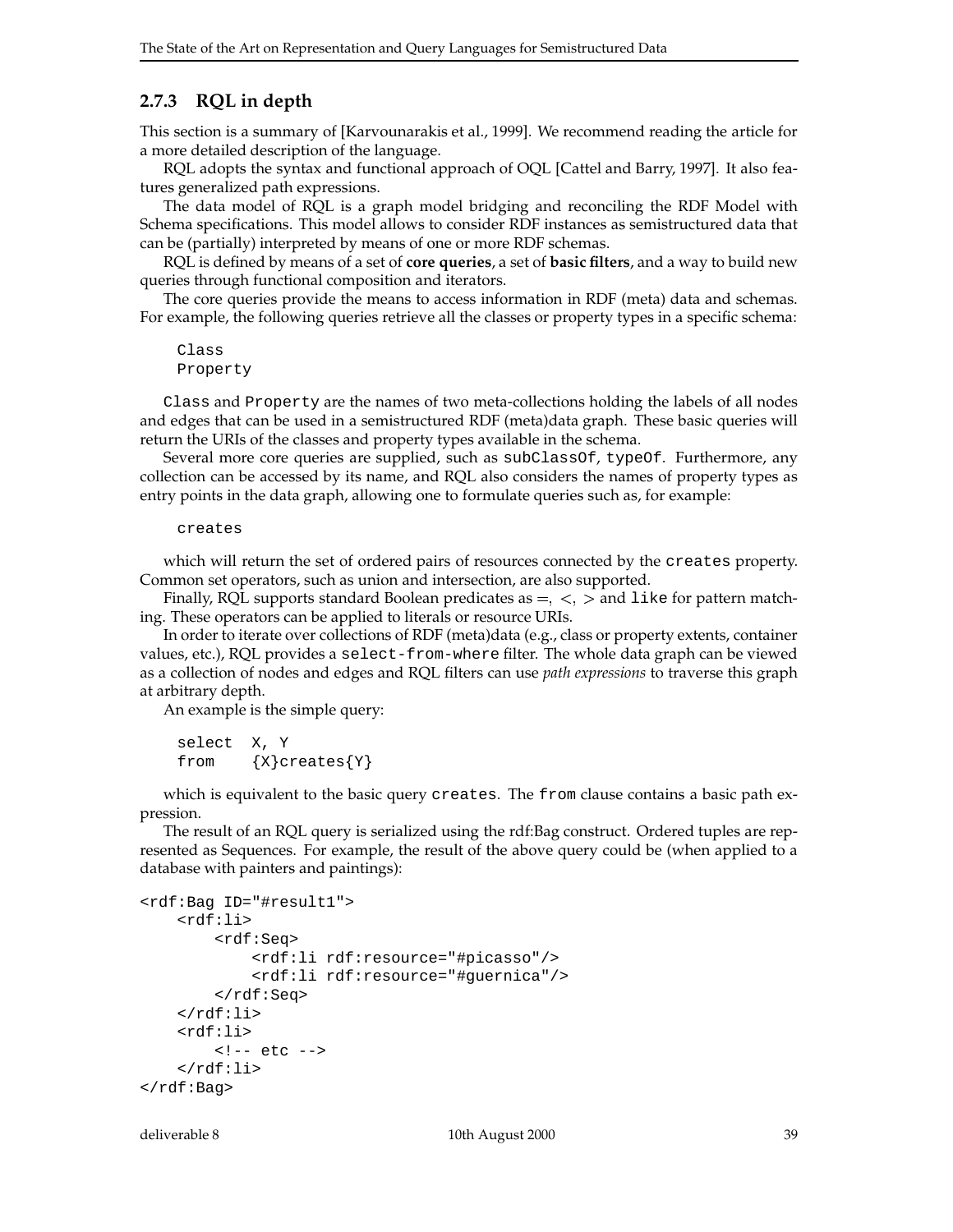### 2.7.3 RQL in depth

This section is a summary of [Karvounarakis et al., 1999]. We recommend reading the article for a more detailed description of the language.

RQL adopts the syntax and functional approach of OQL [Cattel and Barry, 1997]. It also features generalized path expressions.

The data model of RQL is a graph model bridging and reconciling the RDF Model with Schema specifications. This model allows to consider RDF instances as semistructured data that can be (partially) interpreted by means of one or more RDF schemas.

RQL is defined by means of a set of **core queries**, a set of **basic filters**, and a way to build new queries through functional composition and iterators.

The core queries provide the means to access information in RDF (meta) data and schemas. For example, the following queries retrieve all the classes or property types in a specific schema:

```
Class
Property
```

`Class` and `Property` are the names of two meta-collections holding the labels of all nodes and edges that can be used in a semistructured RDF (meta)data graph. These basic queries will return the URIs of the classes and property types available in the schema.

Several more core queries are supplied, such as `subClassOf`, `typeOf`. Furthermore, any collection can be accessed by its name, and RQL also considers the names of property types as entry points in the data graph, allowing one to formulate queries such as, for example:

```
creates
```

which will return the set of ordered pairs of resources connected by the `creates` property. Common set operators, such as union and intersection, are also supported.

Finally, RQL supports standard Boolean predicates as $=$, $<$, $>$ and `like` for pattern matching. These operators can be applied to literals or resource URIs.

In order to iterate over collections of RDF (meta)data (e.g., class or property extents, container values, etc.), RQL provides a `select-from-where` filter. The whole data graph can be viewed as a collection of nodes and edges and RQL filters can use *path expressions* to traverse this graph at arbitrary depth.

An example is the simple query:

```
select  X, Y
from    {X}creates{Y}
```

which is equivalent to the basic query `creates`. The `from` clause contains a basic path expression.

The result of an RQL query is serialized using the rdf:Bag construct. Ordered tuples are represented as Sequences. For example, the result of the above query could be (when applied to a database with painters and paintings):

```
<rdf:Bag ID="#result1">
    <rdf:li>
        <rdf:Seq>
            <rdf:li rdf:resource="#picasso"/>
            <rdf:li rdf:resource="#guernica"/>
        </rdf:Seq>
    </rdf:li>
    <rdf:li>
        <!-- etc -->
    </rdf:li>
</rdf:Bag>
```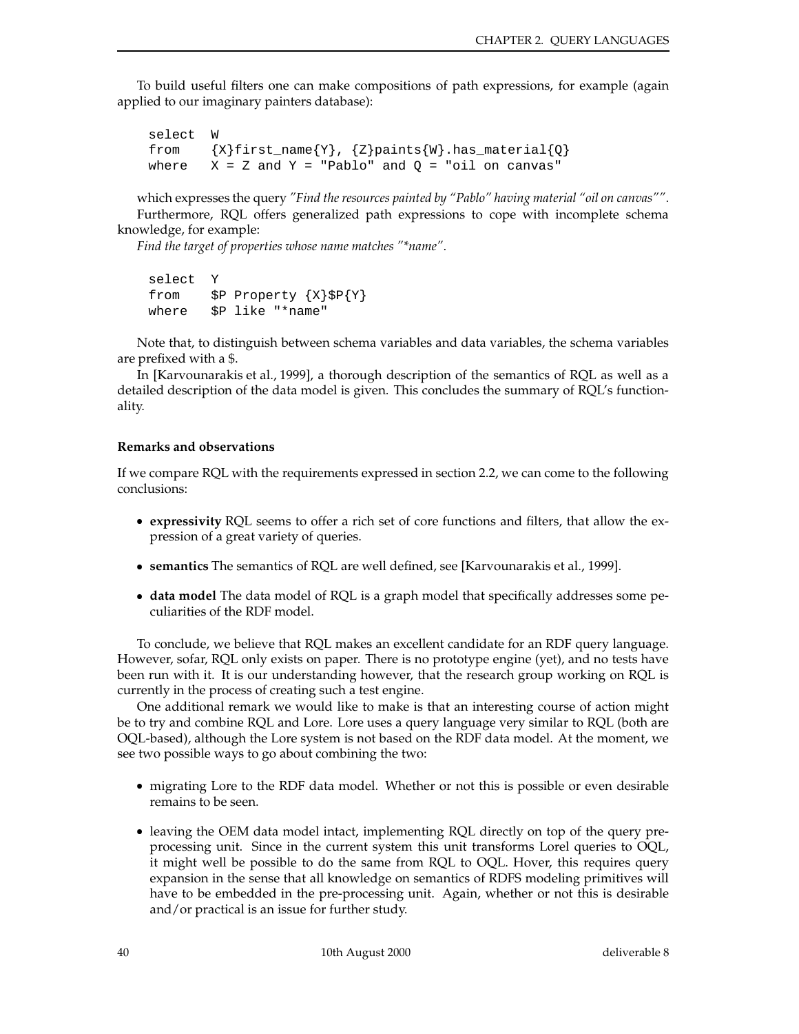To build useful filters one can make compositions of path expressions, for example (again applied to our imaginary painters database):

```
select  W
from    {X}first_name{Y}, {Z}paints{W}.has_material{Q}
where   X = Z and Y = "Pablo" and Q = "oil on canvas"
```

which expresses the query *"Find the resources painted by "Pablo" having material "oil on canvas""*.

Furthermore, RQL offers generalized path expressions to cope with incomplete schema knowledge, for example:

*Find the target of properties whose name matches "*name"*.

```
select  Y
from    $P Property {X}$P{Y}
where   $P like "*name"
```

Note that, to distinguish between schema variables and data variables, the schema variables are prefixed with a $.

In [Karvounarakis et al., 1999], a thorough description of the semantics of RQL as well as a detailed description of the data model is given. This concludes the summary of RQL's functionality.

#### Remarks and observations

If we compare RQL with the requirements expressed in section 2.2, we can come to the following conclusions:

- **expressivity** RQL seems to offer a rich set of core functions and filters, that allow the expression of a great variety of queries.
- **semantics** The semantics of RQL are well defined, see [Karvounarakis et al., 1999].
- **data model** The data model of RQL is a graph model that specifically addresses some peculiarities of the RDF model.

To conclude, we believe that RQL makes an excellent candidate for an RDF query language. However, sofar, RQL only exists on paper. There is no prototype engine (yet), and no tests have been run with it. It is our understanding however, that the research group working on RQL is currently in the process of creating such a test engine.

One additional remark we would like to make is that an interesting course of action might be to try and combine RQL and Lore. Lore uses a query language very similar to RQL (both are OQL-based), although the Lore system is not based on the RDF data model. At the moment, we see two possible ways to go about combining the two:

- migrating Lore to the RDF data model. Whether or not this is possible or even desirable remains to be seen.
- leaving the OEM data model intact, implementing RQL directly on top of the query pre-processing unit. Since in the current system this unit transforms Lorel queries to OQL, it might well be possible to do the same from RQL to OQL. Hover, this requires query expansion in the sense that all knowledge on semantics of RDFS modeling primitives will have to be embedded in the pre-processing unit. Again, whether or not this is desirable and/or practical is an issue for further study.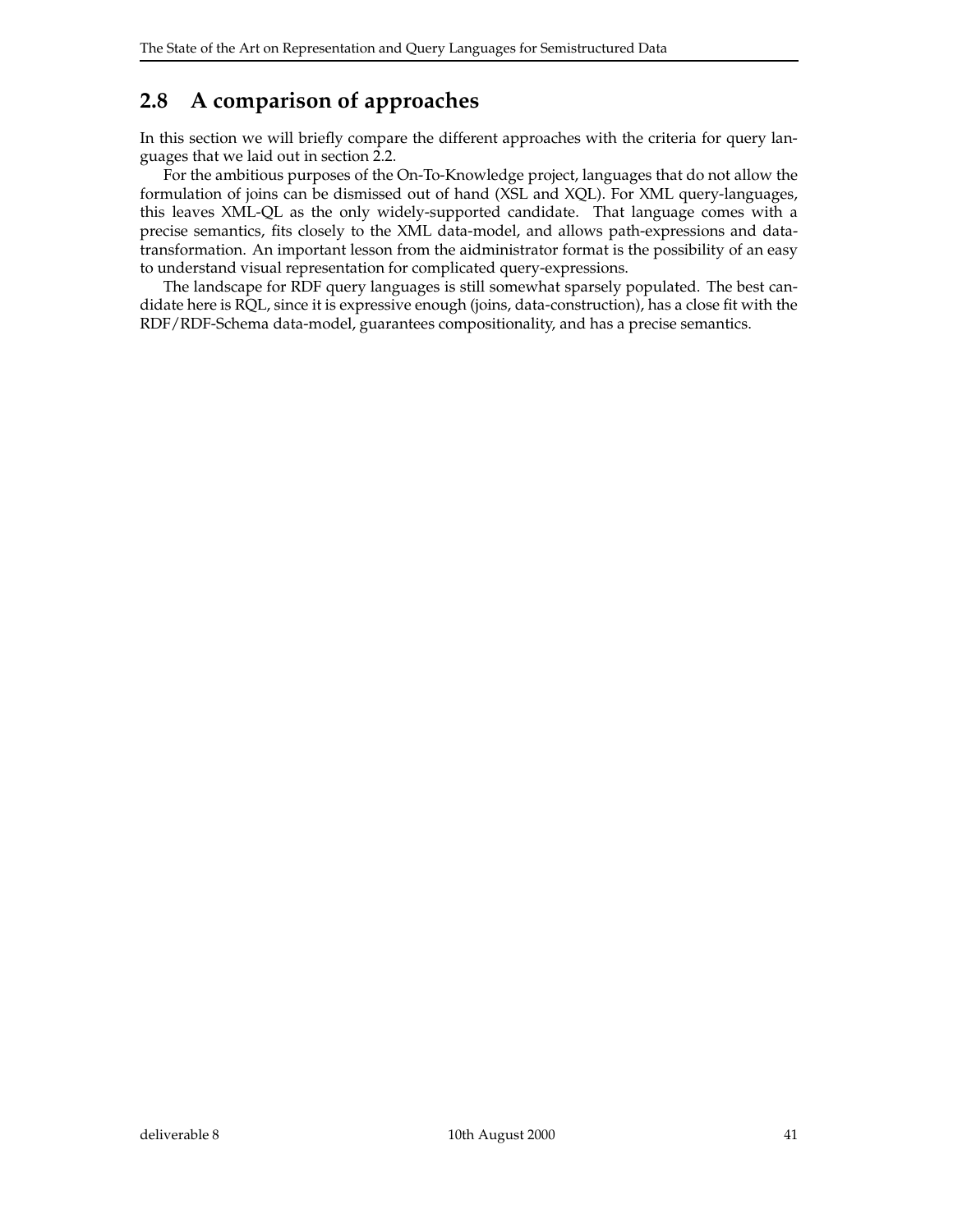## 2.8 A comparison of approaches

In this section we will briefly compare the different approaches with the criteria for query languages that we laid out in section 2.2.

For the ambitious purposes of the On-To-Knowledge project, languages that do not allow the formulation of joins can be dismissed out of hand (XSL and XQL). For XML query-languages, this leaves XML-QL as the only widely-supported candidate. That language comes with a precise semantics, fits closely to the XML data-model, and allows path-expressions and data-transformation. An important lesson from the aidministrator format is the possibility of an easy to understand visual representation for complicated query-expressions.

The landscape for RDF query languages is still somewhat sparsely populated. The best candidate here is RQL, since it is expressive enough (joins, data-construction), has a close fit with the RDF/RDF-Schema data-model, guarantees compositionality, and has a precise semantics.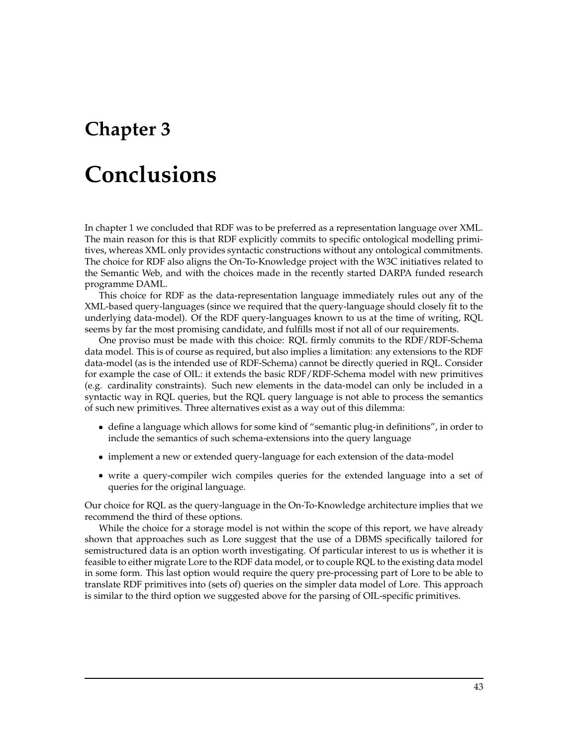# Chapter 3

# Conclusions

In chapter 1 we concluded that RDF was to be preferred as a representation language over XML. The main reason for this is that RDF explicitly commits to specific ontological modelling primitives, whereas XML only provides syntactic constructions without any ontological commitments. The choice for RDF also aligns the On-To-Knowledge project with the W3C initiatives related to the Semantic Web, and with the choices made in the recently started DARPA funded research programme DAML.

This choice for RDF as the data-representation language immediately rules out any of the XML-based query-languages (since we required that the query-language should closely fit to the underlying data-model). Of the RDF query-languages known to us at the time of writing, RQL seems by far the most promising candidate, and fulfills most if not all of our requirements.

One proviso must be made with this choice: RQL firmly commits to the RDF/RDF-Schema data model. This is of course as required, but also implies a limitation: any extensions to the RDF data-model (as is the intended use of RDF-Schema) cannot be directly queried in RQL. Consider for example the case of OIL: it extends the basic RDF/RDF-Schema model with new primitives (e.g. cardinality constraints). Such new elements in the data-model can only be included in a syntactic way in RQL queries, but the RQL query language is not able to process the semantics of such new primitives. Three alternatives exist as a way out of this dilemma:

- define a language which allows for some kind of "semantic plug-in definitions", in order to include the semantics of such schema-extensions into the query language
- implement a new or extended query-language for each extension of the data-model
- write a query-compiler wich compiles queries for the extended language into a set of queries for the original language.

Our choice for RQL as the query-language in the On-To-Knowledge architecture implies that we recommend the third of these options.

While the choice for a storage model is not within the scope of this report, we have already shown that approaches such as Lore suggest that the use of a DBMS specifically tailored for semistructured data is an option worth investigating. Of particular interest to us is whether it is feasible to either migrate Lore to the RDF data model, or to couple RQL to the existing data model in some form. This last option would require the query pre-processing part of Lore to be able to translate RDF primitives into (sets of) queries on the simpler data model of Lore. This approach is similar to the third option we suggested above for the parsing of OIL-specific primitives.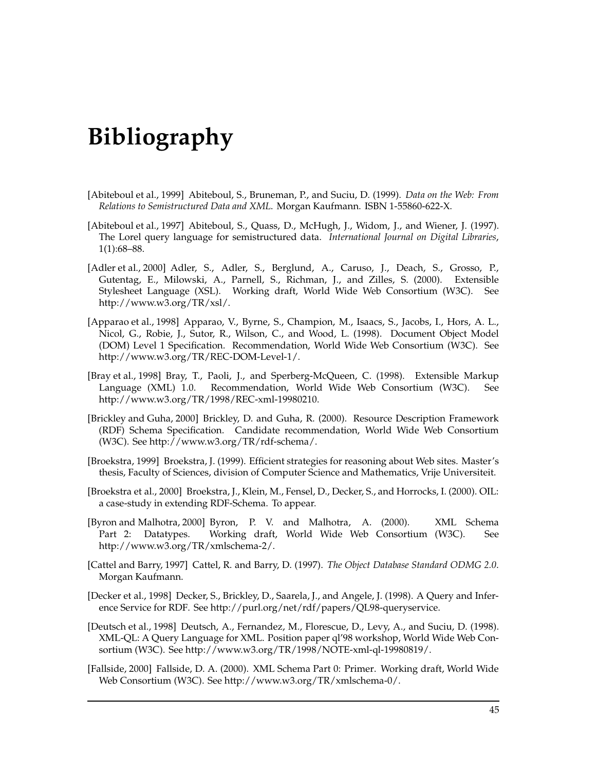# Bibliography

[Abiteboul et al., 1999] Abiteboul, S., Bruneman, P., and Suciu, D. (1999). *Data on the Web: From Relations to Semistructured Data and XML*. Morgan Kaufmann. ISBN 1-55860-622-X.

[Abiteboul et al., 1997] Abiteboul, S., Quass, D., McHugh, J., Widom, J., and Wiener, J. (1997). The Lorel query language for semistructured data. *International Journal on Digital Libraries*, 1(1):68–88.

[Adler et al., 2000] Adler, S., Adler, S., Berglund, A., Caruso, J., Deach, S., Grosso, P., Gutentag, E., Milowski, A., Parnell, S., Richman, J., and Zilles, S. (2000). Extensible Stylesheet Language (XSL). Working draft, World Wide Web Consortium (W3C). See http://www.w3.org/TR/xsl/.

[Apparao et al., 1998] Apparao, V., Byrne, S., Champion, M., Isaacs, S., Jacobs, I., Hors, A. L., Nicol, G., Robie, J., Sutor, R., Wilson, C., and Wood, L. (1998). Document Object Model (DOM) Level 1 Specification. Recommendation, World Wide Web Consortium (W3C). See http://www.w3.org/TR/REC-DOM-Level-1/.

[Bray et al., 1998] Bray, T., Paoli, J., and Sperberg-McQueen, C. (1998). Extensible Markup Language (XML) 1.0. Recommendation, World Wide Web Consortium (W3C). See http://www.w3.org/TR/1998/REC-xml-19980210.

[Brickley and Guha, 2000] Brickley, D. and Guha, R. (2000). Resource Description Framework (RDF) Schema Specification. Candidate recommendation, World Wide Web Consortium (W3C). See http://www.w3.org/TR/rdf-schema/.

[Broekstra, 1999] Broekstra, J. (1999). Efficient strategies for reasoning about Web sites. Master's thesis, Faculty of Sciences, division of Computer Science and Mathematics, Vrije Universiteit.

[Broekstra et al., 2000] Broekstra, J., Klein, M., Fensel, D., Decker, S., and Horrocks, I. (2000). OIL: a case-study in extending RDF-Schema. To appear.

[Byron and Malhotra, 2000] Byron, P. V. and Malhotra, A. (2000). XML Schema Part 2: Datatypes. Working draft, World Wide Web Consortium (W3C). See http://www.w3.org/TR/xmlschema-2/.

[Cattel and Barry, 1997] Cattel, R. and Barry, D. (1997). *The Object Database Standard ODMG 2.0*. Morgan Kaufmann.

[Decker et al., 1998] Decker, S., Brickley, D., Saarela, J., and Angele, J. (1998). A Query and Inference Service for RDF. See http://purl.org/net/rdf/papers/QL98-queryservice.

[Deutsch et al., 1998] Deutsch, A., Fernandez, M., Florescue, D., Levy, A., and Suciu, D. (1998). XML-QL: A Query Language for XML. Position paper ql'98 workshop, World Wide Web Consortium (W3C). See http://www.w3.org/TR/1998/NOTE-xml-ql-19980819/.

[Fallside, 2000] Fallside, D. A. (2000). XML Schema Part 0: Primer. Working draft, World Wide Web Consortium (W3C). See http://www.w3.org/TR/xmlschema-0/.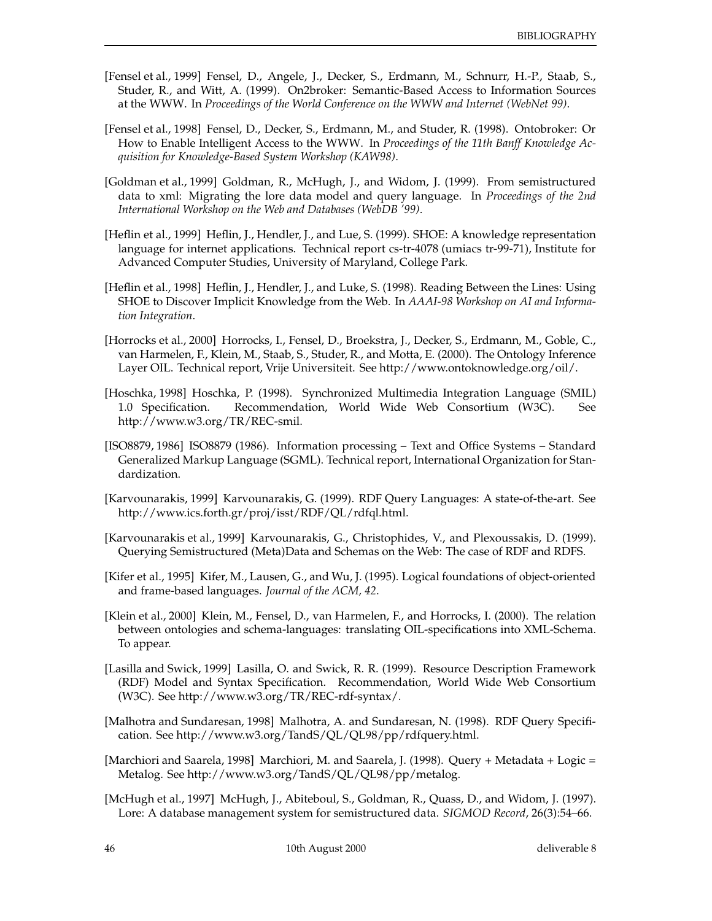[Fensel et al., 1999] Fensel, D., Angele, J., Decker, S., Erdmann, M., Schnurr, H.-P., Staab, S., Studer, R., and Witt, A. (1999). On2broker: Semantic-Based Access to Information Sources at the WWW. In *Proceedings of the World Conference on the WWW and Internet (WebNet 99)*.

[Fensel et al., 1998] Fensel, D., Decker, S., Erdmann, M., and Studer, R. (1998). Ontobroker: Or How to Enable Intelligent Access to the WWW. In *Proceedings of the 11th Banff Knowledge Acquisition for Knowledge-Based System Workshop (KAW98)*.

[Goldman et al., 1999] Goldman, R., McHugh, J., and Widom, J. (1999). From semistructured data to xml: Migrating the lore data model and query language. In *Proceedings of the 2nd International Workshop on the Web and Databases (WebDB '99)*.

[Heflin et al., 1999] Heflin, J., Hendler, J., and Lue, S. (1999). SHOE: A knowledge representation language for internet applications. Technical report cs-tr-4078 (umiacs tr-99-71), Institute for Advanced Computer Studies, University of Maryland, College Park.

[Heflin et al., 1998] Heflin, J., Hendler, J., and Luke, S. (1998). Reading Between the Lines: Using SHOE to Discover Implicit Knowledge from the Web. In *AAAI-98 Workshop on AI and Information Integration*.

[Horrocks et al., 2000] Horrocks, I., Fensel, D., Broekstra, J., Decker, S., Erdmann, M., Goble, C., van Harmelen, F., Klein, M., Staab, S., Studer, R., and Motta, E. (2000). The Ontology Inference Layer OIL. Technical report, Vrije Universiteit. See http://www.ontoknowledge.org/oil/.

[Hoschka, 1998] Hoschka, P. (1998). Synchronized Multimedia Integration Language (SMIL) 1.0 Specification. Recommendation, World Wide Web Consortium (W3C). See http://www.w3.org/TR/REC-smil.

[ISO8879, 1986] ISO8879 (1986). Information processing – Text and Office Systems – Standard Generalized Markup Language (SGML). Technical report, International Organization for Standardization.

[Karvounarakis, 1999] Karvounarakis, G. (1999). RDF Query Languages: A state-of-the-art. See http://www.ics.forth.gr/proj/isst/RDF/QL/rdfql.html.

[Karvounarakis et al., 1999] Karvounarakis, G., Christophides, V., and Plexoussakis, D. (1999). Querying Semistructured (Meta)Data and Schemas on the Web: The case of RDF and RDFS.

[Kifer et al., 1995] Kifer, M., Lausen, G., and Wu, J. (1995). Logical foundations of object-oriented and frame-based languages. *Journal of the ACM, 42*.

[Klein et al., 2000] Klein, M., Fensel, D., van Harmelen, F., and Horrocks, I. (2000). The relation between ontologies and schema-languages: translating OIL-specifications into XML-Schema. To appear.

[Lasilla and Swick, 1999] Lasilla, O. and Swick, R. R. (1999). Resource Description Framework (RDF) Model and Syntax Specification. Recommendation, World Wide Web Consortium (W3C). See http://www.w3.org/TR/REC-rdf-syntax/.

[Malhotra and Sundaresan, 1998] Malhotra, A. and Sundaresan, N. (1998). RDF Query Specification. See http://www.w3.org/TandS/QL/QL98/pp/rdfquery.html.

[Marchiori and Saarela, 1998] Marchiori, M. and Saarela, J. (1998). Query + Metadata + Logic = Metalog. See http://www.w3.org/TandS/QL/QL98/pp/metalog.

[McHugh et al., 1997] McHugh, J., Abiteboul, S., Goldman, R., Quass, D., and Widom, J. (1997). Lore: A database management system for semistructured data. *SIGMOD Record*, 26(3):54–66.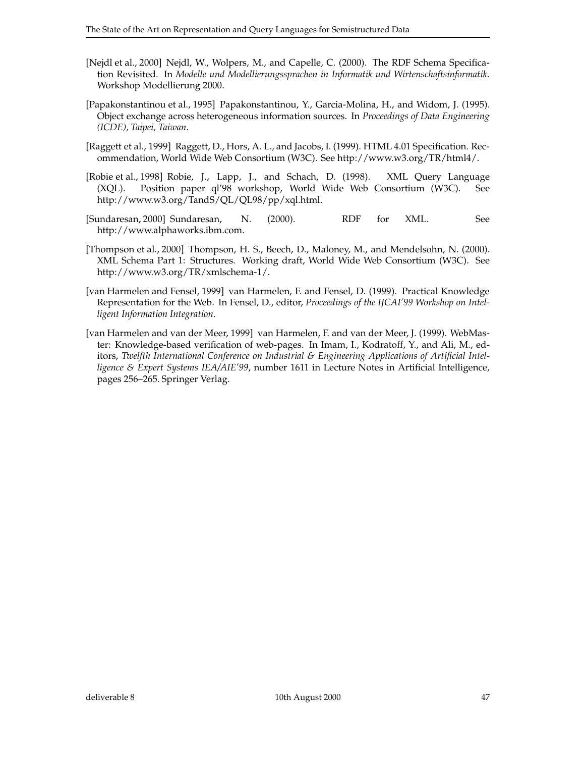[Nejdl et al., 2000] Nejdl, W., Wolpers, M., and Capelle, C. (2000). The RDF Schema Specification Revisited. In *Modelle und Modellierungssprachen in Informatik und Wirtenschaftsinformatik*. Workshop Modellierung 2000.

[Papakonstantinou et al., 1995] Papakonstantinou, Y., Garcia-Molina, H., and Widom, J. (1995). Object exchange across heterogeneous information sources. In *Proceedings of Data Engineering (ICDE), Taipei, Taiwan*.

[Raggett et al., 1999] Raggett, D., Hors, A. L., and Jacobs, I. (1999). HTML 4.01 Specification. Recommendation, World Wide Web Consortium (W3C). See http://www.w3.org/TR/html4/.

[Robie et al., 1998] Robie, J., Lapp, J., and Schach, D. (1998). XML Query Language (XQL). Position paper ql'98 workshop, World Wide Web Consortium (W3C). See http://www.w3.org/TandS/QL/QL98/pp/xql.html.

[Sundaresan, 2000] Sundaresan, N. (2000). RDF for XML. See http://www.alphaworks.ibm.com.

[Thompson et al., 2000] Thompson, H. S., Beech, D., Maloney, M., and Mendelsohn, N. (2000). XML Schema Part 1: Structures. Working draft, World Wide Web Consortium (W3C). See http://www.w3.org/TR/xmlschema-1/.

[van Harmelen and Fensel, 1999] van Harmelen, F. and Fensel, D. (1999). Practical Knowledge Representation for the Web. In Fensel, D., editor, *Proceedings of the IJCAI'99 Workshop on Intelligent Information Integration*.

[van Harmelen and van der Meer, 1999] van Harmelen, F. and van der Meer, J. (1999). WebMaster: Knowledge-based verification of web-pages. In Imam, I., Kodratoff, Y., and Ali, M., editors, *Twelfth International Conference on Industrial & Engineering Applications of Artificial Intelligence & Expert Systems IEA/AIE'99*, number 1611 in Lecture Notes in Artificial Intelligence, pages 256–265. Springer Verlag.